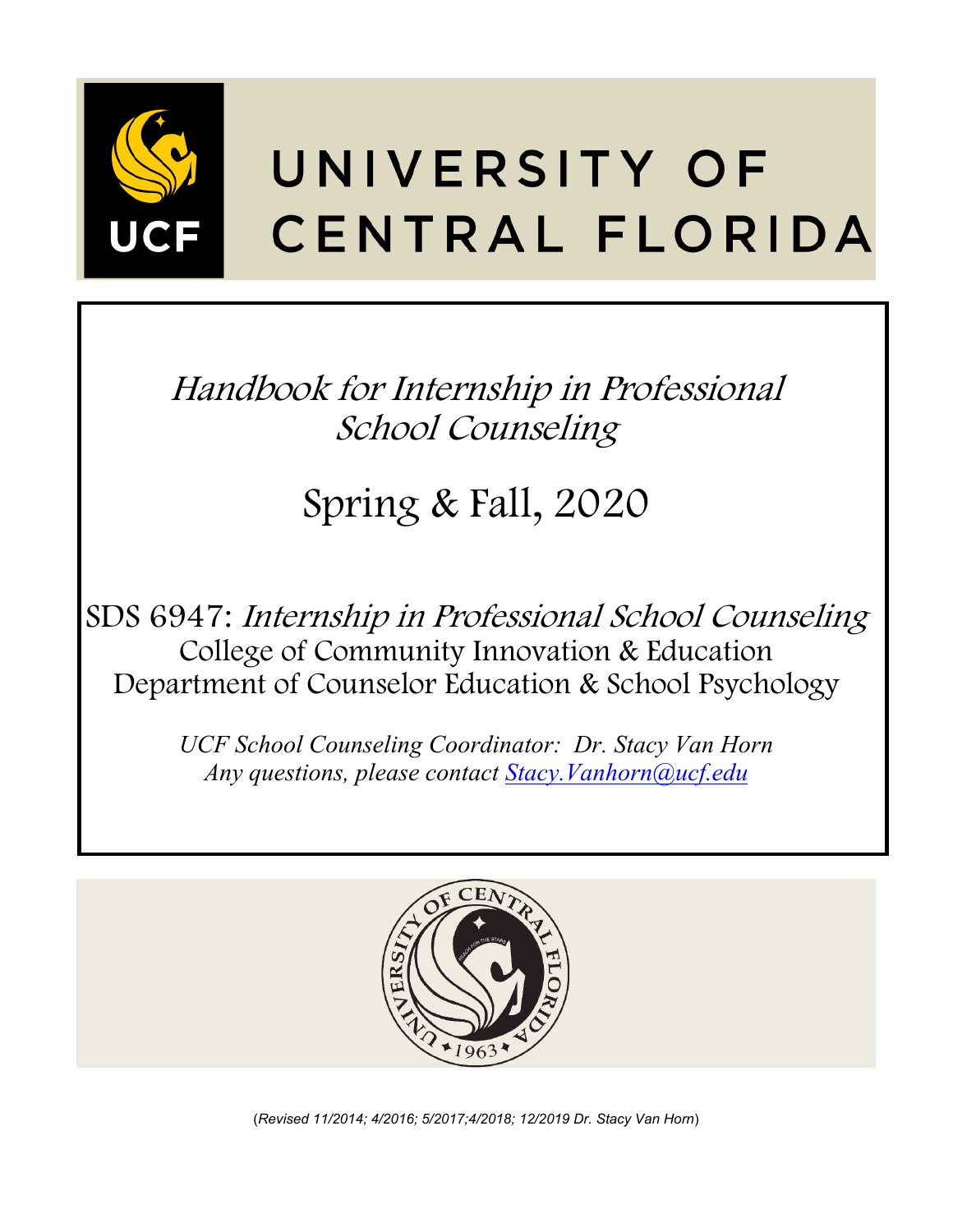UNIVERSITY OF CENTRAL FLORIDA

# *Handbook for Internship in Professional School Counseling*

## Spring & Fall, 2020

SDS 6947: *Internship in Professional School Counseling*
College of Community Innovation & Education
Department of Counselor Education & School Psychology

*UCF School Counseling Coordinator: Dr. Stacy Van Horn*
*Any questions, please contact Stacy.Vanhorn@ucf.edu*

(*Revised 11/2014; 4/2016; 5/2017;4/2018; 12/2019 Dr. Stacy Van Horn*)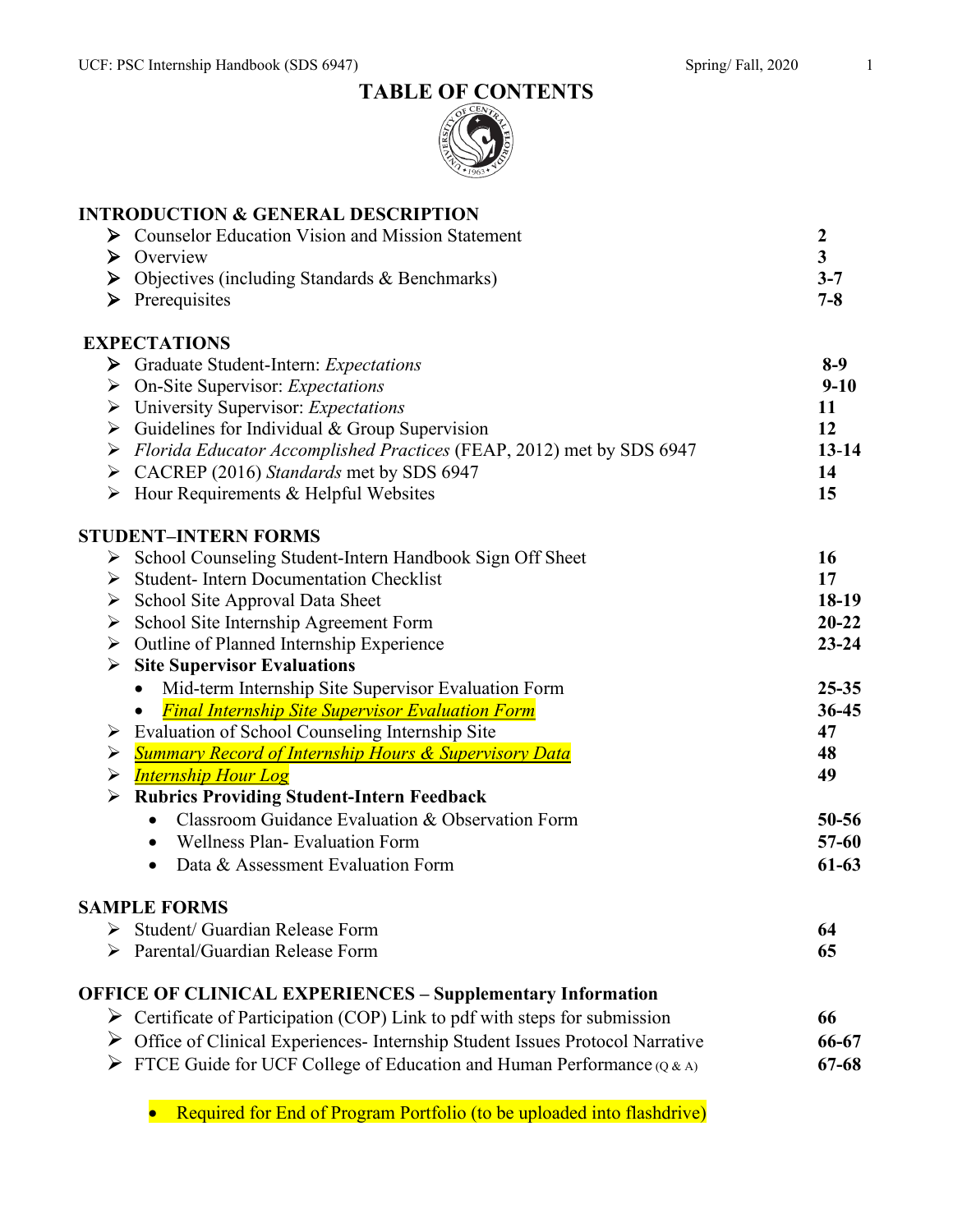# TABLE OF CONTENTS

## INTRODUCTION & GENERAL DESCRIPTION

| | |
|---|---|
| ➢ Counselor Education Vision and Mission Statement | **2** |
| ➢ Overview | **3** |
| ➢ Objectives (including Standards & Benchmarks) | **3-7** |
| ➢ Prerequisites | **7-8** |

## EXPECTATIONS

| | |
|---|---|
| ➢ Graduate Student-Intern: *Expectations* | **8-9** |
| ➢ On-Site Supervisor: *Expectations* | **9-10** |
| ➢ University Supervisor: *Expectations* | **11** |
| ➢ Guidelines for Individual & Group Supervision | **12** |
| ➢ *Florida Educator Accomplished Practices* (FEAP, 2012) met by SDS 6947 | **13-14** |
| ➢ CACREP (2016) *Standards* met by SDS 6947 | **14** |
| ➢ Hour Requirements & Helpful Websites | **15** |

## STUDENT–INTERN FORMS

| | |
|---|---|
| ➢ School Counseling Student-Intern Handbook Sign Off Sheet | **16** |
| ➢ Student- Intern Documentation Checklist | **17** |
| ➢ School Site Approval Data Sheet | **18-19** |
| ➢ School Site Internship Agreement Form | **20-22** |
| ➢ Outline of Planned Internship Experience | **23-24** |
| ➢ **Site Supervisor Evaluations** | |
| • Mid-term Internship Site Supervisor Evaluation Form | **25-35** |
| • *Final Internship Site Supervisor Evaluation Form* | **36-45** |
| ➢ Evaluation of School Counseling Internship Site | **47** |
| ➢ *Summary Record of Internship Hours & Supervisory Data* | **48** |
| ➢ *Internship Hour Log* | **49** |
| ➢ **Rubrics Providing Student-Intern Feedback** | |
| • Classroom Guidance Evaluation & Observation Form | **50-56** |
| • Wellness Plan- Evaluation Form | **57-60** |
| • Data & Assessment Evaluation Form | **61-63** |

## SAMPLE FORMS

| | |
|---|---|
| ➢ Student/ Guardian Release Form | **64** |
| ➢ Parental/Guardian Release Form | **65** |

## OFFICE OF CLINICAL EXPERIENCES – Supplementary Information

| | |
|---|---|
| ➢ Certificate of Participation (COP) Link to pdf with steps for submission | **66** |
| ➢ Office of Clinical Experiences- Internship Student Issues Protocol Narrative | **66-67** |
| ➢ FTCE Guide for UCF College of Education and Human Performance (Q & A) | **67-68** |

- Required for End of Program Portfolio (to be uploaded into flashdrive)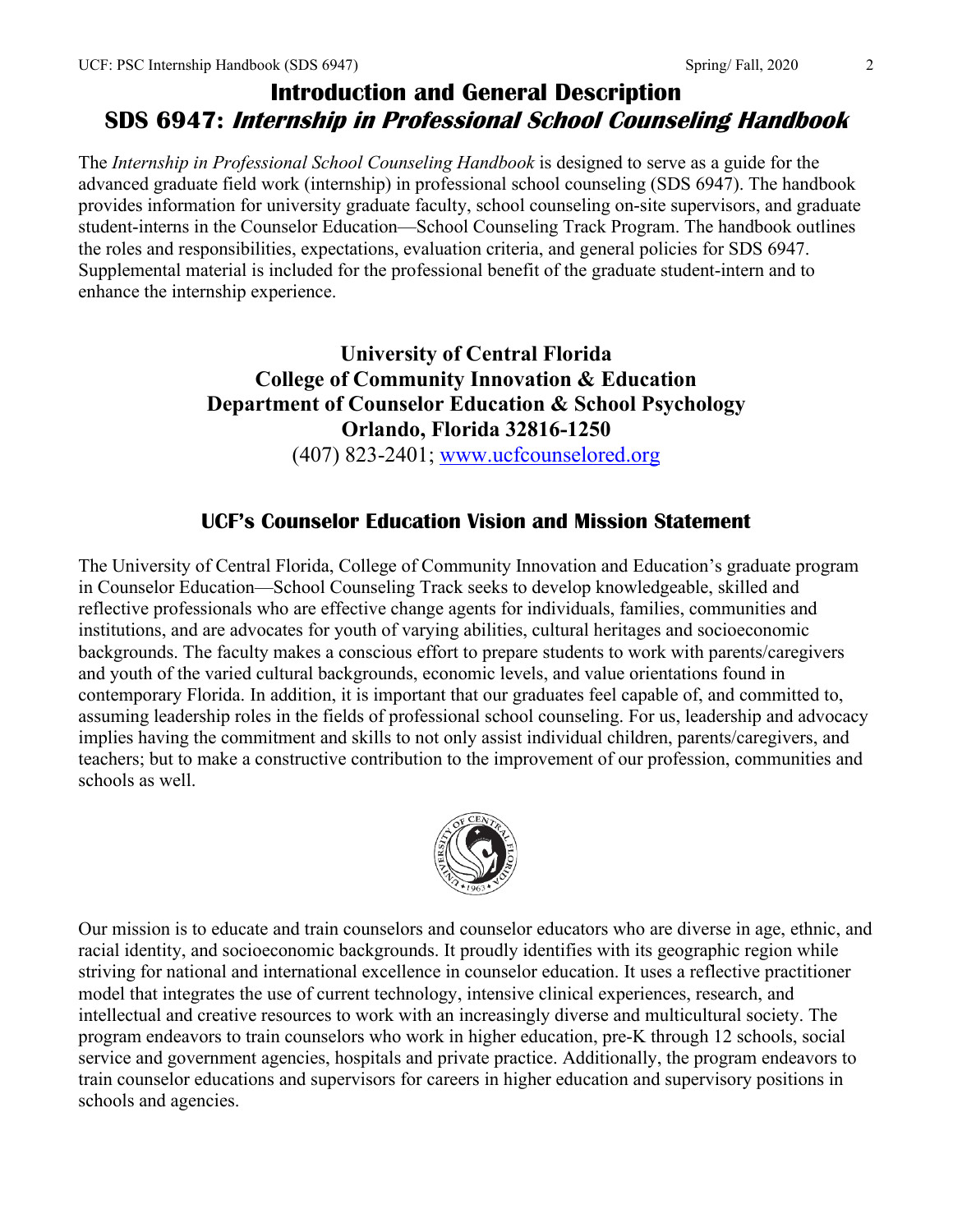# Introduction and General Description

## SDS 6947: *Internship in Professional School Counseling Handbook*

The *Internship in Professional School Counseling Handbook* is designed to serve as a guide for the advanced graduate field work (internship) in professional school counseling (SDS 6947). The handbook provides information for university graduate faculty, school counseling on-site supervisors, and graduate student-interns in the Counselor Education—School Counseling Track Program. The handbook outlines the roles and responsibilities, expectations, evaluation criteria, and general policies for SDS 6947. Supplemental material is included for the professional benefit of the graduate student-intern and to enhance the internship experience.

**University of Central Florida**
**College of Community Innovation & Education**
**Department of Counselor Education & School Psychology**
**Orlando, Florida 32816-1250**
(407) 823-2401; [www.ucfcounselored.org](www.ucfcounselored.org)

## UCF's Counselor Education Vision and Mission Statement

The University of Central Florida, College of Community Innovation and Education's graduate program in Counselor Education—School Counseling Track seeks to develop knowledgeable, skilled and reflective professionals who are effective change agents for individuals, families, communities and institutions, and are advocates for youth of varying abilities, cultural heritages and socioeconomic backgrounds. The faculty makes a conscious effort to prepare students to work with parents/caregivers and youth of the varied cultural backgrounds, economic levels, and value orientations found in contemporary Florida. In addition, it is important that our graduates feel capable of, and committed to, assuming leadership roles in the fields of professional school counseling. For us, leadership and advocacy implies having the commitment and skills to not only assist individual children, parents/caregivers, and teachers; but to make a constructive contribution to the improvement of our profession, communities and schools as well.

Our mission is to educate and train counselors and counselor educators who are diverse in age, ethnic, and racial identity, and socioeconomic backgrounds. It proudly identifies with its geographic region while striving for national and international excellence in counselor education. It uses a reflective practitioner model that integrates the use of current technology, intensive clinical experiences, research, and intellectual and creative resources to work with an increasingly diverse and multicultural society. The program endeavors to train counselors who work in higher education, pre-K through 12 schools, social service and government agencies, hospitals and private practice. Additionally, the program endeavors to train counselor educations and supervisors for careers in higher education and supervisory positions in schools and agencies.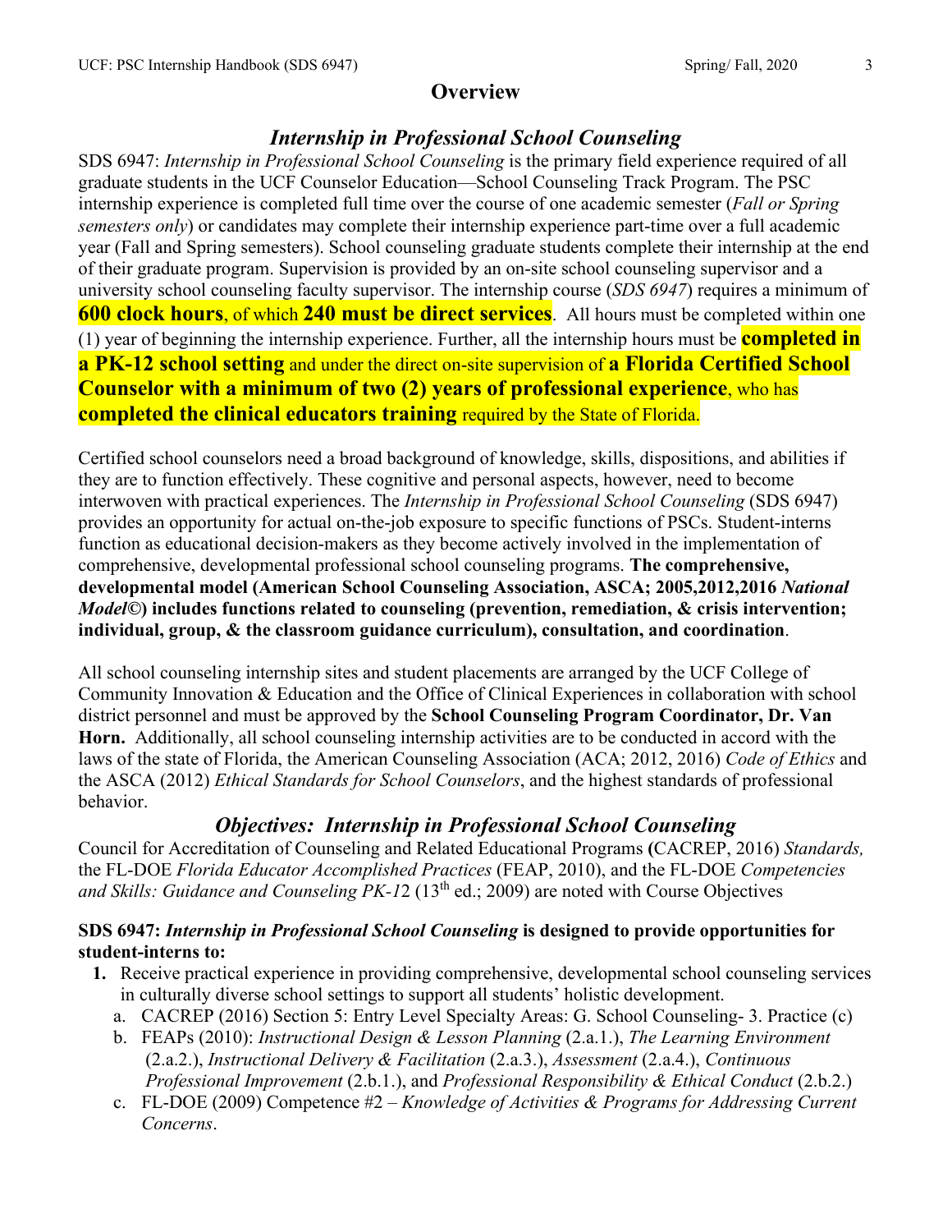# Overview

## *Internship in Professional School Counseling*

SDS 6947: *Internship in Professional School Counseling* is the primary field experience required of all graduate students in the UCF Counselor Education—School Counseling Track Program. The PSC internship experience is completed full time over the course of one academic semester (*Fall or Spring semesters only*) or candidates may complete their internship experience part-time over a full academic year (Fall and Spring semesters). School counseling graduate students complete their internship at the end of their graduate program. Supervision is provided by an on-site school counseling supervisor and a university school counseling faculty supervisor. The internship course (*SDS 6947*) requires a minimum of **600 clock hours**, of which **240 must be direct services**. All hours must be completed within one (1) year of beginning the internship experience. Further, all the internship hours must be **completed in a PK-12 school setting** and under the direct on-site supervision of **a Florida Certified School Counselor with a minimum of two (2) years of professional experience**, who has **completed the clinical educators training** required by the State of Florida.

Certified school counselors need a broad background of knowledge, skills, dispositions, and abilities if they are to function effectively. These cognitive and personal aspects, however, need to become interwoven with practical experiences. The *Internship in Professional School Counseling* (SDS 6947) provides an opportunity for actual on-the-job exposure to specific functions of PSCs. Student-interns function as educational decision-makers as they become actively involved in the implementation of comprehensive, developmental professional school counseling programs. **The comprehensive, developmental model (American School Counseling Association, ASCA; 2005,2012,2016 *National Model*©) includes functions related to counseling (prevention, remediation, & crisis intervention; individual, group, & the classroom guidance curriculum), consultation, and coordination**.

All school counseling internship sites and student placements are arranged by the UCF College of Community Innovation & Education and the Office of Clinical Experiences in collaboration with school district personnel and must be approved by the **School Counseling Program Coordinator, Dr. Van Horn.** Additionally, all school counseling internship activities are to be conducted in accord with the laws of the state of Florida, the American Counseling Association (ACA; 2012, 2016) *Code of Ethics* and the ASCA (2012) *Ethical Standards for School Counselors*, and the highest standards of professional behavior.

## *Objectives: Internship in Professional School Counseling*

Council for Accreditation of Counseling and Related Educational Programs **(**CACREP, 2016) *Standards,* the FL-DOE *Florida Educator Accomplished Practices* (FEAP, 2010), and the FL-DOE *Competencies and Skills: Guidance and Counseling PK-12* (13th ed.; 2009) are noted with Course Objectives

**SDS 6947: *Internship in Professional School Counseling* is designed to provide opportunities for student-interns to:**

1. Receive practical experience in providing comprehensive, developmental school counseling services in culturally diverse school settings to support all students' holistic development.
   a. CACREP (2016) Section 5: Entry Level Specialty Areas: G. School Counseling- 3. Practice (c)
   b. FEAPs (2010): *Instructional Design & Lesson Planning* (2.a.1.), *The Learning Environment* (2.a.2.), *Instructional Delivery & Facilitation* (2.a.3.), *Assessment* (2.a.4.), *Continuous Professional Improvement* (2.b.1.), and *Professional Responsibility & Ethical Conduct* (2.b.2.)
   c. FL-DOE (2009) Competence #2 – *Knowledge of Activities & Programs for Addressing Current Concerns*.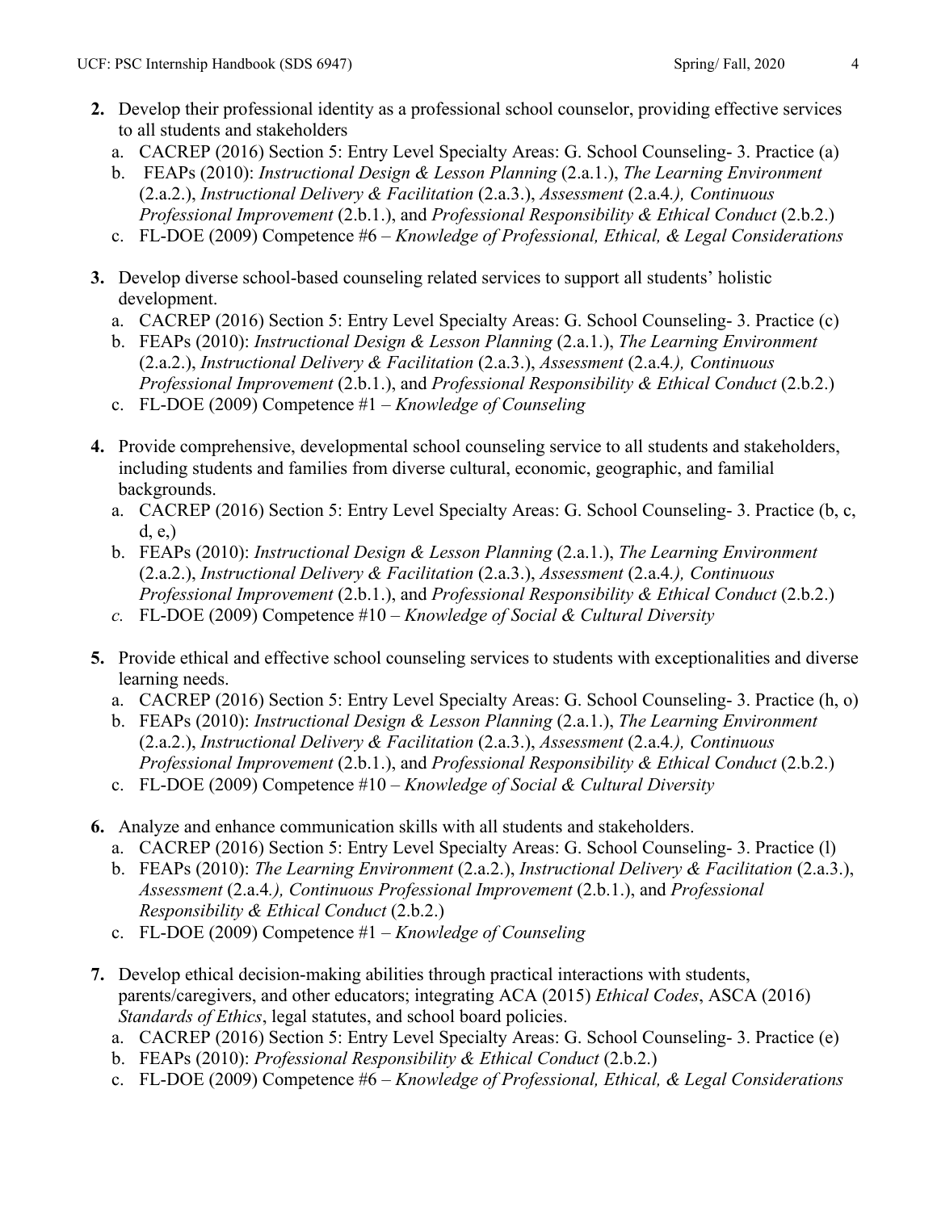2. Develop their professional identity as a professional school counselor, providing effective services to all students and stakeholders
   a. CACREP (2016) Section 5: Entry Level Specialty Areas: G. School Counseling- 3. Practice (a)
   b. FEAPs (2010): *Instructional Design & Lesson Planning* (2.a.1.), *The Learning Environment* (2.a.2.), *Instructional Delivery & Facilitation* (2.a.3.), *Assessment* (2.a.4.*), Continuous Professional Improvement* (2.b.1.), and *Professional Responsibility & Ethical Conduct* (2.b.2.)
   c. FL-DOE (2009) Competence #6 – *Knowledge of Professional, Ethical, & Legal Considerations*

3. Develop diverse school-based counseling related services to support all students' holistic development.
   a. CACREP (2016) Section 5: Entry Level Specialty Areas: G. School Counseling- 3. Practice (c)
   b. FEAPs (2010): *Instructional Design & Lesson Planning* (2.a.1.), *The Learning Environment* (2.a.2.), *Instructional Delivery & Facilitation* (2.a.3.), *Assessment* (2.a.4.*), Continuous Professional Improvement* (2.b.1.), and *Professional Responsibility & Ethical Conduct* (2.b.2.)
   c. FL-DOE (2009) Competence #1 – *Knowledge of Counseling*

4. Provide comprehensive, developmental school counseling service to all students and stakeholders, including students and families from diverse cultural, economic, geographic, and familial backgrounds.
   a. CACREP (2016) Section 5: Entry Level Specialty Areas: G. School Counseling- 3. Practice (b, c, d, e,)
   b. FEAPs (2010): *Instructional Design & Lesson Planning* (2.a.1.), *The Learning Environment* (2.a.2.), *Instructional Delivery & Facilitation* (2.a.3.), *Assessment* (2.a.4.*), Continuous Professional Improvement* (2.b.1.), and *Professional Responsibility & Ethical Conduct* (2.b.2.)
   c. FL-DOE (2009) Competence #10 – *Knowledge of Social & Cultural Diversity*

5. Provide ethical and effective school counseling services to students with exceptionalities and diverse learning needs.
   a. CACREP (2016) Section 5: Entry Level Specialty Areas: G. School Counseling- 3. Practice (h, o)
   b. FEAPs (2010): *Instructional Design & Lesson Planning* (2.a.1.), *The Learning Environment* (2.a.2.), *Instructional Delivery & Facilitation* (2.a.3.), *Assessment* (2.a.4.*), Continuous Professional Improvement* (2.b.1.), and *Professional Responsibility & Ethical Conduct* (2.b.2.)
   c. FL-DOE (2009) Competence #10 – *Knowledge of Social & Cultural Diversity*

6. Analyze and enhance communication skills with all students and stakeholders.
   a. CACREP (2016) Section 5: Entry Level Specialty Areas: G. School Counseling- 3. Practice (l)
   b. FEAPs (2010): *The Learning Environment* (2.a.2.), *Instructional Delivery & Facilitation* (2.a.3.), *Assessment* (2.a.4.*), Continuous Professional Improvement* (2.b.1.), and *Professional Responsibility & Ethical Conduct* (2.b.2.)
   c. FL-DOE (2009) Competence #1 – *Knowledge of Counseling*

7. Develop ethical decision-making abilities through practical interactions with students, parents/caregivers, and other educators; integrating ACA (2015) *Ethical Codes*, ASCA (2016) *Standards of Ethics*, legal statutes, and school board policies.
   a. CACREP (2016) Section 5: Entry Level Specialty Areas: G. School Counseling- 3. Practice (e)
   b. FEAPs (2010): *Professional Responsibility & Ethical Conduct* (2.b.2.)
   c. FL-DOE (2009) Competence #6 – *Knowledge of Professional, Ethical, & Legal Considerations*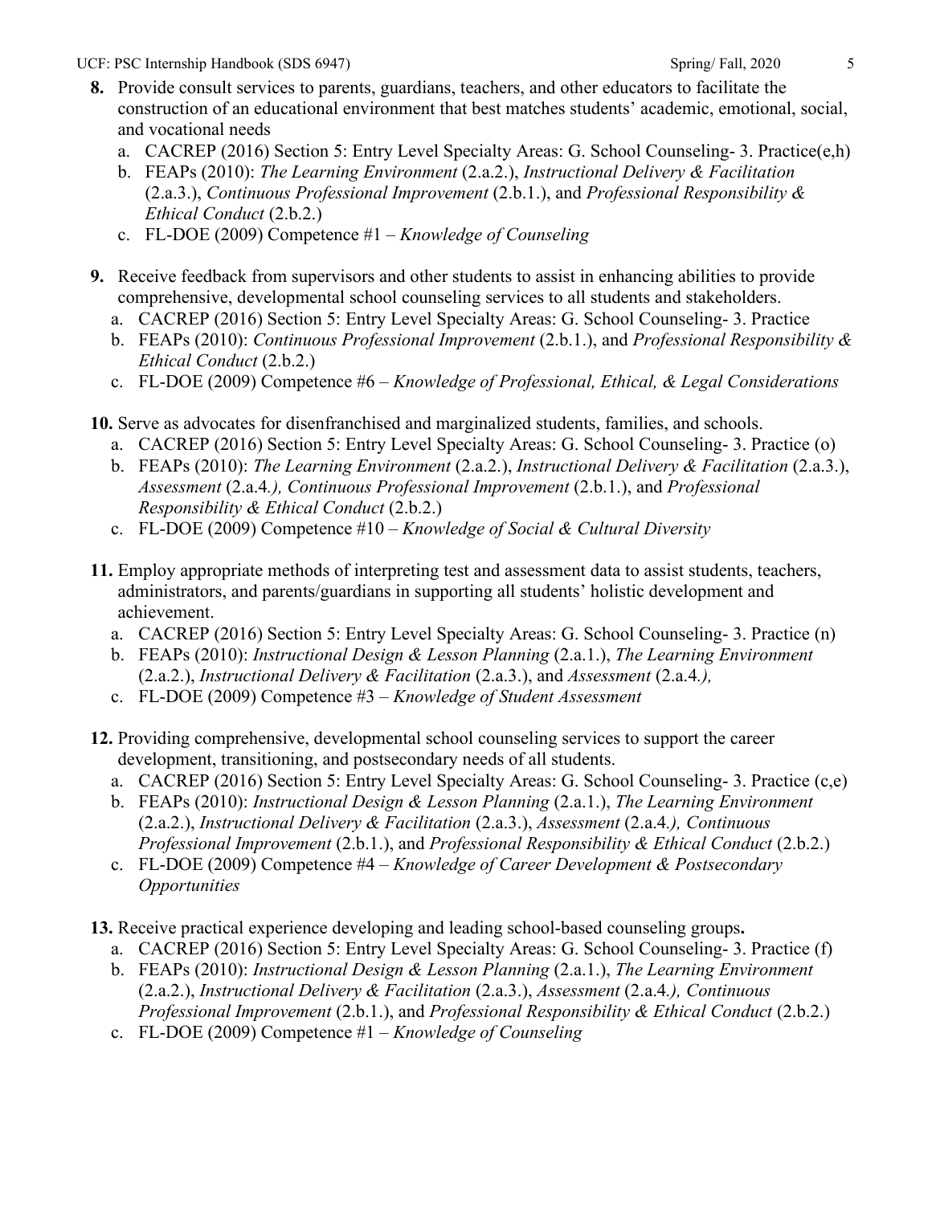8. Provide consult services to parents, guardians, teachers, and other educators to facilitate the construction of an educational environment that best matches students' academic, emotional, social, and vocational needs
   a. CACREP (2016) Section 5: Entry Level Specialty Areas: G. School Counseling- 3. Practice(e,h)
   b. FEAPs (2010): *The Learning Environment* (2.a.2.), *Instructional Delivery & Facilitation* (2.a.3.), *Continuous Professional Improvement* (2.b.1.), and *Professional Responsibility & Ethical Conduct* (2.b.2.)
   c. FL-DOE (2009) Competence #1 – *Knowledge of Counseling*

9. Receive feedback from supervisors and other students to assist in enhancing abilities to provide comprehensive, developmental school counseling services to all students and stakeholders.
   a. CACREP (2016) Section 5: Entry Level Specialty Areas: G. School Counseling- 3. Practice
   b. FEAPs (2010): *Continuous Professional Improvement* (2.b.1.), and *Professional Responsibility & Ethical Conduct* (2.b.2.)
   c. FL-DOE (2009) Competence #6 – *Knowledge of Professional, Ethical, & Legal Considerations*

10. Serve as advocates for disenfranchised and marginalized students, families, and schools.
    a. CACREP (2016) Section 5: Entry Level Specialty Areas: G. School Counseling- 3. Practice (o)
    b. FEAPs (2010): *The Learning Environment* (2.a.2.), *Instructional Delivery & Facilitation* (2.a.3.), *Assessment* (2.a.4*.), Continuous Professional Improvement* (2.b.1.), and *Professional Responsibility & Ethical Conduct* (2.b.2.)
    c. FL-DOE (2009) Competence #10 – *Knowledge of Social & Cultural Diversity*

11. Employ appropriate methods of interpreting test and assessment data to assist students, teachers, administrators, and parents/guardians in supporting all students' holistic development and achievement.
    a. CACREP (2016) Section 5: Entry Level Specialty Areas: G. School Counseling- 3. Practice (n)
    b. FEAPs (2010): *Instructional Design & Lesson Planning* (2.a.1.), *The Learning Environment* (2.a.2.), *Instructional Delivery & Facilitation* (2.a.3.), and *Assessment* (2.a.4*.),*
    c. FL-DOE (2009) Competence #3 – *Knowledge of Student Assessment*

12. Providing comprehensive, developmental school counseling services to support the career development, transitioning, and postsecondary needs of all students.
    a. CACREP (2016) Section 5: Entry Level Specialty Areas: G. School Counseling- 3. Practice (c,e)
    b. FEAPs (2010): *Instructional Design & Lesson Planning* (2.a.1.), *The Learning Environment* (2.a.2.), *Instructional Delivery & Facilitation* (2.a.3.), *Assessment* (2.a.4*.), Continuous Professional Improvement* (2.b.1.), and *Professional Responsibility & Ethical Conduct* (2.b.2.)
    c. FL-DOE (2009) Competence #4 – *Knowledge of Career Development & Postsecondary Opportunities*

13. Receive practical experience developing and leading school-based counseling groups**.**
    a. CACREP (2016) Section 5: Entry Level Specialty Areas: G. School Counseling- 3. Practice (f)
    b. FEAPs (2010): *Instructional Design & Lesson Planning* (2.a.1.), *The Learning Environment* (2.a.2.), *Instructional Delivery & Facilitation* (2.a.3.), *Assessment* (2.a.4*.), Continuous Professional Improvement* (2.b.1.), and *Professional Responsibility & Ethical Conduct* (2.b.2.)
    c. FL-DOE (2009) Competence #1 – *Knowledge of Counseling*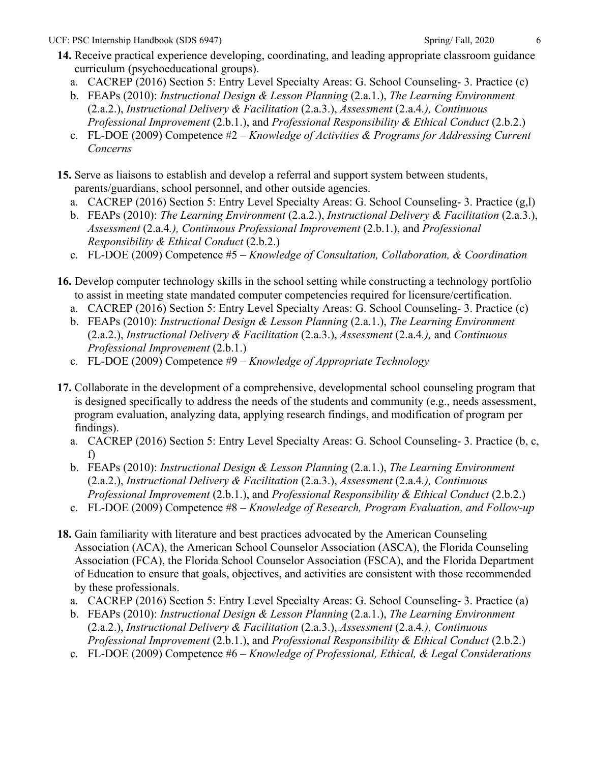**14.** Receive practical experience developing, coordinating, and leading appropriate classroom guidance curriculum (psychoeducational groups).

a. CACREP (2016) Section 5: Entry Level Specialty Areas: G. School Counseling- 3. Practice (c)

b. FEAPs (2010): *Instructional Design & Lesson Planning* (2.a.1.), *The Learning Environment* (2.a.2.), *Instructional Delivery & Facilitation* (2.a.3.), *Assessment* (2.a.4.*), Continuous Professional Improvement* (2.b.1.), and *Professional Responsibility & Ethical Conduct* (2.b.2.)

c. FL-DOE (2009) Competence #2 – *Knowledge of Activities & Programs for Addressing Current Concerns*

**15.** Serve as liaisons to establish and develop a referral and support system between students, parents/guardians, school personnel, and other outside agencies.

a. CACREP (2016) Section 5: Entry Level Specialty Areas: G. School Counseling- 3. Practice (g,l)

b. FEAPs (2010): *The Learning Environment* (2.a.2.), *Instructional Delivery & Facilitation* (2.a.3.), *Assessment* (2.a.4.*), Continuous Professional Improvement* (2.b.1.), and *Professional Responsibility & Ethical Conduct* (2.b.2.)

c. FL-DOE (2009) Competence #5 – *Knowledge of Consultation, Collaboration, & Coordination*

**16.** Develop computer technology skills in the school setting while constructing a technology portfolio to assist in meeting state mandated computer competencies required for licensure/certification.

a. CACREP (2016) Section 5: Entry Level Specialty Areas: G. School Counseling- 3. Practice (c)

b. FEAPs (2010): *Instructional Design & Lesson Planning* (2.a.1.), *The Learning Environment* (2.a.2.), *Instructional Delivery & Facilitation* (2.a.3.), *Assessment* (2.a.4.*),* and *Continuous Professional Improvement* (2.b.1.)

c. FL-DOE (2009) Competence #9 – *Knowledge of Appropriate Technology*

**17.** Collaborate in the development of a comprehensive, developmental school counseling program that is designed specifically to address the needs of the students and community (e.g., needs assessment, program evaluation, analyzing data, applying research findings, and modification of program per findings).

a. CACREP (2016) Section 5: Entry Level Specialty Areas: G. School Counseling- 3. Practice (b, c, f)

b. FEAPs (2010): *Instructional Design & Lesson Planning* (2.a.1.), *The Learning Environment* (2.a.2.), *Instructional Delivery & Facilitation* (2.a.3.), *Assessment* (2.a.4.*), Continuous Professional Improvement* (2.b.1.), and *Professional Responsibility & Ethical Conduct* (2.b.2.)

c. FL-DOE (2009) Competence #8 – *Knowledge of Research, Program Evaluation, and Follow-up*

**18.** Gain familiarity with literature and best practices advocated by the American Counseling Association (ACA), the American School Counselor Association (ASCA), the Florida Counseling Association (FCA), the Florida School Counselor Association (FSCA), and the Florida Department of Education to ensure that goals, objectives, and activities are consistent with those recommended by these professionals.

a. CACREP (2016) Section 5: Entry Level Specialty Areas: G. School Counseling- 3. Practice (a)

b. FEAPs (2010): *Instructional Design & Lesson Planning* (2.a.1.), *The Learning Environment* (2.a.2.), *Instructional Delivery & Facilitation* (2.a.3.), *Assessment* (2.a.4.*), Continuous Professional Improvement* (2.b.1.), and *Professional Responsibility & Ethical Conduct* (2.b.2.)

c. FL-DOE (2009) Competence #6 – *Knowledge of Professional, Ethical, & Legal Considerations*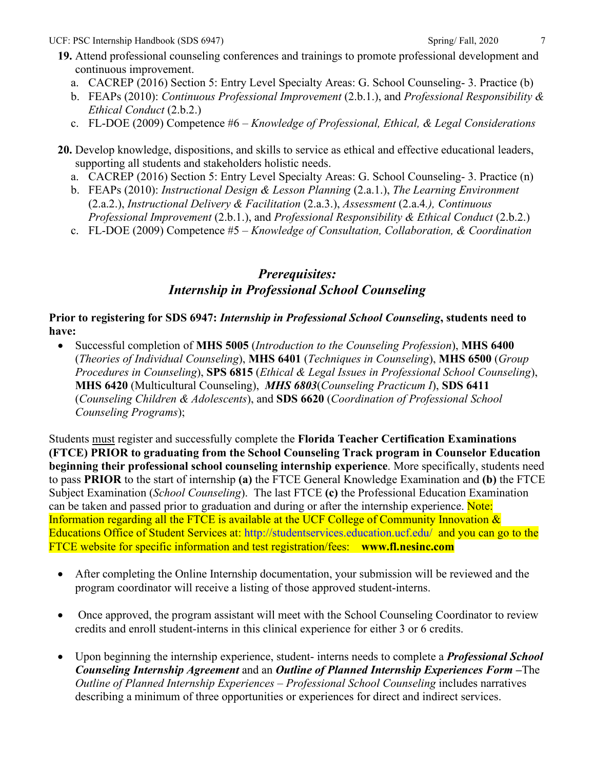19. Attend professional counseling conferences and trainings to promote professional development and continuous improvement.
    a. CACREP (2016) Section 5: Entry Level Specialty Areas: G. School Counseling- 3. Practice (b)
    b. FEAPs (2010): *Continuous Professional Improvement* (2.b.1.), and *Professional Responsibility & Ethical Conduct* (2.b.2.)
    c. FL-DOE (2009) Competence #6 – *Knowledge of Professional, Ethical, & Legal Considerations*

20. Develop knowledge, dispositions, and skills to service as ethical and effective educational leaders, supporting all students and stakeholders holistic needs.
    a. CACREP (2016) Section 5: Entry Level Specialty Areas: G. School Counseling- 3. Practice (n)
    b. FEAPs (2010): *Instructional Design & Lesson Planning* (2.a.1.), *The Learning Environment* (2.a.2.), *Instructional Delivery & Facilitation* (2.a.3.), *Assessment* (2.a.4.*), Continuous Professional Improvement* (2.b.1.), and *Professional Responsibility & Ethical Conduct* (2.b.2.)
    c. FL-DOE (2009) Competence #5 – *Knowledge of Consultation, Collaboration, & Coordination*

## *Prerequisites:*
## *Internship in Professional School Counseling*

**Prior to registering for SDS 6947: *Internship in Professional School Counseling*, students need to have:**

- Successful completion of **MHS 5005** (*Introduction to the Counseling Profession*), **MHS 6400** (*Theories of Individual Counseling*), **MHS 6401** (*Techniques in Counseling*), **MHS 6500** (*Group Procedures in Counseling*), **SPS 6815** (*Ethical & Legal Issues in Professional School Counseling*), **MHS 6420** (Multicultural Counseling), ***MHS 6803***(*Counseling Practicum I*), **SDS 6411** (*Counseling Children & Adolescents*), and **SDS 6620** (*Coordination of Professional School Counseling Programs*);

Students must register and successfully complete the **Florida Teacher Certification Examinations (FTCE) PRIOR to graduating from the School Counseling Track program in Counselor Education beginning their professional school counseling internship experience**. More specifically, students need to pass **PRIOR** to the start of internship **(a)** the FTCE General Knowledge Examination and **(b)** the FTCE Subject Examination (*School Counseling*). The last FTCE **(c)** the Professional Education Examination can be taken and passed prior to graduation and during or after the internship experience. Note: Information regarding all the FTCE is available at the UCF College of Community Innovation & Educations Office of Student Services at: http://studentservices.education.ucf.edu/ and you can go to the FTCE website for specific information and test registration/fees: **www.fl.nesinc.com**

- After completing the Online Internship documentation, your submission will be reviewed and the program coordinator will receive a listing of those approved student-interns.

- Once approved, the program assistant will meet with the School Counseling Coordinator to review credits and enroll student-interns in this clinical experience for either 3 or 6 credits.

- Upon beginning the internship experience, student- interns needs to complete a ***Professional School Counseling Internship Agreement*** and an ***Outline of Planned Internship Experiences Form*** **–**The *Outline of Planned Internship Experiences – Professional School Counseling* includes narratives describing a minimum of three opportunities or experiences for direct and indirect services.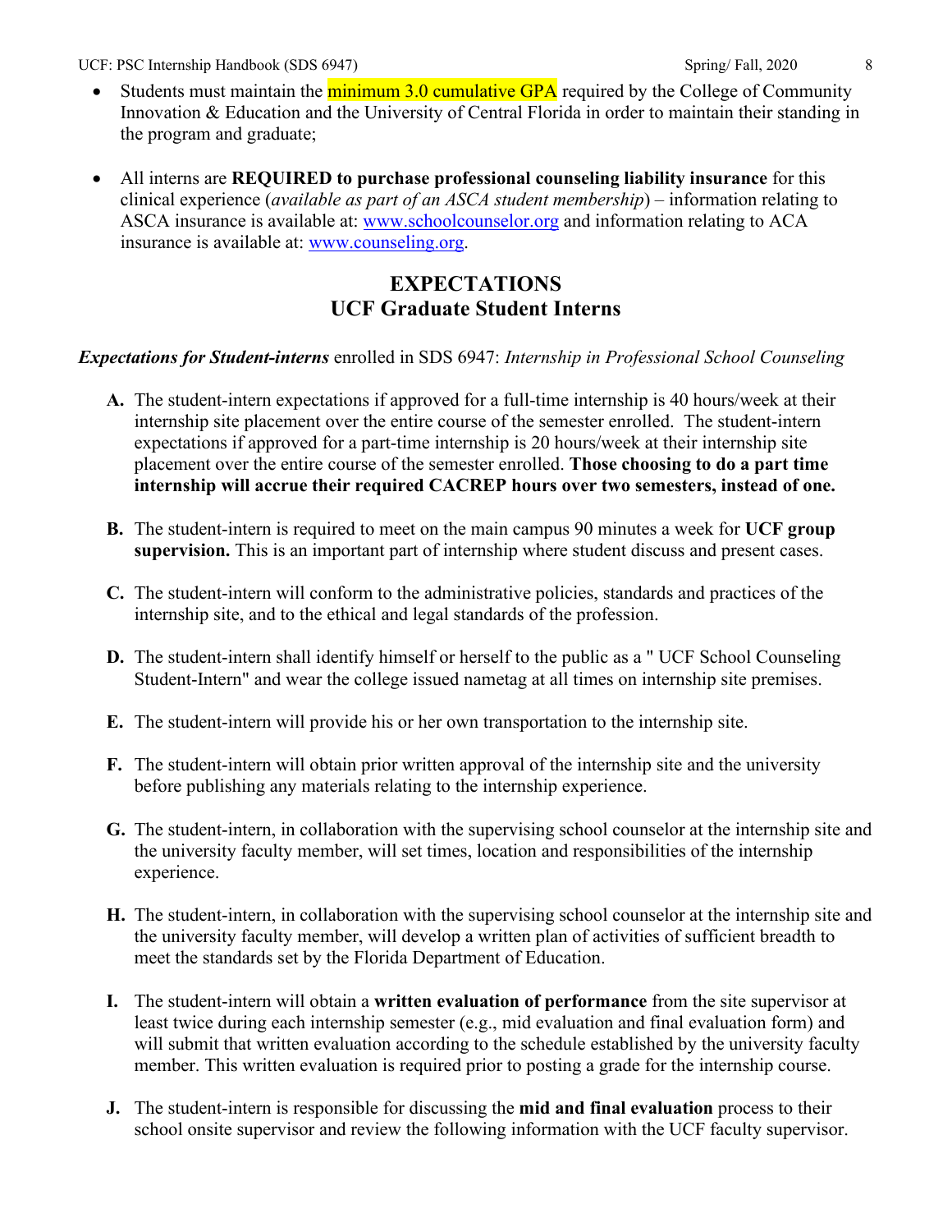- Students must maintain the minimum 3.0 cumulative GPA required by the College of Community Innovation & Education and the University of Central Florida in order to maintain their standing in the program and graduate;

- All interns are **REQUIRED to purchase professional counseling liability insurance** for this clinical experience (*available as part of an ASCA student membership*) – information relating to ASCA insurance is available at: www.schoolcounselor.org and information relating to ACA insurance is available at: www.counseling.org.

## EXPECTATIONS
## UCF Graduate Student Interns

***Expectations for Student-interns*** enrolled in SDS 6947: *Internship in Professional School Counseling*

**A.** The student-intern expectations if approved for a full-time internship is 40 hours/week at their internship site placement over the entire course of the semester enrolled. The student-intern expectations if approved for a part-time internship is 20 hours/week at their internship site placement over the entire course of the semester enrolled. **Those choosing to do a part time internship will accrue their required CACREP hours over two semesters, instead of one.**

**B.** The student-intern is required to meet on the main campus 90 minutes a week for **UCF group supervision.** This is an important part of internship where student discuss and present cases.

**C.** The student-intern will conform to the administrative policies, standards and practices of the internship site, and to the ethical and legal standards of the profession.

**D.** The student-intern shall identify himself or herself to the public as a " UCF School Counseling Student-Intern" and wear the college issued nametag at all times on internship site premises.

**E.** The student-intern will provide his or her own transportation to the internship site.

**F.** The student-intern will obtain prior written approval of the internship site and the university before publishing any materials relating to the internship experience.

**G.** The student-intern, in collaboration with the supervising school counselor at the internship site and the university faculty member, will set times, location and responsibilities of the internship experience.

**H.** The student-intern, in collaboration with the supervising school counselor at the internship site and the university faculty member, will develop a written plan of activities of sufficient breadth to meet the standards set by the Florida Department of Education.

**I.** The student-intern will obtain a **written evaluation of performance** from the site supervisor at least twice during each internship semester (e.g., mid evaluation and final evaluation form) and will submit that written evaluation according to the schedule established by the university faculty member. This written evaluation is required prior to posting a grade for the internship course.

**J.** The student-intern is responsible for discussing the **mid and final evaluation** process to their school onsite supervisor and review the following information with the UCF faculty supervisor.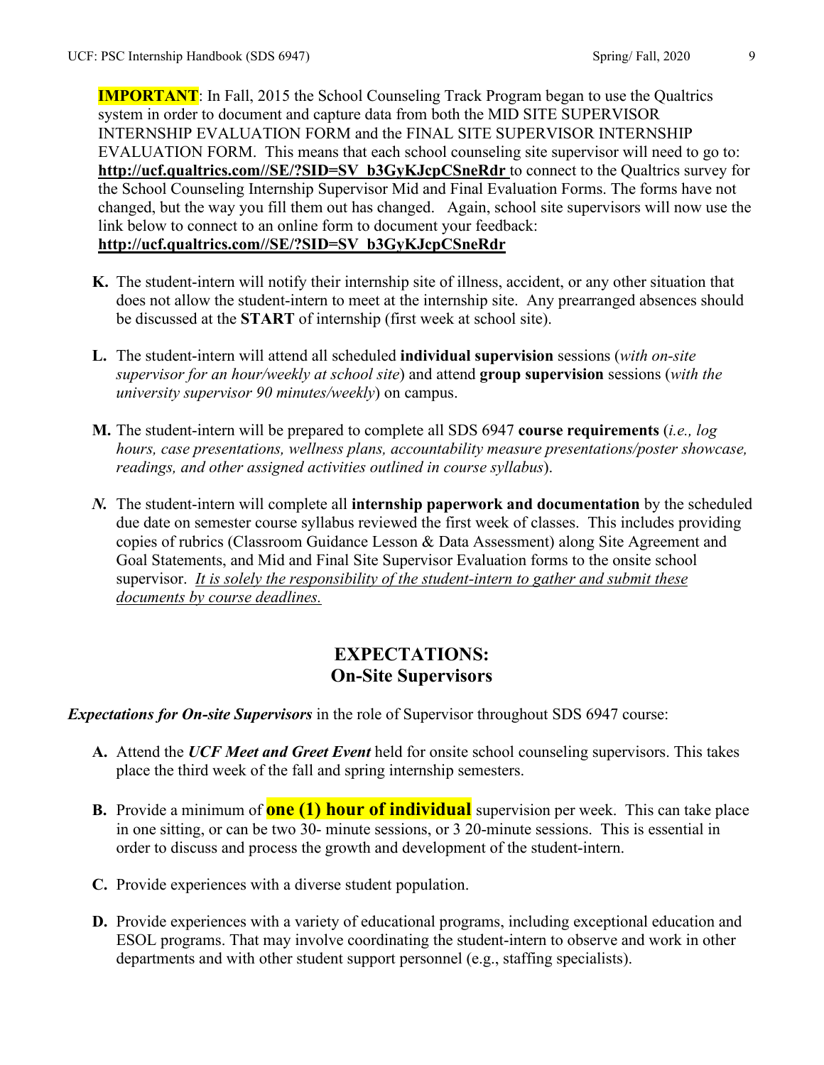**IMPORTANT**: In Fall, 2015 the School Counseling Track Program began to use the Qualtrics system in order to document and capture data from both the MID SITE SUPERVISOR INTERNSHIP EVALUATION FORM and the FINAL SITE SUPERVISOR INTERNSHIP EVALUATION FORM. This means that each school counseling site supervisor will need to go to: **http://ucf.qualtrics.com//SE/?SID=SV_b3GyKJcpCSneRdr** to connect to the Qualtrics survey for the School Counseling Internship Supervisor Mid and Final Evaluation Forms. The forms have not changed, but the way you fill them out has changed. Again, school site supervisors will now use the link below to connect to an online form to document your feedback: **http://ucf.qualtrics.com//SE/?SID=SV_b3GyKJcpCSneRdr**

**K.** The student-intern will notify their internship site of illness, accident, or any other situation that does not allow the student-intern to meet at the internship site. Any prearranged absences should be discussed at the **START** of internship (first week at school site).

**L.** The student-intern will attend all scheduled **individual supervision** sessions (*with on-site supervisor for an hour/weekly at school site*) and attend **group supervision** sessions (*with the university supervisor 90 minutes/weekly*) on campus.

**M.** The student-intern will be prepared to complete all SDS 6947 **course requirements** (*i.e., log hours, case presentations, wellness plans, accountability measure presentations/poster showcase, readings, and other assigned activities outlined in course syllabus*).

***N.*** The student-intern will complete all **internship paperwork and documentation** by the scheduled due date on semester course syllabus reviewed the first week of classes. This includes providing copies of rubrics (Classroom Guidance Lesson & Data Assessment) along Site Agreement and Goal Statements, and Mid and Final Site Supervisor Evaluation forms to the onsite school supervisor. *It is solely the responsibility of the student-intern to gather and submit these documents by course deadlines.*

## EXPECTATIONS:
## On-Site Supervisors

***Expectations for On-site Supervisors*** in the role of Supervisor throughout SDS 6947 course:

**A.** Attend the ***UCF Meet and Greet Event*** held for onsite school counseling supervisors. This takes place the third week of the fall and spring internship semesters.

**B.** Provide a minimum of **one (1) hour of individual** supervision per week. This can take place in one sitting, or can be two 30- minute sessions, or 3 20-minute sessions. This is essential in order to discuss and process the growth and development of the student-intern.

**C.** Provide experiences with a diverse student population.

**D.** Provide experiences with a variety of educational programs, including exceptional education and ESOL programs. That may involve coordinating the student-intern to observe and work in other departments and with other student support personnel (e.g., staffing specialists).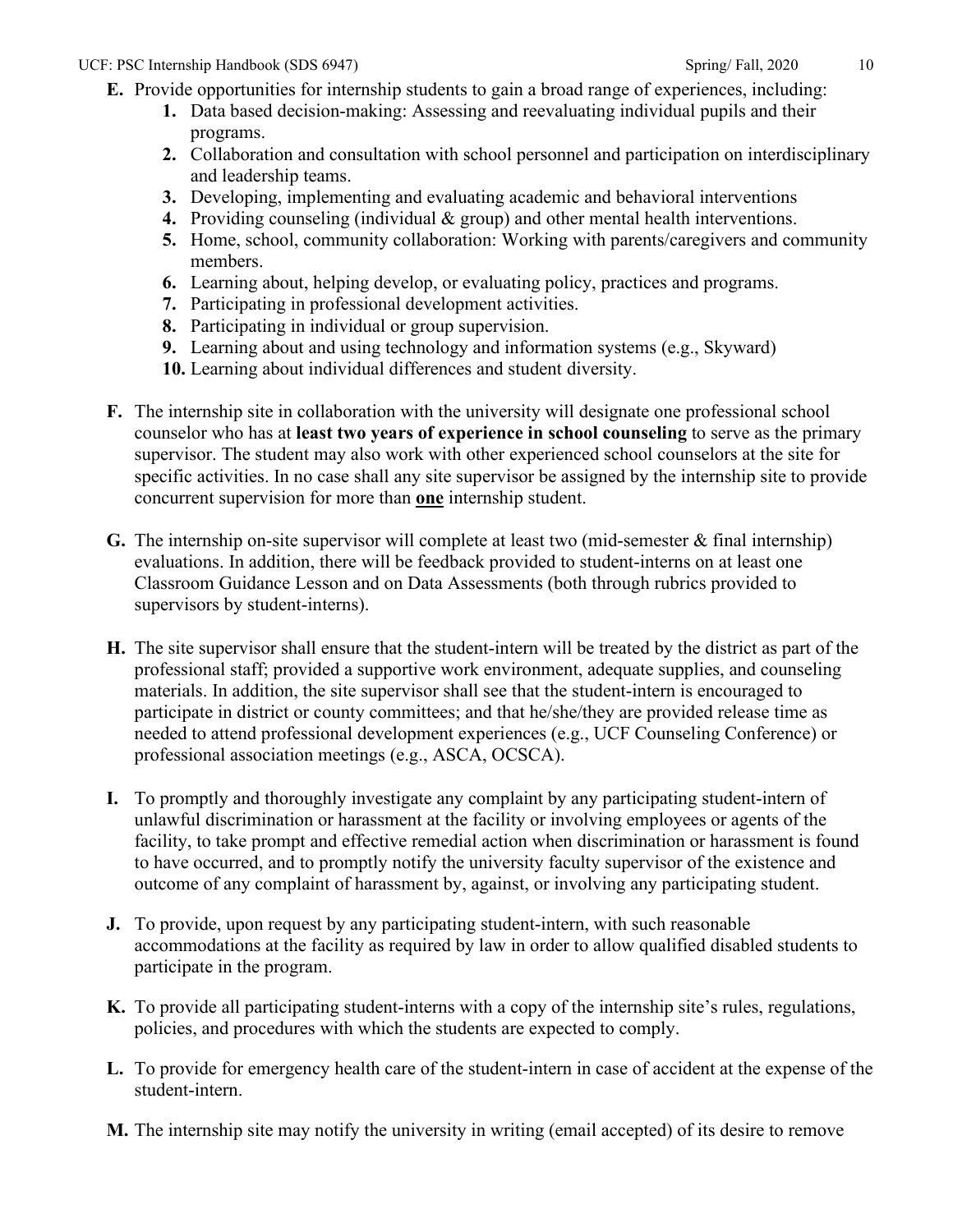**E.** Provide opportunities for internship students to gain a broad range of experiences, including:

1. Data based decision-making: Assessing and reevaluating individual pupils and their programs.
2. Collaboration and consultation with school personnel and participation on interdisciplinary and leadership teams.
3. Developing, implementing and evaluating academic and behavioral interventions
4. Providing counseling (individual & group) and other mental health interventions.
5. Home, school, community collaboration: Working with parents/caregivers and community members.
6. Learning about, helping develop, or evaluating policy, practices and programs.
7. Participating in professional development activities.
8. Participating in individual or group supervision.
9. Learning about and using technology and information systems (e.g., Skyward)
10. Learning about individual differences and student diversity.

**F.** The internship site in collaboration with the university will designate one professional school counselor who has at **least two years of experience in school counseling** to serve as the primary supervisor. The student may also work with other experienced school counselors at the site for specific activities. In no case shall any site supervisor be assigned by the internship site to provide concurrent supervision for more than **one** internship student.

**G.** The internship on-site supervisor will complete at least two (mid-semester & final internship) evaluations. In addition, there will be feedback provided to student-interns on at least one Classroom Guidance Lesson and on Data Assessments (both through rubrics provided to supervisors by student-interns).

**H.** The site supervisor shall ensure that the student-intern will be treated by the district as part of the professional staff; provided a supportive work environment, adequate supplies, and counseling materials. In addition, the site supervisor shall see that the student-intern is encouraged to participate in district or county committees; and that he/she/they are provided release time as needed to attend professional development experiences (e.g., UCF Counseling Conference) or professional association meetings (e.g., ASCA, OCSCA).

**I.** To promptly and thoroughly investigate any complaint by any participating student-intern of unlawful discrimination or harassment at the facility or involving employees or agents of the facility, to take prompt and effective remedial action when discrimination or harassment is found to have occurred, and to promptly notify the university faculty supervisor of the existence and outcome of any complaint of harassment by, against, or involving any participating student.

**J.** To provide, upon request by any participating student-intern, with such reasonable accommodations at the facility as required by law in order to allow qualified disabled students to participate in the program.

**K.** To provide all participating student-interns with a copy of the internship site's rules, regulations, policies, and procedures with which the students are expected to comply.

**L.** To provide for emergency health care of the student-intern in case of accident at the expense of the student-intern.

**M.** The internship site may notify the university in writing (email accepted) of its desire to remove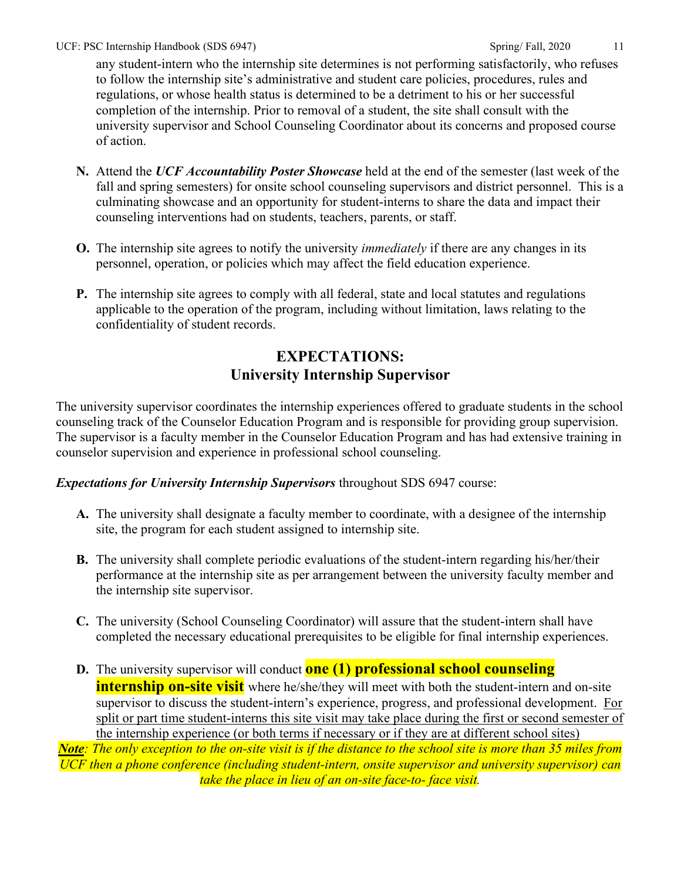any student-intern who the internship site determines is not performing satisfactorily, who refuses to follow the internship site's administrative and student care policies, procedures, rules and regulations, or whose health status is determined to be a detriment to his or her successful completion of the internship. Prior to removal of a student, the site shall consult with the university supervisor and School Counseling Coordinator about its concerns and proposed course of action.

**N.** Attend the ***UCF Accountability Poster Showcase*** held at the end of the semester (last week of the fall and spring semesters) for onsite school counseling supervisors and district personnel. This is a culminating showcase and an opportunity for student-interns to share the data and impact their counseling interventions had on students, teachers, parents, or staff.

**O.** The internship site agrees to notify the university *immediately* if there are any changes in its personnel, operation, or policies which may affect the field education experience.

**P.** The internship site agrees to comply with all federal, state and local statutes and regulations applicable to the operation of the program, including without limitation, laws relating to the confidentiality of student records.

## EXPECTATIONS:
## University Internship Supervisor

The university supervisor coordinates the internship experiences offered to graduate students in the school counseling track of the Counselor Education Program and is responsible for providing group supervision. The supervisor is a faculty member in the Counselor Education Program and has had extensive training in counselor supervision and experience in professional school counseling.

***Expectations for University Internship Supervisors*** throughout SDS 6947 course:

**A.** The university shall designate a faculty member to coordinate, with a designee of the internship site, the program for each student assigned to internship site.

**B.** The university shall complete periodic evaluations of the student-intern regarding his/her/their performance at the internship site as per arrangement between the university faculty member and the internship site supervisor.

**C.** The university (School Counseling Coordinator) will assure that the student-intern shall have completed the necessary educational prerequisites to be eligible for final internship experiences.

**D.** The university supervisor will conduct **one (1) professional school counseling internship on-site visit** where he/she/they will meet with both the student-intern and on-site supervisor to discuss the student-intern's experience, progress, and professional development. For split or part time student-interns this site visit may take place during the first or second semester of the internship experience (or both terms if necessary or if they are at different school sites)

***Note****: The only exception to the on-site visit is if the distance to the school site is more than 35 miles from UCF then a phone conference (including student-intern, onsite supervisor and university supervisor) can take the place in lieu of an on-site face-to- face visit.*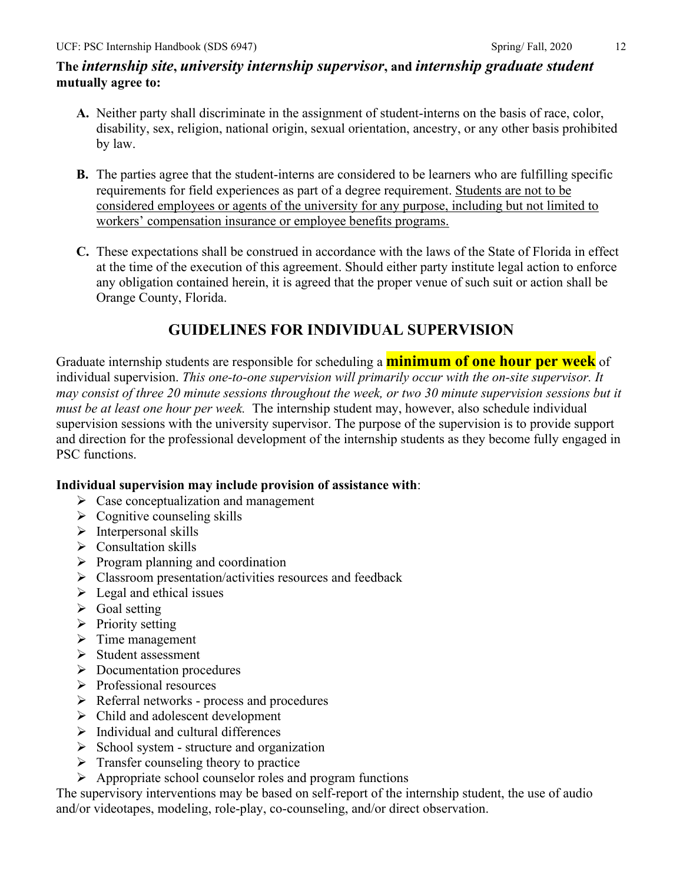**The *internship site*, *university internship supervisor*, and *internship graduate student* mutually agree to:**

**A.** Neither party shall discriminate in the assignment of student-interns on the basis of race, color, disability, sex, religion, national origin, sexual orientation, ancestry, or any other basis prohibited by law.

**B.** The parties agree that the student-interns are considered to be learners who are fulfilling specific requirements for field experiences as part of a degree requirement. Students are not to be considered employees or agents of the university for any purpose, including but not limited to workers' compensation insurance or employee benefits programs.

**C.** These expectations shall be construed in accordance with the laws of the State of Florida in effect at the time of the execution of this agreement. Should either party institute legal action to enforce any obligation contained herein, it is agreed that the proper venue of such suit or action shall be Orange County, Florida.

## GUIDELINES FOR INDIVIDUAL SUPERVISION

Graduate internship students are responsible for scheduling a **minimum of one hour per week** of individual supervision. *This one-to-one supervision will primarily occur with the on-site supervisor. It may consist of three 20 minute sessions throughout the week, or two 30 minute supervision sessions but it must be at least one hour per week.* The internship student may, however, also schedule individual supervision sessions with the university supervisor. The purpose of the supervision is to provide support and direction for the professional development of the internship students as they become fully engaged in PSC functions.

**Individual supervision may include provision of assistance with**:

- Case conceptualization and management
- Cognitive counseling skills
- Interpersonal skills
- Consultation skills
- Program planning and coordination
- Classroom presentation/activities resources and feedback
- Legal and ethical issues
- Goal setting
- Priority setting
- Time management
- Student assessment
- Documentation procedures
- Professional resources
- Referral networks - process and procedures
- Child and adolescent development
- Individual and cultural differences
- School system - structure and organization
- Transfer counseling theory to practice
- Appropriate school counselor roles and program functions

The supervisory interventions may be based on self-report of the internship student, the use of audio and/or videotapes, modeling, role-play, co-counseling, and/or direct observation.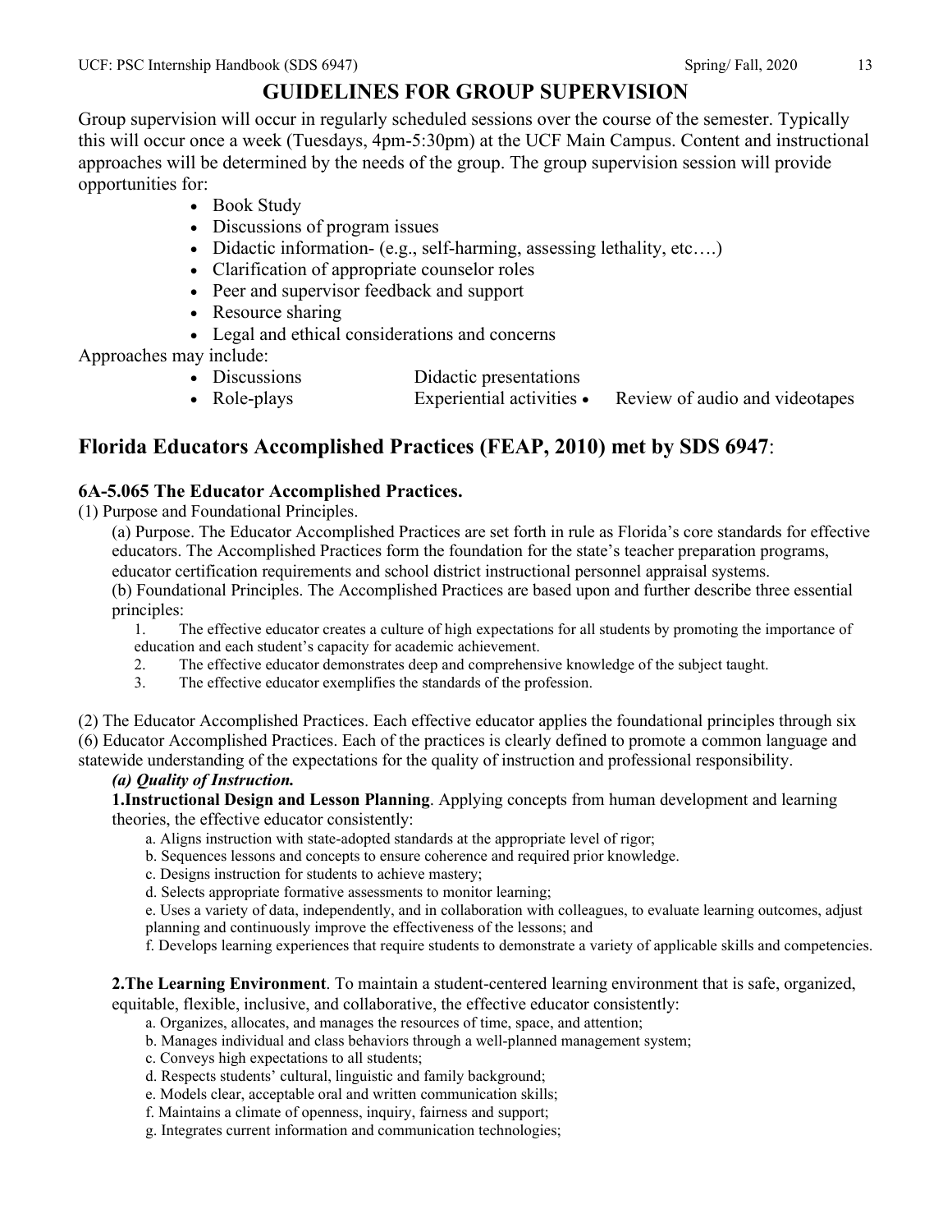# GUIDELINES FOR GROUP SUPERVISION

Group supervision will occur in regularly scheduled sessions over the course of the semester. Typically this will occur once a week (Tuesdays, 4pm-5:30pm) at the UCF Main Campus. Content and instructional approaches will be determined by the needs of the group. The group supervision session will provide opportunities for:

- Book Study
- Discussions of program issues
- Didactic information- (e.g., self-harming, assessing lethality, etc….)
- Clarification of appropriate counselor roles
- Peer and supervisor feedback and support
- Resource sharing
- Legal and ethical considerations and concerns

Approaches may include:

- Discussions
- Didactic presentations
- Role-plays
- Experiential activities
- Review of audio and videotapes

## Florida Educators Accomplished Practices (FEAP, 2010) met by SDS 6947:

### 6A-5.065 The Educator Accomplished Practices.

(1) Purpose and Foundational Principles.

(a) Purpose. The Educator Accomplished Practices are set forth in rule as Florida's core standards for effective educators. The Accomplished Practices form the foundation for the state's teacher preparation programs, educator certification requirements and school district instructional personnel appraisal systems.

(b) Foundational Principles. The Accomplished Practices are based upon and further describe three essential principles:

1. The effective educator creates a culture of high expectations for all students by promoting the importance of education and each student's capacity for academic achievement.
2. The effective educator demonstrates deep and comprehensive knowledge of the subject taught.
3. The effective educator exemplifies the standards of the profession.

(2) The Educator Accomplished Practices. Each effective educator applies the foundational principles through six (6) Educator Accomplished Practices. Each of the practices is clearly defined to promote a common language and statewide understanding of the expectations for the quality of instruction and professional responsibility.

***(a) Quality of Instruction.***

**1.Instructional Design and Lesson Planning**. Applying concepts from human development and learning theories, the effective educator consistently:

a. Aligns instruction with state-adopted standards at the appropriate level of rigor;
b. Sequences lessons and concepts to ensure coherence and required prior knowledge.
c. Designs instruction for students to achieve mastery;
d. Selects appropriate formative assessments to monitor learning;
e. Uses a variety of data, independently, and in collaboration with colleagues, to evaluate learning outcomes, adjust planning and continuously improve the effectiveness of the lessons; and
f. Develops learning experiences that require students to demonstrate a variety of applicable skills and competencies.

**2.The Learning Environment**. To maintain a student-centered learning environment that is safe, organized, equitable, flexible, inclusive, and collaborative, the effective educator consistently:

a. Organizes, allocates, and manages the resources of time, space, and attention;
b. Manages individual and class behaviors through a well-planned management system;
c. Conveys high expectations to all students;
d. Respects students' cultural, linguistic and family background;
e. Models clear, acceptable oral and written communication skills;
f. Maintains a climate of openness, inquiry, fairness and support;
g. Integrates current information and communication technologies;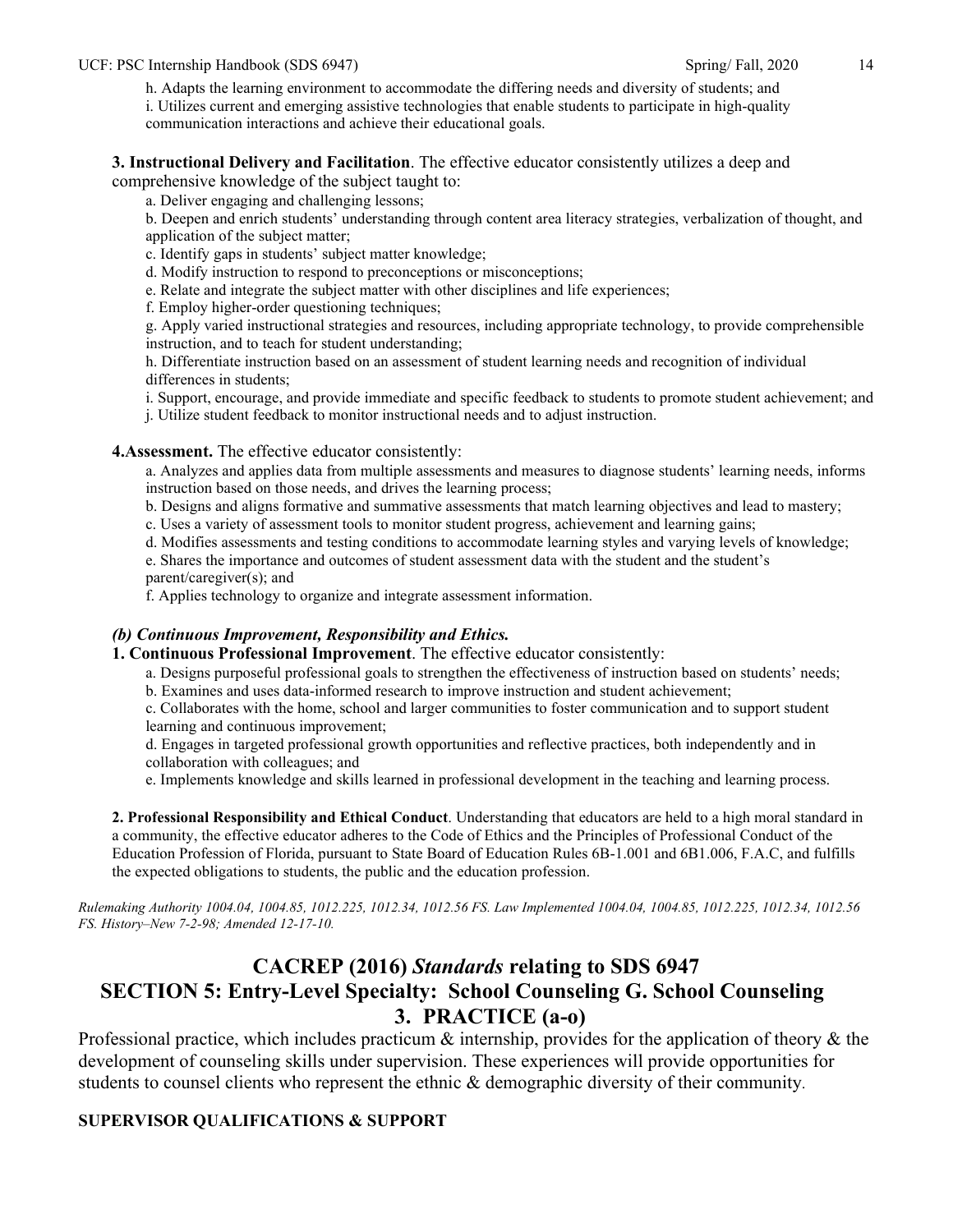h. Adapts the learning environment to accommodate the differing needs and diversity of students; and
i. Utilizes current and emerging assistive technologies that enable students to participate in high-quality communication interactions and achieve their educational goals.

**3. Instructional Delivery and Facilitation**. The effective educator consistently utilizes a deep and comprehensive knowledge of the subject taught to:

a. Deliver engaging and challenging lessons;
b. Deepen and enrich students' understanding through content area literacy strategies, verbalization of thought, and application of the subject matter;
c. Identify gaps in students' subject matter knowledge;
d. Modify instruction to respond to preconceptions or misconceptions;
e. Relate and integrate the subject matter with other disciplines and life experiences;
f. Employ higher-order questioning techniques;
g. Apply varied instructional strategies and resources, including appropriate technology, to provide comprehensible instruction, and to teach for student understanding;
h. Differentiate instruction based on an assessment of student learning needs and recognition of individual differences in students;
i. Support, encourage, and provide immediate and specific feedback to students to promote student achievement; and
j. Utilize student feedback to monitor instructional needs and to adjust instruction.

**4.Assessment.** The effective educator consistently:

a. Analyzes and applies data from multiple assessments and measures to diagnose students' learning needs, informs instruction based on those needs, and drives the learning process;
b. Designs and aligns formative and summative assessments that match learning objectives and lead to mastery;
c. Uses a variety of assessment tools to monitor student progress, achievement and learning gains;
d. Modifies assessments and testing conditions to accommodate learning styles and varying levels of knowledge;
e. Shares the importance and outcomes of student assessment data with the student and the student's parent/caregiver(s); and
f. Applies technology to organize and integrate assessment information.

***(b) Continuous Improvement, Responsibility and Ethics.***

**1. Continuous Professional Improvement**. The effective educator consistently:

a. Designs purposeful professional goals to strengthen the effectiveness of instruction based on students' needs;
b. Examines and uses data-informed research to improve instruction and student achievement;
c. Collaborates with the home, school and larger communities to foster communication and to support student learning and continuous improvement;
d. Engages in targeted professional growth opportunities and reflective practices, both independently and in collaboration with colleagues; and
e. Implements knowledge and skills learned in professional development in the teaching and learning process.

**2. Professional Responsibility and Ethical Conduct**. Understanding that educators are held to a high moral standard in a community, the effective educator adheres to the Code of Ethics and the Principles of Professional Conduct of the Education Profession of Florida, pursuant to State Board of Education Rules 6B-1.001 and 6B1.006, F.A.C, and fulfills the expected obligations to students, the public and the education profession.

*Rulemaking Authority 1004.04, 1004.85, 1012.225, 1012.34, 1012.56 FS. Law Implemented 1004.04, 1004.85, 1012.225, 1012.34, 1012.56 FS. History–New 7-2-98; Amended 12-17-10.*

## CACREP (2016) *Standards* relating to SDS 6947
## SECTION 5: Entry-Level Specialty: School Counseling G. School Counseling
## 3. PRACTICE (a-o)

Professional practice, which includes practicum & internship, provides for the application of theory & the development of counseling skills under supervision. These experiences will provide opportunities for students to counsel clients who represent the ethnic & demographic diversity of their community.

**SUPERVISOR QUALIFICATIONS & SUPPORT**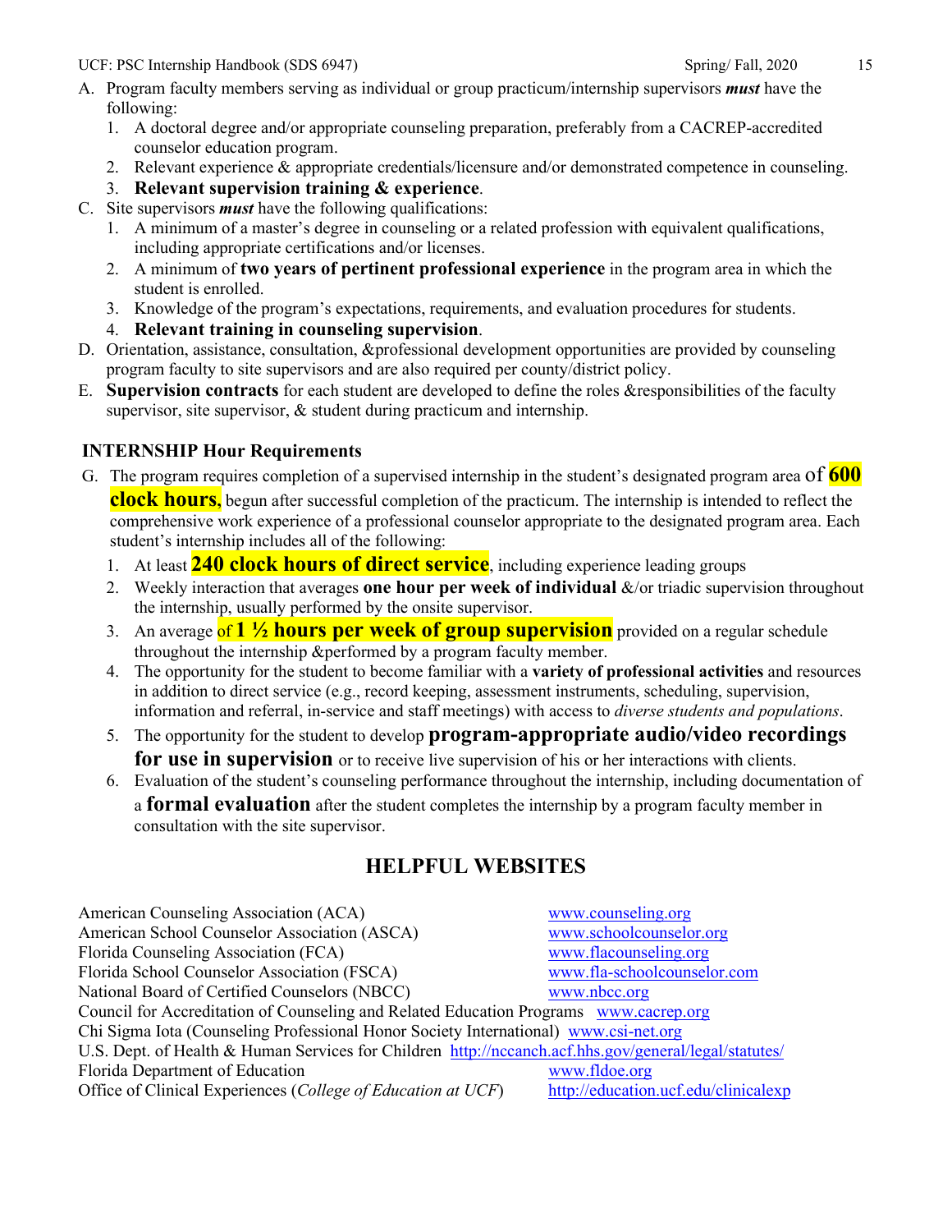A. Program faculty members serving as individual or group practicum/internship supervisors ***must*** have the following:
   1. A doctoral degree and/or appropriate counseling preparation, preferably from a CACREP-accredited counselor education program.
   2. Relevant experience & appropriate credentials/licensure and/or demonstrated competence in counseling.
   3. **Relevant supervision training & experience**.

C. Site supervisors ***must*** have the following qualifications:
   1. A minimum of a master's degree in counseling or a related profession with equivalent qualifications, including appropriate certifications and/or licenses.
   2. A minimum of **two years of pertinent professional experience** in the program area in which the student is enrolled.
   3. Knowledge of the program's expectations, requirements, and evaluation procedures for students.
   4. **Relevant training in counseling supervision**.

D. Orientation, assistance, consultation, &professional development opportunities are provided by counseling program faculty to site supervisors and are also required per county/district policy.

E. **Supervision contracts** for each student are developed to define the roles &responsibilities of the faculty supervisor, site supervisor, & student during practicum and internship.

### INTERNSHIP Hour Requirements

G. The program requires completion of a supervised internship in the student's designated program area of **600 clock hours**, begun after successful completion of the practicum. The internship is intended to reflect the comprehensive work experience of a professional counselor appropriate to the designated program area. Each student's internship includes all of the following:
   1. At least **240 clock hours of direct service**, including experience leading groups
   2. Weekly interaction that averages **one hour per week of individual** &/or triadic supervision throughout the internship, usually performed by the onsite supervisor.
   3. An average of **1 ½ hours per week of group supervision** provided on a regular schedule throughout the internship &performed by a program faculty member.
   4. The opportunity for the student to become familiar with a **variety of professional activities** and resources in addition to direct service (e.g., record keeping, assessment instruments, scheduling, supervision, information and referral, in-service and staff meetings) with access to *diverse students and populations*.
   5. The opportunity for the student to develop **program-appropriate audio/video recordings for use in supervision** or to receive live supervision of his or her interactions with clients.
   6. Evaluation of the student's counseling performance throughout the internship, including documentation of a **formal evaluation** after the student completes the internship by a program faculty member in consultation with the site supervisor.

## HELPFUL WEBSITES

American Counseling Association (ACA) www.counseling.org
American School Counselor Association (ASCA) www.schoolcounselor.org
Florida Counseling Association (FCA) www.flacounseling.org
Florida School Counselor Association (FSCA) www.fla-schoolcounselor.com
National Board of Certified Counselors (NBCC) www.nbcc.org
Council for Accreditation of Counseling and Related Education Programs www.cacrep.org
Chi Sigma Iota (Counseling Professional Honor Society International) www.csi-net.org
U.S. Dept. of Health & Human Services for Children http://nccanch.acf.hhs.gov/general/legal/statutes/
Florida Department of Education www.fldoe.org
Office of Clinical Experiences (*College of Education at UCF*) http://education.ucf.edu/clinicalexp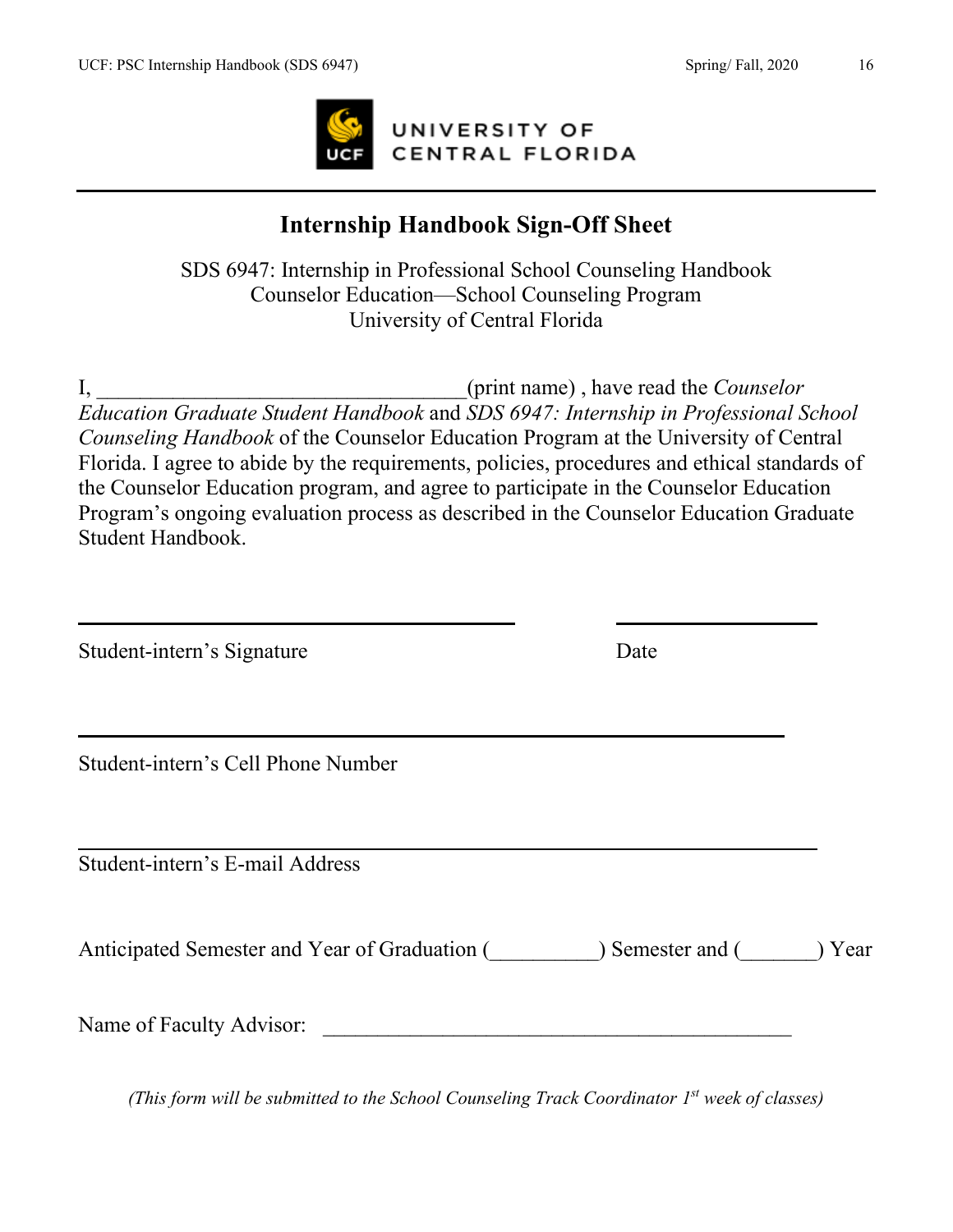UNIVERSITY OF CENTRAL FLORIDA

# Internship Handbook Sign-Off Sheet

SDS 6947: Internship in Professional School Counseling Handbook
Counselor Education—School Counseling Program
University of Central Florida

I, __________________________________(print name) , have read the *Counselor Education Graduate Student Handbook* and *SDS 6947: Internship in Professional School Counseling Handbook* of the Counselor Education Program at the University of Central Florida. I agree to abide by the requirements, policies, procedures and ethical standards of the Counselor Education program, and agree to participate in the Counselor Education Program's ongoing evaluation process as described in the Counselor Education Graduate Student Handbook.

________________________________________ ____________________

Student-intern's Signature Date

____________________________________________________________

Student-intern's Cell Phone Number

____________________________________________________________

Student-intern's E-mail Address

Anticipated Semester and Year of Graduation (__________) Semester and (_______) Year

Name of Faculty Advisor: ____________________________________________

*(This form will be submitted to the School Counseling Track Coordinator 1st week of classes)*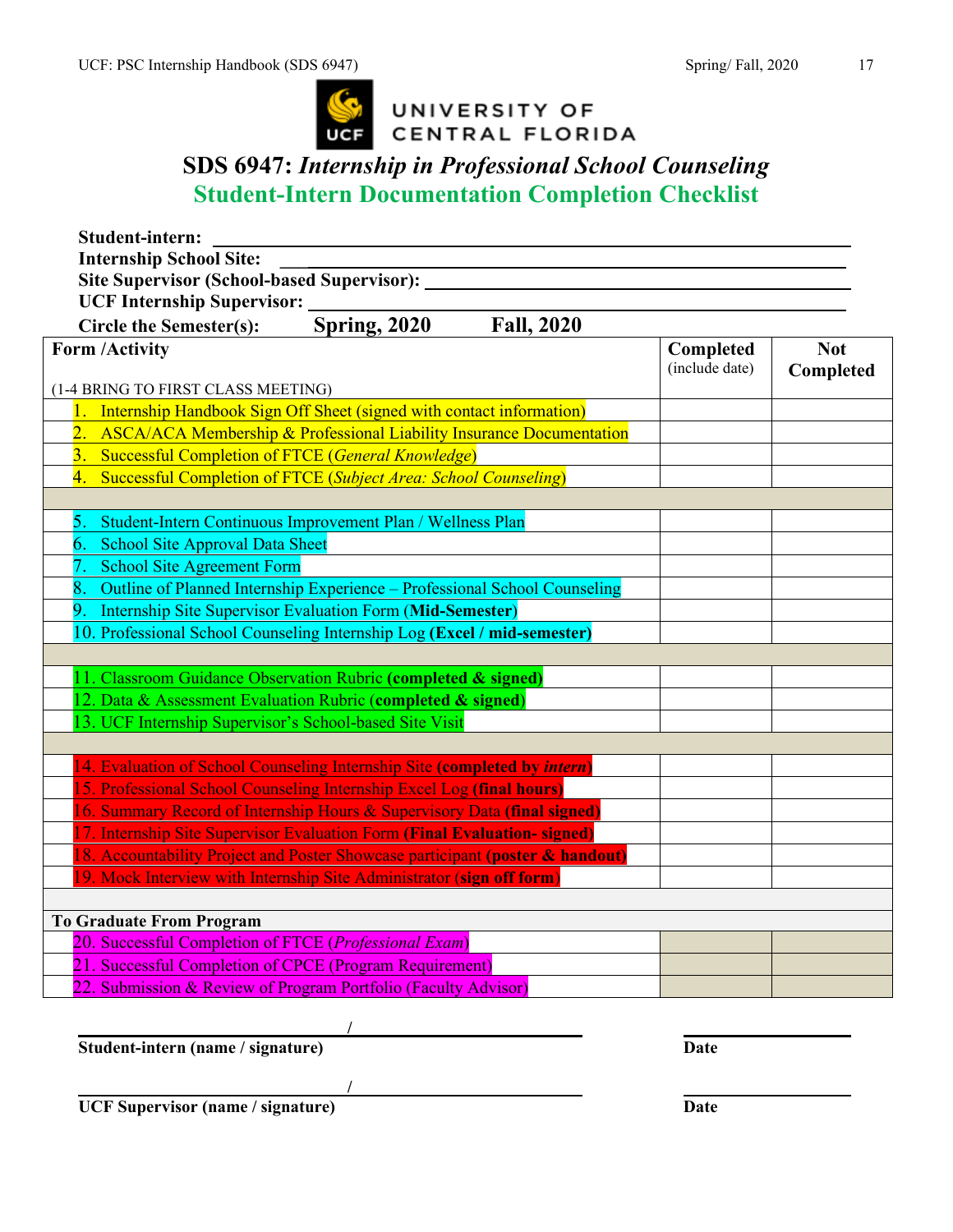UNIVERSITY OF CENTRAL FLORIDA

# SDS 6947: *Internship in Professional School Counseling*

## Student-Intern Documentation Completion Checklist

**Student-intern:** ______________________________

**Internship School Site:** ______________________________

**Site Supervisor (School-based Supervisor):** ______________________________

**UCF Internship Supervisor:** ______________________________

**Circle the Semester(s):** **Spring, 2020** **Fall, 2020**

| **Form /Activity** | **Completed** (include date) | **Not Completed** |
|---|---|---|
| (1-4 BRING TO FIRST CLASS MEETING) | | |
| 1. Internship Handbook Sign Off Sheet (signed with contact information) | | |
| 2. ASCA/ACA Membership & Professional Liability Insurance Documentation | | |
| 3. Successful Completion of FTCE (*General Knowledge*) | | |
| 4. Successful Completion of FTCE (*Subject Area: School Counseling*) | | |
| | | |
| 5. Student-Intern Continuous Improvement Plan / Wellness Plan | | |
| 6. School Site Approval Data Sheet | | |
| 7. School Site Agreement Form | | |
| 8. Outline of Planned Internship Experience – Professional School Counseling | | |
| 9. Internship Site Supervisor Evaluation Form (**Mid-Semester**) | | |
| 10. Professional School Counseling Internship Log (**Excel / mid-semester**) | | |
| | | |
| 11. Classroom Guidance Observation Rubric **(completed & signed)** | | |
| 12. Data & Assessment Evaluation Rubric (**completed & signed**) | | |
| 13. UCF Internship Supervisor's School-based Site Visit | | |
| | | |
| 14. Evaluation of School Counseling Internship Site (**completed by *intern***) | | |
| 15. Professional School Counseling Internship Excel Log (**final hours**) | | |
| 16. Summary Record of Internship Hours & Supervisory Data (**final signed**) | | |
| 17. Internship Site Supervisor Evaluation Form (**Final Evaluation- signed**) | | |
| 18. Accountability Project and Poster Showcase participant (**poster & handout**) | | |
| 19. Mock Interview with Internship Site Administrator (**sign off form**) | | |
| | | |
| **To Graduate From Program** | | |
| 20. Successful Completion of FTCE (*Professional Exam*) | | |
| 21. Successful Completion of CPCE (Program Requirement) | | |
| 22. Submission & Review of Program Portfolio (Faculty Advisor) | | |

______________________ / ______________________ ______________________

**Student-intern (name / signature)** **Date**

______________________ / ______________________ ______________________

**UCF Supervisor (name / signature)** **Date**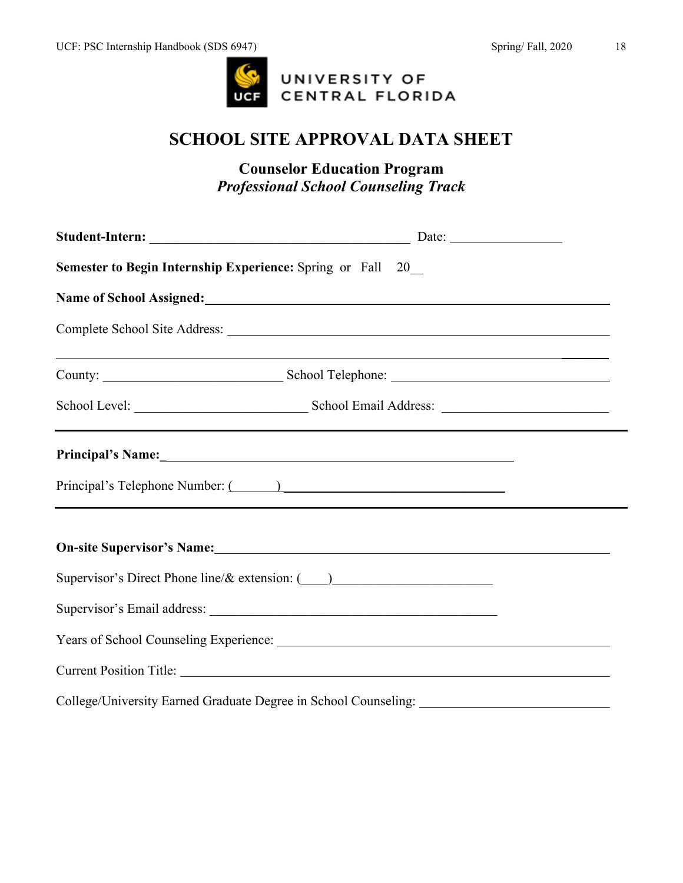# SCHOOL SITE APPROVAL DATA SHEET

## Counselor Education Program

### *Professional School Counseling Track*

**Student-Intern:** ________________________________________ Date: ________________

**Semester to Begin Internship Experience:** Spring or Fall 20__

**Name of School Assigned:** ____________________________________________________________

Complete School Site Address: ____________________________________________________________

______________________________________________________________________________________

County: ___________________________ School Telephone: __________________________________

School Level: __________________________ School Email Address: ________________________

---

**Principal's Name:** _____________________________________________________

Principal's Telephone Number: (______) ________________________________

---

**On-site Supervisor's Name:** ___________________________________________________________

Supervisor's Direct Phone line/& extension: (____)_______________________

Supervisor's Email address: ____________________________________________

Years of School Counseling Experience: ____________________________________________________

Current Position Title: _______________________________________________________________

College/University Earned Graduate Degree in School Counseling: ___________________________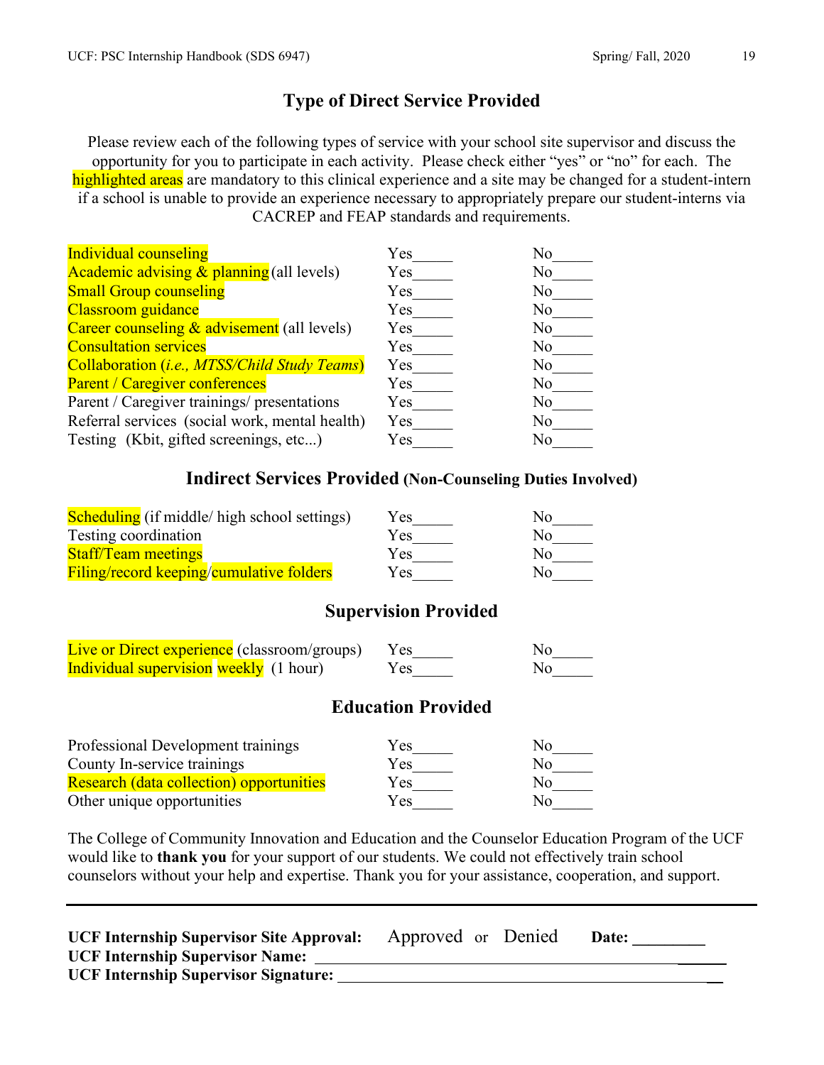## Type of Direct Service Provided

Please review each of the following types of service with your school site supervisor and discuss the opportunity for you to participate in each activity. Please check either "yes" or "no" for each. The highlighted areas are mandatory to this clinical experience and a site may be changed for a student-intern if a school is unable to provide an experience necessary to appropriately prepare our student-interns via CACREP and FEAP standards and requirements.

| | | |
|---|---|---|
| Individual counseling | Yes_____ | No_____ |
| Academic advising & planning (all levels) | Yes_____ | No_____ |
| Small Group counseling | Yes_____ | No_____ |
| Classroom guidance | Yes_____ | No_____ |
| Career counseling & advisement (all levels) | Yes_____ | No_____ |
| Consultation services | Yes_____ | No_____ |
| Collaboration (*i.e., MTSS/Child Study Teams*) | Yes_____ | No_____ |
| Parent / Caregiver conferences | Yes_____ | No_____ |
| Parent / Caregiver trainings/ presentations | Yes_____ | No_____ |
| Referral services (social work, mental health) | Yes_____ | No_____ |
| Testing (Kbit, gifted screenings, etc...) | Yes_____ | No_____ |

## Indirect Services Provided (Non-Counseling Duties Involved)

| | | |
|---|---|---|
| Scheduling (if middle/ high school settings) | Yes_____ | No_____ |
| Testing coordination | Yes_____ | No_____ |
| Staff/Team meetings | Yes_____ | No_____ |
| Filing/record keeping/cumulative folders | Yes_____ | No_____ |

## Supervision Provided

| | | |
|---|---|---|
| Live or Direct experience (classroom/groups) | Yes_____ | No_____ |
| Individual supervision weekly (1 hour) | Yes_____ | No_____ |

## Education Provided

| | | |
|---|---|---|
| Professional Development trainings | Yes_____ | No_____ |
| County In-service trainings | Yes_____ | No_____ |
| Research (data collection) opportunities | Yes_____ | No_____ |
| Other unique opportunities | Yes_____ | No_____ |

The College of Community Innovation and Education and the Counselor Education Program of the UCF would like to **thank you** for your support of our students. We could not effectively train school counselors without your help and expertise. Thank you for your assistance, cooperation, and support.

---

**UCF Internship Supervisor Site Approval:** Approved or Denied **Date:** ________

**UCF Internship Supervisor Name:** ______________________________________________

**UCF Internship Supervisor Signature:** ___________________________________________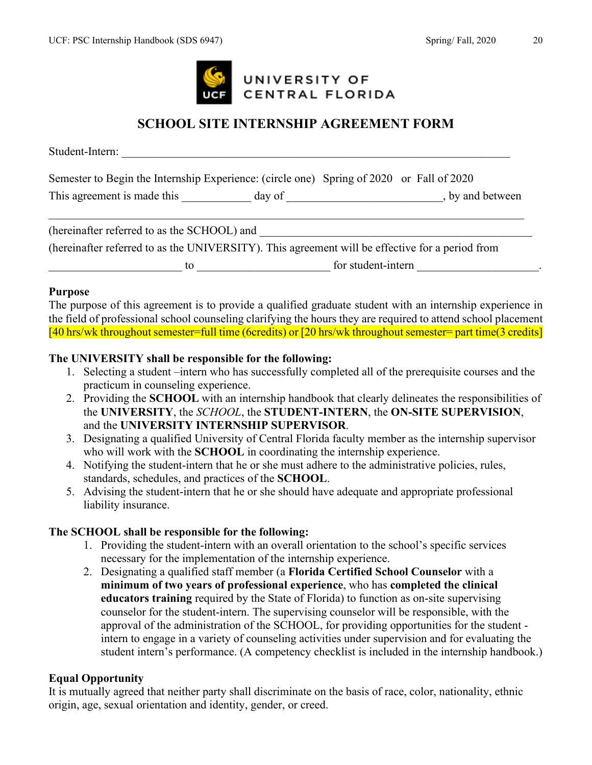UNIVERSITY OF CENTRAL FLORIDA

# SCHOOL SITE INTERNSHIP AGREEMENT FORM

Student-Intern: ___________________________________________________________________

Semester to Begin the Internship Experience: (circle one) Spring of 2020 or Fall of 2020

This agreement is made this ____________ day of __________________________, by and between

_________________________________________________________________________________

(hereinafter referred to as the SCHOOL) and _______________________________________________

(hereinafter referred to as the UNIVERSITY). This agreement will be effective for a period from

_______________________ to _______________________ for student-intern _____________________.

**Purpose**

The purpose of this agreement is to provide a qualified graduate student with an internship experience in the field of professional school counseling clarifying the hours they are required to attend school placement [40 hrs/wk throughout semester=full time (6credits) or [20 hrs/wk throughout semester= part time(3 credits]

**The UNIVERSITY shall be responsible for the following:**

1. Selecting a student –intern who has successfully completed all of the prerequisite courses and the practicum in counseling experience.
2. Providing the **SCHOOL** with an internship handbook that clearly delineates the responsibilities of the **UNIVERSITY**, the *SCHOOL*, the **STUDENT-INTERN**, the **ON-SITE SUPERVISION**, and the **UNIVERSITY INTERNSHIP SUPERVISOR**.
3. Designating a qualified University of Central Florida faculty member as the internship supervisor who will work with the **SCHOOL** in coordinating the internship experience.
4. Notifying the student-intern that he or she must adhere to the administrative policies, rules, standards, schedules, and practices of the **SCHOOL**.
5. Advising the student-intern that he or she should have adequate and appropriate professional liability insurance.

**The SCHOOL shall be responsible for the following:**

1. Providing the student-intern with an overall orientation to the school's specific services necessary for the implementation of the internship experience.
2. Designating a qualified staff member (a **Florida Certified School Counselor** with a **minimum of two years of professional experience**, who has **completed the clinical educators training** required by the State of Florida) to function as on-site supervising counselor for the student-intern. The supervising counselor will be responsible, with the approval of the administration of the SCHOOL, for providing opportunities for the student - intern to engage in a variety of counseling activities under supervision and for evaluating the student intern's performance. (A competency checklist is included in the internship handbook.)

**Equal Opportunity**

It is mutually agreed that neither party shall discriminate on the basis of race, color, nationality, ethnic origin, age, sexual orientation and identity, gender, or creed.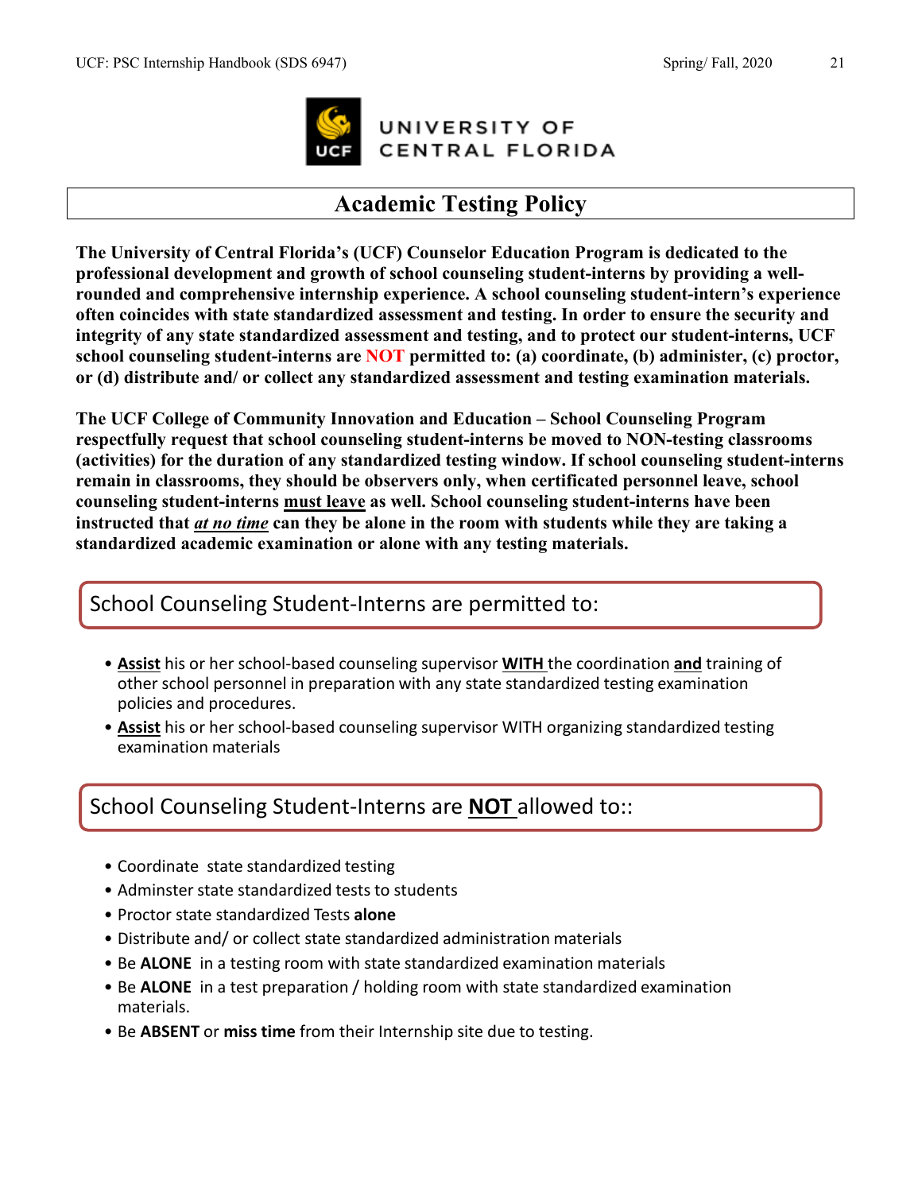UNIVERSITY OF CENTRAL FLORIDA

# Academic Testing Policy

**The University of Central Florida's (UCF) Counselor Education Program is dedicated to the professional development and growth of school counseling student-interns by providing a well-rounded and comprehensive internship experience. A school counseling student-intern's experience often coincides with state standardized assessment and testing. In order to ensure the security and integrity of any state standardized assessment and testing, and to protect our student-interns, UCF school counseling student-interns are NOT permitted to: (a) coordinate, (b) administer, (c) proctor, or (d) distribute and/ or collect any standardized assessment and testing examination materials.**

**The UCF College of Community Innovation and Education – School Counseling Program respectfully request that school counseling student-interns be moved to NON-testing classrooms (activities) for the duration of any standardized testing window. If school counseling student-interns remain in classrooms, they should be observers only, when certificated personnel leave, school counseling student-interns must leave as well. School counseling student-interns have been instructed that *at no time* can they be alone in the room with students while they are taking a standardized academic examination or alone with any testing materials.**

## School Counseling Student-Interns are permitted to:

- **Assist** his or her school-based counseling supervisor **WITH** the coordination **and** training of other school personnel in preparation with any state standardized testing examination policies and procedures.
- **Assist** his or her school-based counseling supervisor WITH organizing standardized testing examination materials

## School Counseling Student-Interns are **NOT** allowed to::

- Coordinate state standardized testing
- Adminster state standardized tests to students
- Proctor state standardized Tests **alone**
- Distribute and/ or collect state standardized administration materials
- Be **ALONE** in a testing room with state standardized examination materials
- Be **ALONE** in a test preparation / holding room with state standardized examination materials.
- Be **ABSENT** or **miss time** from their Internship site due to testing.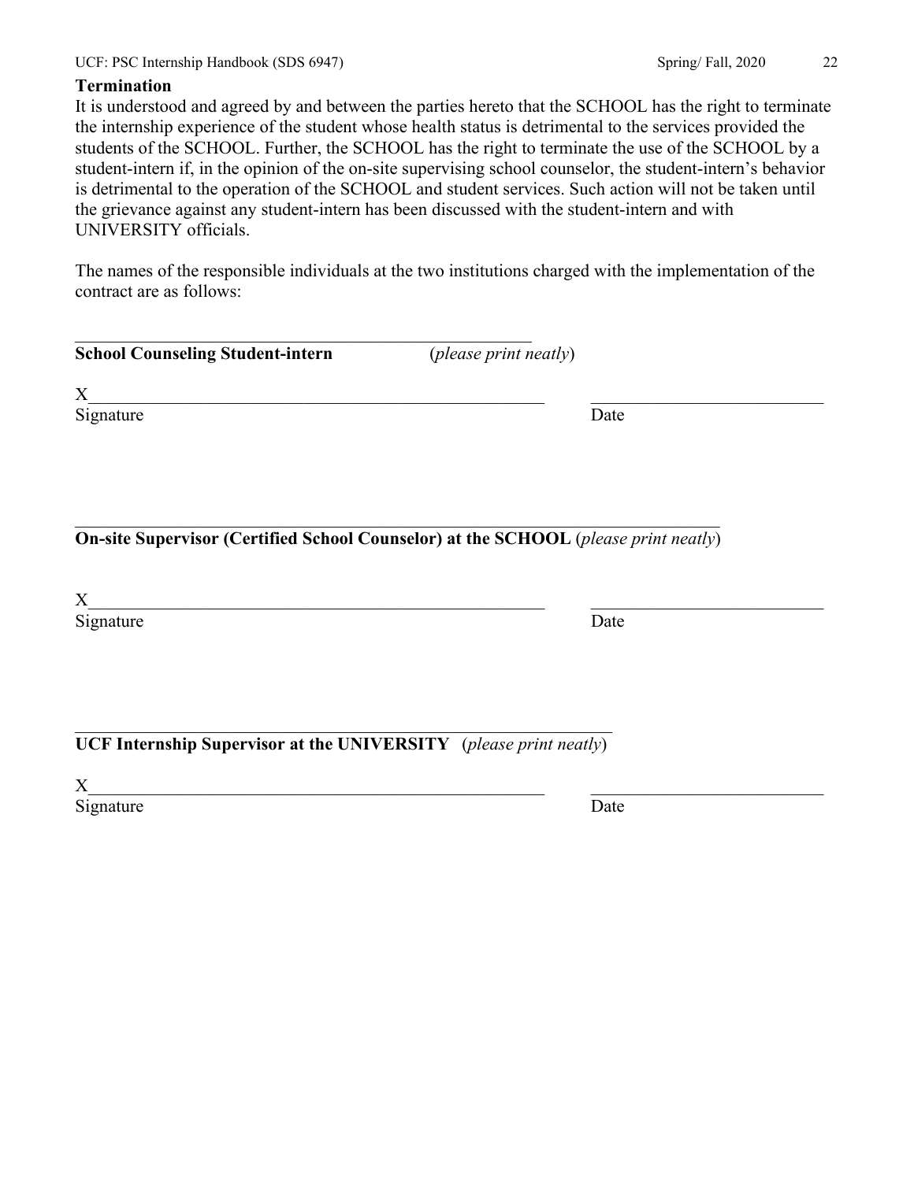**Termination**

It is understood and agreed by and between the parties hereto that the SCHOOL has the right to terminate the internship experience of the student whose health status is detrimental to the services provided the students of the SCHOOL. Further, the SCHOOL has the right to terminate the use of the SCHOOL by a student-intern if, in the opinion of the on-site supervising school counselor, the student-intern's behavior is detrimental to the operation of the SCHOOL and student services. Such action will not be taken until the grievance against any student-intern has been discussed with the student-intern and with UNIVERSITY officials.

The names of the responsible individuals at the two institutions charged with the implementation of the contract are as follows:

\_\_\_\_\_\_\_\_\_\_\_\_\_\_\_\_\_\_\_\_\_\_\_\_\_\_\_\_\_\_\_\_\_\_\_\_\_\_\_\_\_\_\_\_\_\_\_\_\_\_\_\_\_\_

**School Counseling Student-intern** (*please print neatly*)

X\_\_\_\_\_\_\_\_\_\_\_\_\_\_\_\_\_\_\_\_\_\_\_\_\_\_\_\_\_\_\_\_\_\_\_\_\_\_\_\_\_\_\_\_\_\_\_\_\_\_\_\_ \_\_\_\_\_\_\_\_\_\_\_\_\_\_\_\_\_\_\_\_\_\_\_\_\_\_\_

Signature Date

\_\_\_\_\_\_\_\_\_\_\_\_\_\_\_\_\_\_\_\_\_\_\_\_\_\_\_\_\_\_\_\_\_\_\_\_\_\_\_\_\_\_\_\_\_\_\_\_\_\_\_\_\_\_\_\_\_\_\_\_\_\_\_\_\_\_\_\_\_\_\_\_\_

**On-site Supervisor (Certified School Counselor) at the SCHOOL** (*please print neatly*)

X\_\_\_\_\_\_\_\_\_\_\_\_\_\_\_\_\_\_\_\_\_\_\_\_\_\_\_\_\_\_\_\_\_\_\_\_\_\_\_\_\_\_\_\_\_\_\_\_\_\_\_\_ \_\_\_\_\_\_\_\_\_\_\_\_\_\_\_\_\_\_\_\_\_\_\_\_\_\_\_

Signature Date

\_\_\_\_\_\_\_\_\_\_\_\_\_\_\_\_\_\_\_\_\_\_\_\_\_\_\_\_\_\_\_\_\_\_\_\_\_\_\_\_\_\_\_\_\_\_\_\_\_\_\_\_\_\_\_\_\_\_\_\_\_\_

**UCF Internship Supervisor at the UNIVERSITY** (*please print neatly*)

X\_\_\_\_\_\_\_\_\_\_\_\_\_\_\_\_\_\_\_\_\_\_\_\_\_\_\_\_\_\_\_\_\_\_\_\_\_\_\_\_\_\_\_\_\_\_\_\_\_\_\_\_ \_\_\_\_\_\_\_\_\_\_\_\_\_\_\_\_\_\_\_\_\_\_\_\_\_\_\_

Signature Date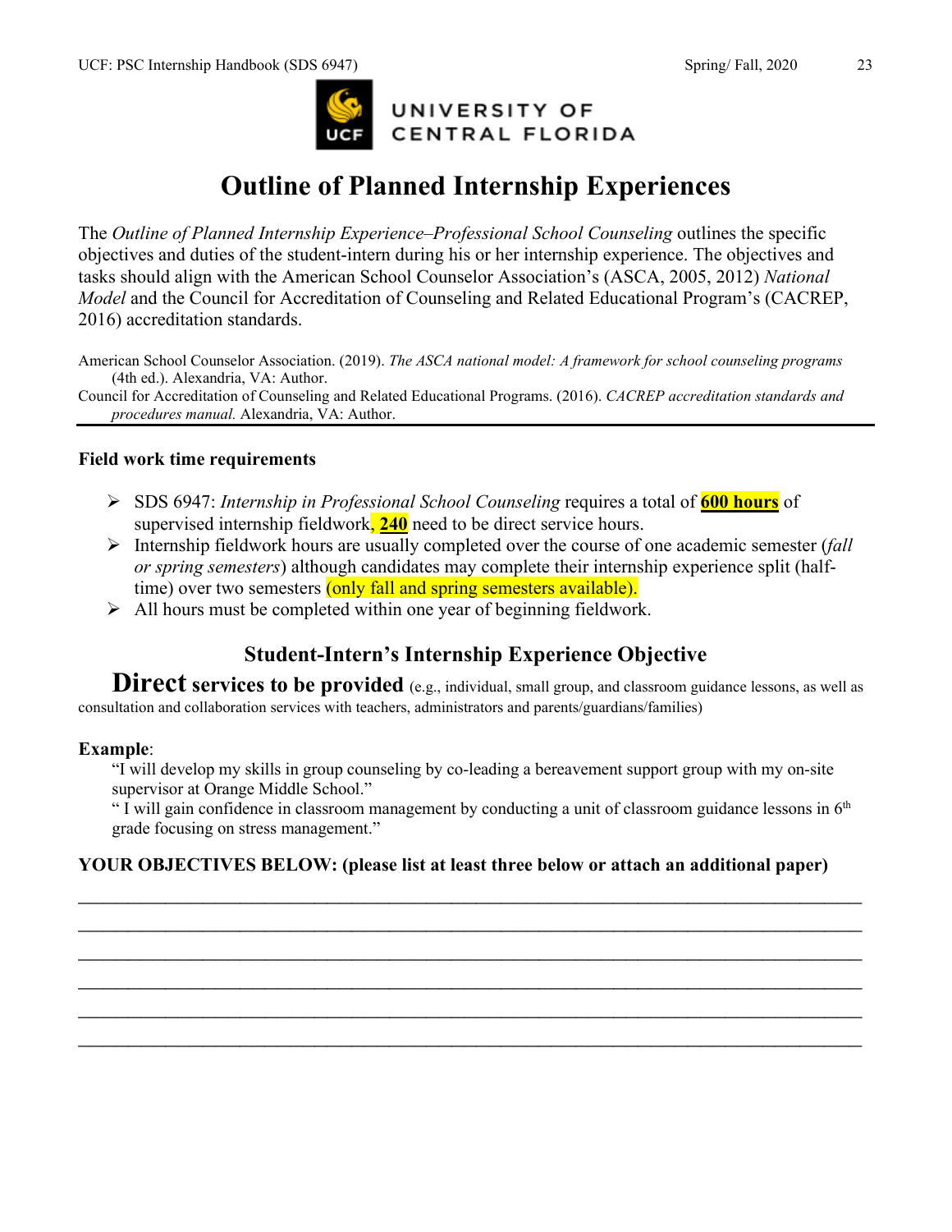UNIVERSITY OF CENTRAL FLORIDA

# Outline of Planned Internship Experiences

The *Outline of Planned Internship Experience–Professional School Counseling* outlines the specific objectives and duties of the student-intern during his or her internship experience. The objectives and tasks should align with the American School Counselor Association's (ASCA, 2005, 2012) *National Model* and the Council for Accreditation of Counseling and Related Educational Program's (CACREP, 2016) accreditation standards.

American School Counselor Association. (2019). *The ASCA national model: A framework for school counseling programs* (4th ed.). Alexandria, VA: Author.
Council for Accreditation of Counseling and Related Educational Programs. (2016). *CACREP accreditation standards and procedures manual.* Alexandria, VA: Author.

---

**Field work time requirements**

- SDS 6947: *Internship in Professional School Counseling* requires a total of **600 hours** of supervised internship fieldwork, **240** need to be direct service hours.
- Internship fieldwork hours are usually completed over the course of one academic semester (*fall or spring semesters*) although candidates may complete their internship experience split (half-time) over two semesters (only fall and spring semesters available).
- All hours must be completed within one year of beginning fieldwork.

## Student-Intern's Internship Experience Objective

**Direct services to be provided** (e.g., individual, small group, and classroom guidance lessons, as well as consultation and collaboration services with teachers, administrators and parents/guardians/families)

**Example**:

"I will develop my skills in group counseling by co-leading a bereavement support group with my on-site supervisor at Orange Middle School."

" I will gain confidence in classroom management by conducting a unit of classroom guidance lessons in 6th grade focusing on stress management."

**YOUR OBJECTIVES BELOW: (please list at least three below or attach an additional paper)**

______________________________________________________________________________

______________________________________________________________________________

______________________________________________________________________________

______________________________________________________________________________

______________________________________________________________________________

______________________________________________________________________________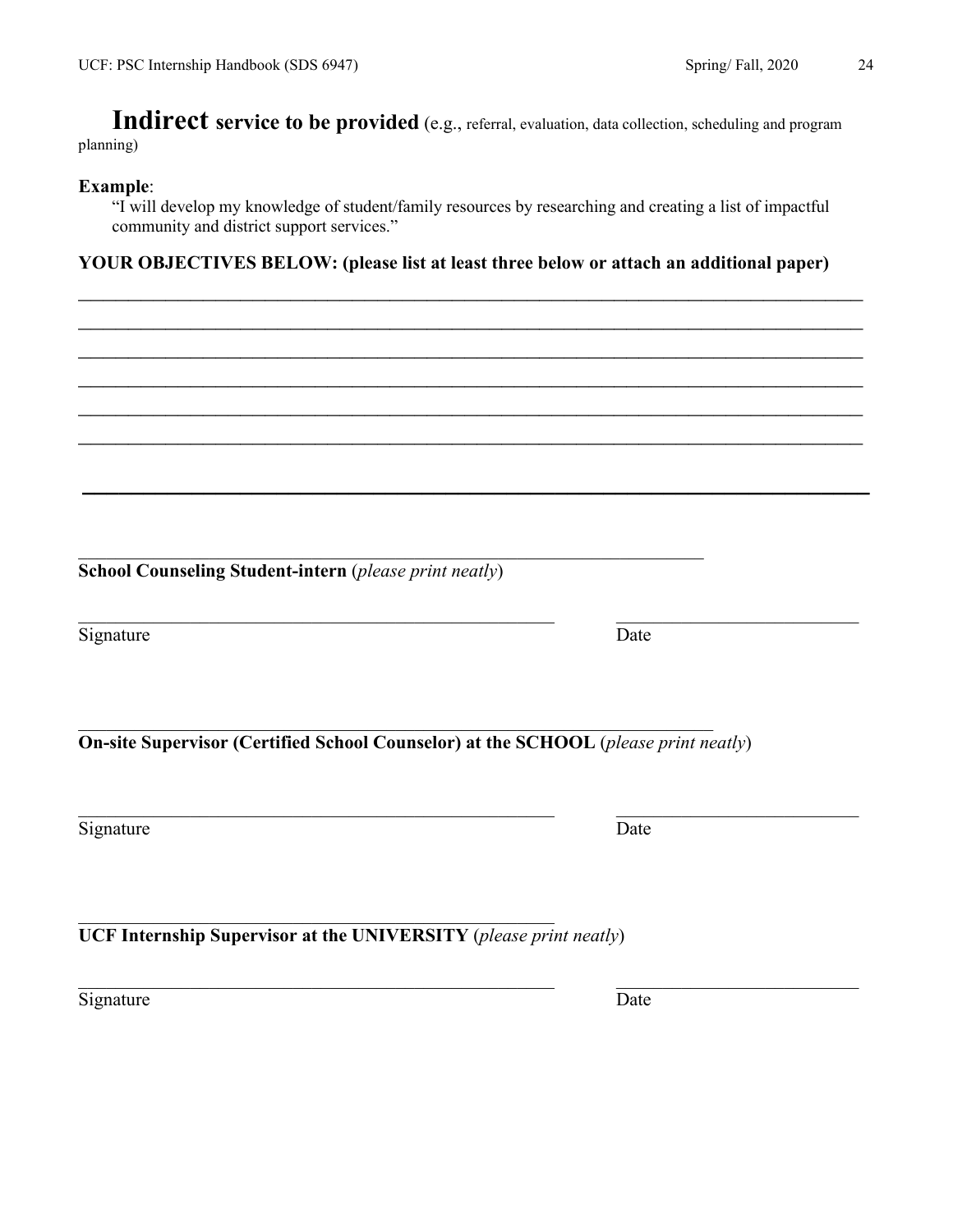**Indirect service to be provided** (e.g., referral, evaluation, data collection, scheduling and program planning)

**Example**:

"I will develop my knowledge of student/family resources by researching and creating a list of impactful community and district support services."

**YOUR OBJECTIVES BELOW: (please list at least three below or attach an additional paper)**

\_\_\_\_\_\_\_\_\_\_\_\_\_\_\_\_\_\_\_\_\_\_\_\_\_\_\_\_\_\_\_\_\_\_\_\_\_\_\_\_\_\_\_\_\_\_\_\_\_\_\_\_\_\_\_\_\_\_\_\_\_\_\_\_\_\_\_\_\_\_

\_\_\_\_\_\_\_\_\_\_\_\_\_\_\_\_\_\_\_\_\_\_\_\_\_\_\_\_\_\_\_\_\_\_\_\_\_\_\_\_\_\_\_\_\_\_\_\_\_\_\_\_\_\_\_\_\_\_\_\_\_\_\_\_\_\_\_\_\_\_

\_\_\_\_\_\_\_\_\_\_\_\_\_\_\_\_\_\_\_\_\_\_\_\_\_\_\_\_\_\_\_\_\_\_\_\_\_\_\_\_\_\_\_\_\_\_\_\_\_\_\_\_\_\_\_\_\_\_\_\_\_\_\_\_\_\_\_\_\_\_

\_\_\_\_\_\_\_\_\_\_\_\_\_\_\_\_\_\_\_\_\_\_\_\_\_\_\_\_\_\_\_\_\_\_\_\_\_\_\_\_\_\_\_\_\_\_\_\_\_\_\_\_\_\_\_\_\_\_\_\_\_\_\_\_\_\_\_\_\_\_

\_\_\_\_\_\_\_\_\_\_\_\_\_\_\_\_\_\_\_\_\_\_\_\_\_\_\_\_\_\_\_\_\_\_\_\_\_\_\_\_\_\_\_\_\_\_\_\_\_\_\_\_\_\_\_\_\_\_\_\_\_\_\_\_\_\_\_\_\_\_

\_\_\_\_\_\_\_\_\_\_\_\_\_\_\_\_\_\_\_\_\_\_\_\_\_\_\_\_\_\_\_\_\_\_\_\_\_\_\_\_\_\_\_\_\_\_\_\_\_\_\_\_\_\_\_\_\_\_\_\_\_\_\_\_\_\_\_\_\_\_

\_\_\_\_\_\_\_\_\_\_\_\_\_\_\_\_\_\_\_\_\_\_\_\_\_\_\_\_\_\_\_\_\_\_\_\_\_\_\_\_\_\_\_\_\_\_\_\_\_\_\_\_\_\_\_\_\_\_\_\_\_\_\_\_\_\_\_\_\_\_

\_\_\_\_\_\_\_\_\_\_\_\_\_\_\_\_\_\_\_\_\_\_\_\_\_\_\_\_\_\_\_\_\_\_\_\_\_\_\_\_\_\_\_\_\_\_\_\_\_\_\_\_\_\_\_\_

**School Counseling Student-intern** (*please print neatly*)

\_\_\_\_\_\_\_\_\_\_\_\_\_\_\_\_\_\_\_\_\_\_\_\_\_\_\_\_\_\_\_\_\_\_\_\_\_\_\_\_\_\_\_\_ \_\_\_\_\_\_\_\_\_\_\_\_\_\_\_\_\_\_\_\_\_\_\_

Signature Date

\_\_\_\_\_\_\_\_\_\_\_\_\_\_\_\_\_\_\_\_\_\_\_\_\_\_\_\_\_\_\_\_\_\_\_\_\_\_\_\_\_\_\_\_\_\_\_\_\_\_\_\_\_\_\_\_\_\_

**On-site Supervisor (Certified School Counselor) at the SCHOOL** (*please print neatly*)

\_\_\_\_\_\_\_\_\_\_\_\_\_\_\_\_\_\_\_\_\_\_\_\_\_\_\_\_\_\_\_\_\_\_\_\_\_\_\_\_\_\_\_\_ \_\_\_\_\_\_\_\_\_\_\_\_\_\_\_\_\_\_\_\_\_\_\_

Signature Date

\_\_\_\_\_\_\_\_\_\_\_\_\_\_\_\_\_\_\_\_\_\_\_\_\_\_\_\_\_\_\_\_\_\_\_\_\_\_\_\_\_\_\_\_

**UCF Internship Supervisor at the UNIVERSITY** (*please print neatly*)

\_\_\_\_\_\_\_\_\_\_\_\_\_\_\_\_\_\_\_\_\_\_\_\_\_\_\_\_\_\_\_\_\_\_\_\_\_\_\_\_\_\_\_\_ \_\_\_\_\_\_\_\_\_\_\_\_\_\_\_\_\_\_\_\_\_\_\_

Signature Date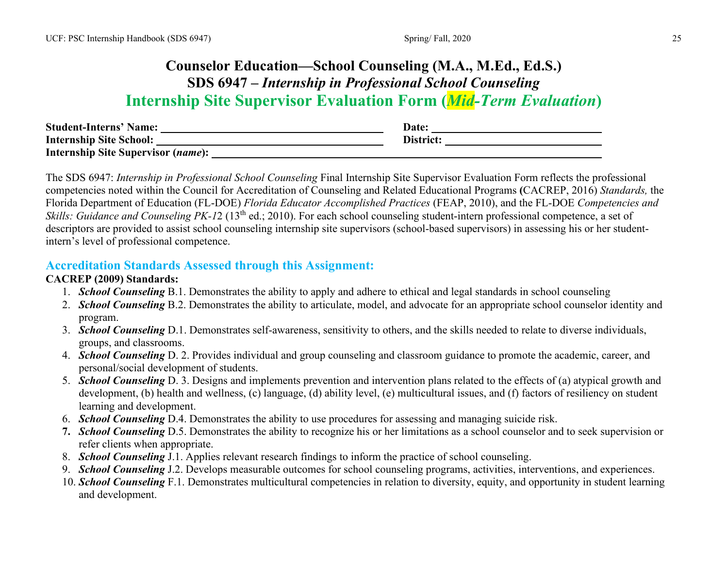# Counselor Education—School Counseling (M.A., M.Ed., Ed.S.)

## SDS 6947 – *Internship in Professional School Counseling*

## Internship Site Supervisor Evaluation Form (*Mid-Term Evaluation*)

**Student-Interns' Name:** ______________________ **Date:** ______________________

**Internship Site School:** ______________________ **District:** ______________________

**Internship Site Supervisor (*name*):** ______________________

The SDS 6947: *Internship in Professional School Counseling* Final Internship Site Supervisor Evaluation Form reflects the professional competencies noted within the Council for Accreditation of Counseling and Related Educational Programs **(**CACREP, 2016) *Standards,* the Florida Department of Education (FL-DOE) *Florida Educator Accomplished Practices* (FEAP, 2010), and the FL-DOE *Competencies and Skills: Guidance and Counseling PK-12* (13th ed.; 2010). For each school counseling student-intern professional competence, a set of descriptors are provided to assist school counseling internship site supervisors (school-based supervisors) in assessing his or her student-intern's level of professional competence.

### Accreditation Standards Assessed through this Assignment:

**CACREP (2009) Standards:**

1. ***School Counseling*** B.1. Demonstrates the ability to apply and adhere to ethical and legal standards in school counseling
2. ***School Counseling*** B.2. Demonstrates the ability to articulate, model, and advocate for an appropriate school counselor identity and program.
3. ***School Counseling*** D.1. Demonstrates self-awareness, sensitivity to others, and the skills needed to relate to diverse individuals, groups, and classrooms.
4. ***School Counseling*** D. 2. Provides individual and group counseling and classroom guidance to promote the academic, career, and personal/social development of students.
5. ***School Counseling*** D. 3. Designs and implements prevention and intervention plans related to the effects of (a) atypical growth and development, (b) health and wellness, (c) language, (d) ability level, (e) multicultural issues, and (f) factors of resiliency on student learning and development.
6. ***School Counseling*** D.4. Demonstrates the ability to use procedures for assessing and managing suicide risk.
7. ***School Counseling*** D.5. Demonstrates the ability to recognize his or her limitations as a school counselor and to seek supervision or refer clients when appropriate.
8. ***School Counseling*** J.1. Applies relevant research findings to inform the practice of school counseling.
9. ***School Counseling*** J.2. Develops measurable outcomes for school counseling programs, activities, interventions, and experiences.
10. ***School Counseling*** F.1. Demonstrates multicultural competencies in relation to diversity, equity, and opportunity in student learning and development.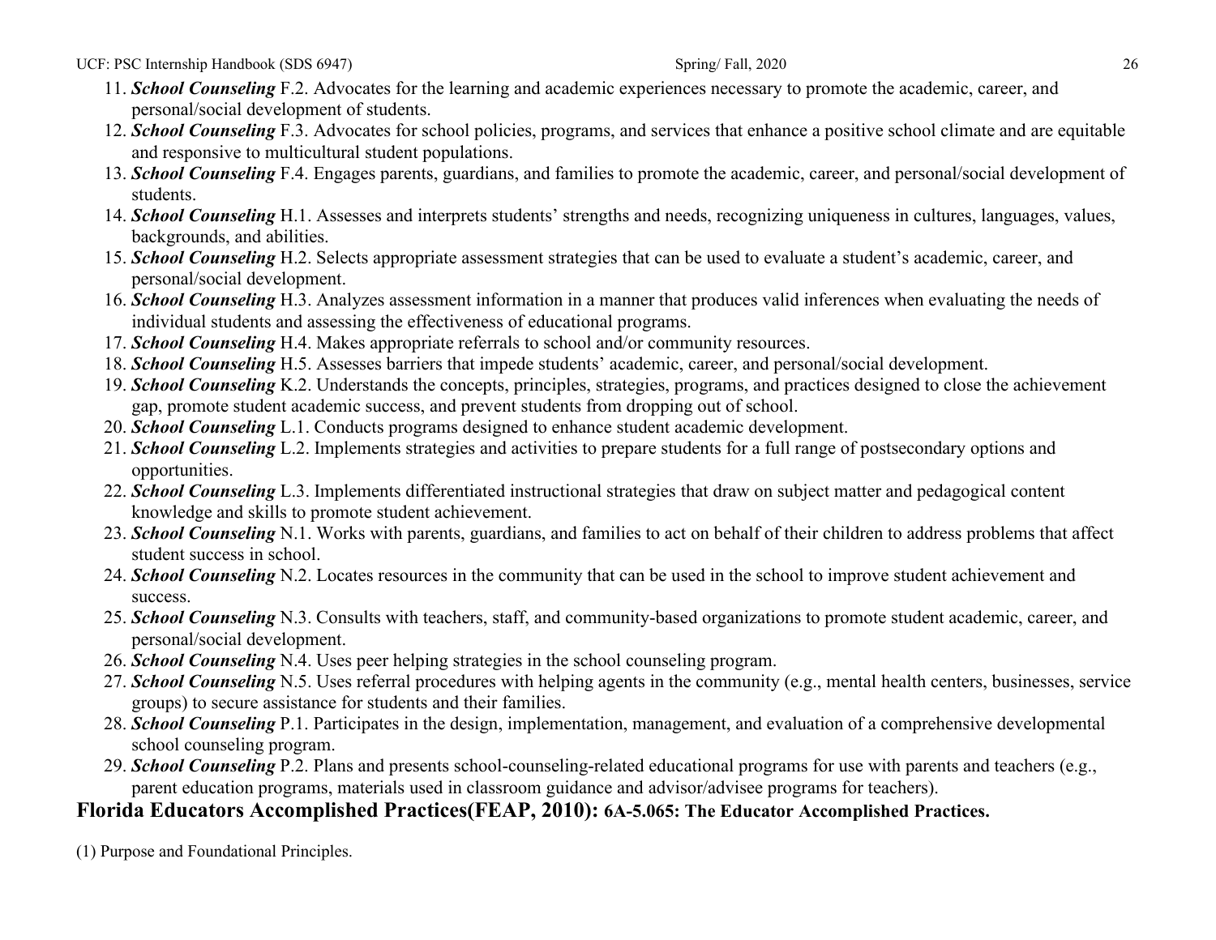11. ***School Counseling*** F.2. Advocates for the learning and academic experiences necessary to promote the academic, career, and personal/social development of students.
12. ***School Counseling*** F.3. Advocates for school policies, programs, and services that enhance a positive school climate and are equitable and responsive to multicultural student populations.
13. ***School Counseling*** F.4. Engages parents, guardians, and families to promote the academic, career, and personal/social development of students.
14. ***School Counseling*** H.1. Assesses and interprets students' strengths and needs, recognizing uniqueness in cultures, languages, values, backgrounds, and abilities.
15. ***School Counseling*** H.2. Selects appropriate assessment strategies that can be used to evaluate a student's academic, career, and personal/social development.
16. ***School Counseling*** H.3. Analyzes assessment information in a manner that produces valid inferences when evaluating the needs of individual students and assessing the effectiveness of educational programs.
17. ***School Counseling*** H.4. Makes appropriate referrals to school and/or community resources.
18. ***School Counseling*** H.5. Assesses barriers that impede students' academic, career, and personal/social development.
19. ***School Counseling*** K.2. Understands the concepts, principles, strategies, programs, and practices designed to close the achievement gap, promote student academic success, and prevent students from dropping out of school.
20. ***School Counseling*** L.1. Conducts programs designed to enhance student academic development.
21. ***School Counseling*** L.2. Implements strategies and activities to prepare students for a full range of postsecondary options and opportunities.
22. ***School Counseling*** L.3. Implements differentiated instructional strategies that draw on subject matter and pedagogical content knowledge and skills to promote student achievement.
23. ***School Counseling*** N.1. Works with parents, guardians, and families to act on behalf of their children to address problems that affect student success in school.
24. ***School Counseling*** N.2. Locates resources in the community that can be used in the school to improve student achievement and success.
25. ***School Counseling*** N.3. Consults with teachers, staff, and community-based organizations to promote student academic, career, and personal/social development.
26. ***School Counseling*** N.4. Uses peer helping strategies in the school counseling program.
27. ***School Counseling*** N.5. Uses referral procedures with helping agents in the community (e.g., mental health centers, businesses, service groups) to secure assistance for students and their families.
28. ***School Counseling*** P.1. Participates in the design, implementation, management, and evaluation of a comprehensive developmental school counseling program.
29. ***School Counseling*** P.2. Plans and presents school-counseling-related educational programs for use with parents and teachers (e.g., parent education programs, materials used in classroom guidance and advisor/advisee programs for teachers).

## Florida Educators Accomplished Practices(FEAP, 2010): 6A-5.065: The Educator Accomplished Practices.

(1) Purpose and Foundational Principles.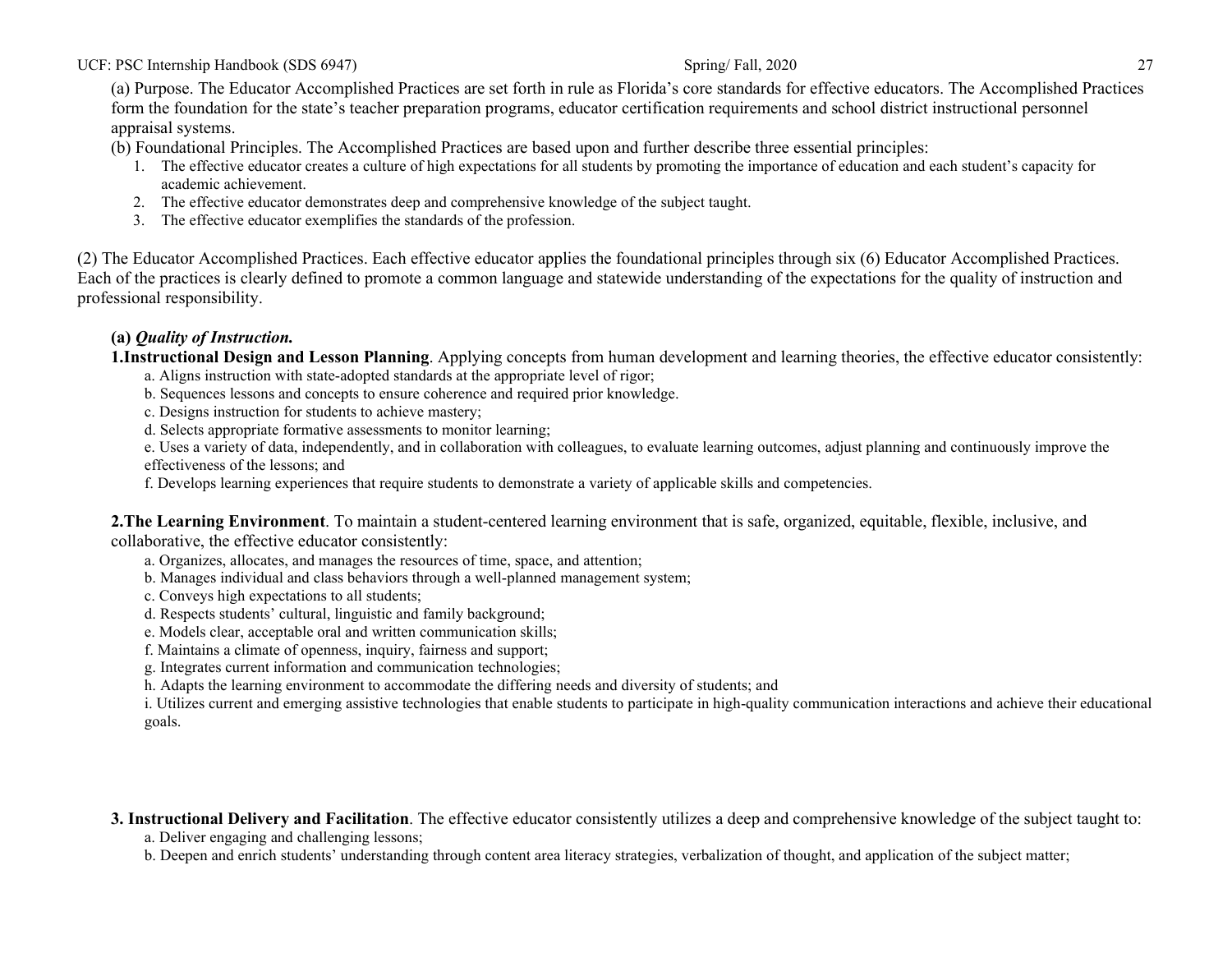(a) Purpose. The Educator Accomplished Practices are set forth in rule as Florida's core standards for effective educators. The Accomplished Practices form the foundation for the state's teacher preparation programs, educator certification requirements and school district instructional personnel appraisal systems.

(b) Foundational Principles. The Accomplished Practices are based upon and further describe three essential principles:

1. The effective educator creates a culture of high expectations for all students by promoting the importance of education and each student's capacity for academic achievement.
2. The effective educator demonstrates deep and comprehensive knowledge of the subject taught.
3. The effective educator exemplifies the standards of the profession.

(2) The Educator Accomplished Practices. Each effective educator applies the foundational principles through six (6) Educator Accomplished Practices. Each of the practices is clearly defined to promote a common language and statewide understanding of the expectations for the quality of instruction and professional responsibility.

**(a) *Quality of Instruction.***

**1.Instructional Design and Lesson Planning**. Applying concepts from human development and learning theories, the effective educator consistently:

a. Aligns instruction with state-adopted standards at the appropriate level of rigor;

b. Sequences lessons and concepts to ensure coherence and required prior knowledge.

c. Designs instruction for students to achieve mastery;

d. Selects appropriate formative assessments to monitor learning;

e. Uses a variety of data, independently, and in collaboration with colleagues, to evaluate learning outcomes, adjust planning and continuously improve the effectiveness of the lessons; and

f. Develops learning experiences that require students to demonstrate a variety of applicable skills and competencies.

**2.The Learning Environment**. To maintain a student-centered learning environment that is safe, organized, equitable, flexible, inclusive, and collaborative, the effective educator consistently:

a. Organizes, allocates, and manages the resources of time, space, and attention;

b. Manages individual and class behaviors through a well-planned management system;

c. Conveys high expectations to all students;

d. Respects students' cultural, linguistic and family background;

e. Models clear, acceptable oral and written communication skills;

f. Maintains a climate of openness, inquiry, fairness and support;

g. Integrates current information and communication technologies;

h. Adapts the learning environment to accommodate the differing needs and diversity of students; and

i. Utilizes current and emerging assistive technologies that enable students to participate in high-quality communication interactions and achieve their educational goals.

**3. Instructional Delivery and Facilitation**. The effective educator consistently utilizes a deep and comprehensive knowledge of the subject taught to:

a. Deliver engaging and challenging lessons;

b. Deepen and enrich students' understanding through content area literacy strategies, verbalization of thought, and application of the subject matter;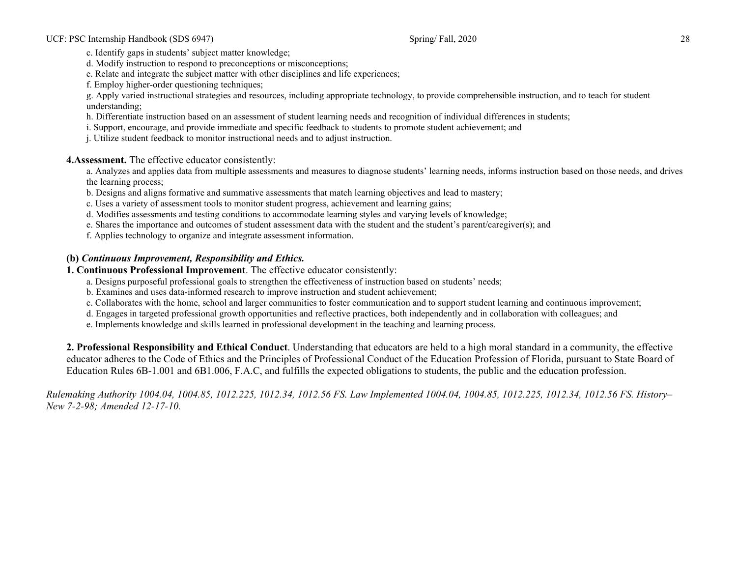c. Identify gaps in students' subject matter knowledge;
d. Modify instruction to respond to preconceptions or misconceptions;
e. Relate and integrate the subject matter with other disciplines and life experiences;
f. Employ higher-order questioning techniques;
g. Apply varied instructional strategies and resources, including appropriate technology, to provide comprehensible instruction, and to teach for student understanding;
h. Differentiate instruction based on an assessment of student learning needs and recognition of individual differences in students;
i. Support, encourage, and provide immediate and specific feedback to students to promote student achievement; and
j. Utilize student feedback to monitor instructional needs and to adjust instruction.

**4.Assessment.** The effective educator consistently:

a. Analyzes and applies data from multiple assessments and measures to diagnose students' learning needs, informs instruction based on those needs, and drives the learning process;
b. Designs and aligns formative and summative assessments that match learning objectives and lead to mastery;
c. Uses a variety of assessment tools to monitor student progress, achievement and learning gains;
d. Modifies assessments and testing conditions to accommodate learning styles and varying levels of knowledge;
e. Shares the importance and outcomes of student assessment data with the student and the student's parent/caregiver(s); and
f. Applies technology to organize and integrate assessment information.

**(b)** ***Continuous Improvement, Responsibility and Ethics.***

**1. Continuous Professional Improvement**. The effective educator consistently:

a. Designs purposeful professional goals to strengthen the effectiveness of instruction based on students' needs;
b. Examines and uses data-informed research to improve instruction and student achievement;
c. Collaborates with the home, school and larger communities to foster communication and to support student learning and continuous improvement;
d. Engages in targeted professional growth opportunities and reflective practices, both independently and in collaboration with colleagues; and
e. Implements knowledge and skills learned in professional development in the teaching and learning process.

**2. Professional Responsibility and Ethical Conduct**. Understanding that educators are held to a high moral standard in a community, the effective educator adheres to the Code of Ethics and the Principles of Professional Conduct of the Education Profession of Florida, pursuant to State Board of Education Rules 6B-1.001 and 6B1.006, F.A.C, and fulfills the expected obligations to students, the public and the education profession.

*Rulemaking Authority 1004.04, 1004.85, 1012.225, 1012.34, 1012.56 FS. Law Implemented 1004.04, 1004.85, 1012.225, 1012.34, 1012.56 FS. History– New 7-2-98; Amended 12-17-10.*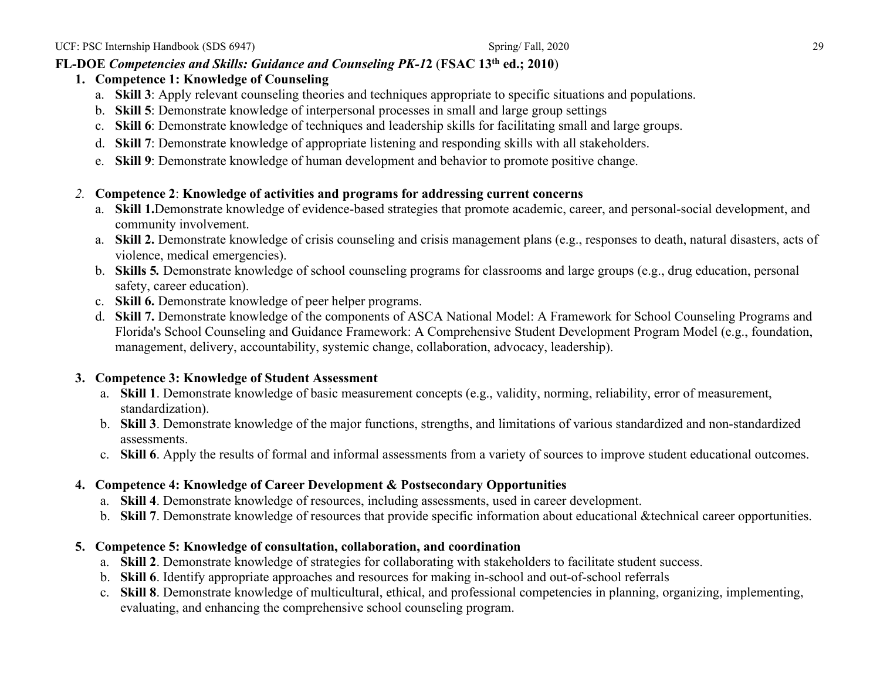**FL-DOE *Competencies and Skills: Guidance and Counseling PK-12* (FSAC 13th ed.; 2010)**

1. **Competence 1: Knowledge of Counseling**
    a. **Skill 3**: Apply relevant counseling theories and techniques appropriate to specific situations and populations.
    b. **Skill 5**: Demonstrate knowledge of interpersonal processes in small and large group settings
    c. **Skill 6**: Demonstrate knowledge of techniques and leadership skills for facilitating small and large groups.
    d. **Skill 7**: Demonstrate knowledge of appropriate listening and responding skills with all stakeholders.
    e. **Skill 9**: Demonstrate knowledge of human development and behavior to promote positive change.

2. **Competence 2**: **Knowledge of activities and programs for addressing current concerns**
    a. **Skill 1.**Demonstrate knowledge of evidence-based strategies that promote academic, career, and personal-social development, and community involvement.
    a. **Skill 2.** Demonstrate knowledge of crisis counseling and crisis management plans (e.g., responses to death, natural disasters, acts of violence, medical emergencies).
    b. **Skills 5.** Demonstrate knowledge of school counseling programs for classrooms and large groups (e.g., drug education, personal safety, career education).
    c. **Skill 6.** Demonstrate knowledge of peer helper programs.
    d. **Skill 7.** Demonstrate knowledge of the components of ASCA National Model: A Framework for School Counseling Programs and Florida's School Counseling and Guidance Framework: A Comprehensive Student Development Program Model (e.g., foundation, management, delivery, accountability, systemic change, collaboration, advocacy, leadership).

3. **Competence 3: Knowledge of Student Assessment**
    a. **Skill 1**. Demonstrate knowledge of basic measurement concepts (e.g., validity, norming, reliability, error of measurement, standardization).
    b. **Skill 3**. Demonstrate knowledge of the major functions, strengths, and limitations of various standardized and non-standardized assessments.
    c. **Skill 6**. Apply the results of formal and informal assessments from a variety of sources to improve student educational outcomes.

4. **Competence 4: Knowledge of Career Development & Postsecondary Opportunities**
    a. **Skill 4**. Demonstrate knowledge of resources, including assessments, used in career development.
    b. **Skill 7**. Demonstrate knowledge of resources that provide specific information about educational &technical career opportunities.

5. **Competence 5: Knowledge of consultation, collaboration, and coordination**
    a. **Skill 2**. Demonstrate knowledge of strategies for collaborating with stakeholders to facilitate student success.
    b. **Skill 6**. Identify appropriate approaches and resources for making in-school and out-of-school referrals
    c. **Skill 8**. Demonstrate knowledge of multicultural, ethical, and professional competencies in planning, organizing, implementing, evaluating, and enhancing the comprehensive school counseling program.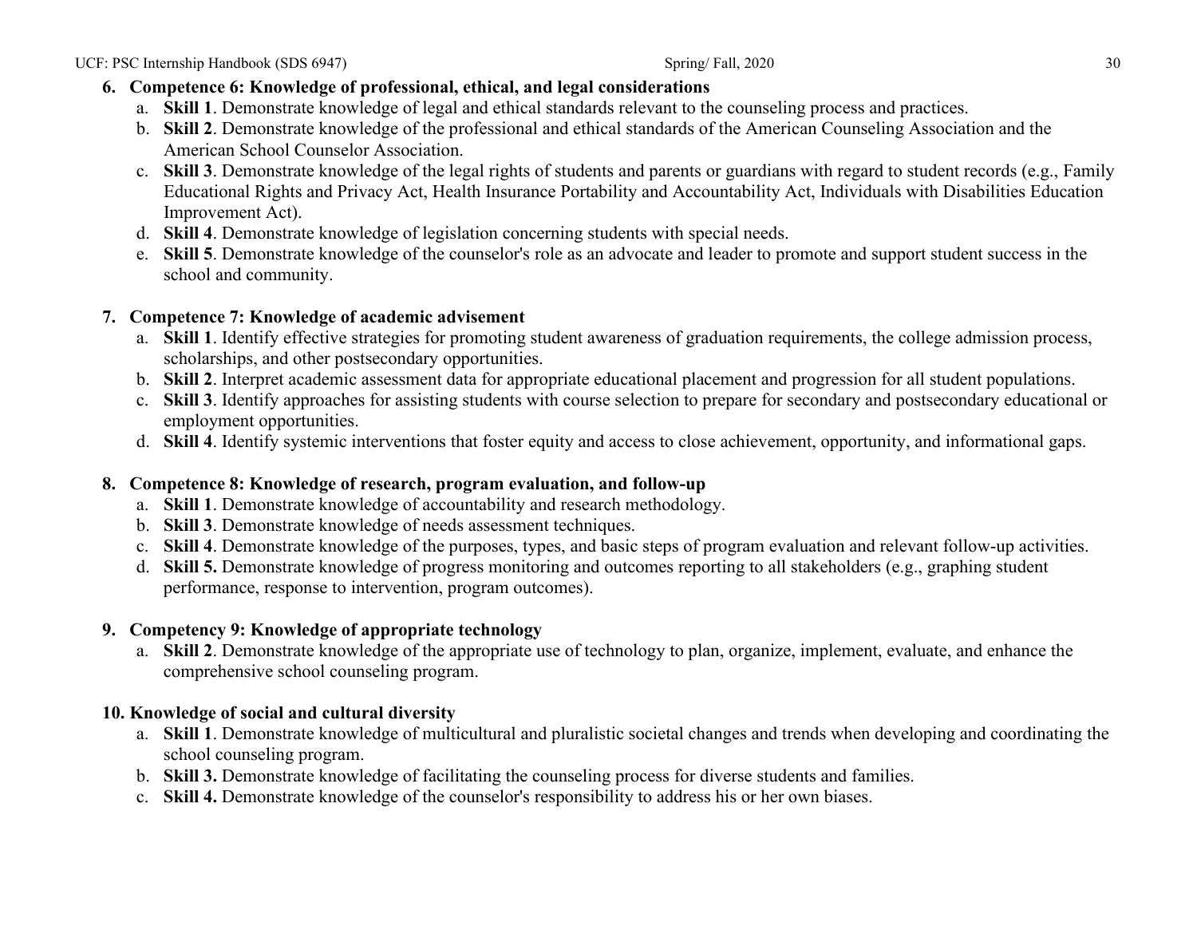6. **Competence 6: Knowledge of professional, ethical, and legal considerations**
    a. **Skill 1**. Demonstrate knowledge of legal and ethical standards relevant to the counseling process and practices.
    b. **Skill 2**. Demonstrate knowledge of the professional and ethical standards of the American Counseling Association and the American School Counselor Association.
    c. **Skill 3**. Demonstrate knowledge of the legal rights of students and parents or guardians with regard to student records (e.g., Family Educational Rights and Privacy Act, Health Insurance Portability and Accountability Act, Individuals with Disabilities Education Improvement Act).
    d. **Skill 4**. Demonstrate knowledge of legislation concerning students with special needs.
    e. **Skill 5**. Demonstrate knowledge of the counselor's role as an advocate and leader to promote and support student success in the school and community.

7. **Competence 7: Knowledge of academic advisement**
    a. **Skill 1**. Identify effective strategies for promoting student awareness of graduation requirements, the college admission process, scholarships, and other postsecondary opportunities.
    b. **Skill 2**. Interpret academic assessment data for appropriate educational placement and progression for all student populations.
    c. **Skill 3**. Identify approaches for assisting students with course selection to prepare for secondary and postsecondary educational or employment opportunities.
    d. **Skill 4**. Identify systemic interventions that foster equity and access to close achievement, opportunity, and informational gaps.

8. **Competence 8: Knowledge of research, program evaluation, and follow-up**
    a. **Skill 1**. Demonstrate knowledge of accountability and research methodology.
    b. **Skill 3**. Demonstrate knowledge of needs assessment techniques.
    c. **Skill 4**. Demonstrate knowledge of the purposes, types, and basic steps of program evaluation and relevant follow-up activities.
    d. **Skill 5.** Demonstrate knowledge of progress monitoring and outcomes reporting to all stakeholders (e.g., graphing student performance, response to intervention, program outcomes).

9. **Competency 9: Knowledge of appropriate technology**
    a. **Skill 2**. Demonstrate knowledge of the appropriate use of technology to plan, organize, implement, evaluate, and enhance the comprehensive school counseling program.

10. **Knowledge of social and cultural diversity**
    a. **Skill 1**. Demonstrate knowledge of multicultural and pluralistic societal changes and trends when developing and coordinating the school counseling program.
    b. **Skill 3.** Demonstrate knowledge of facilitating the counseling process for diverse students and families.
    c. **Skill 4.** Demonstrate knowledge of the counselor's responsibility to address his or her own biases.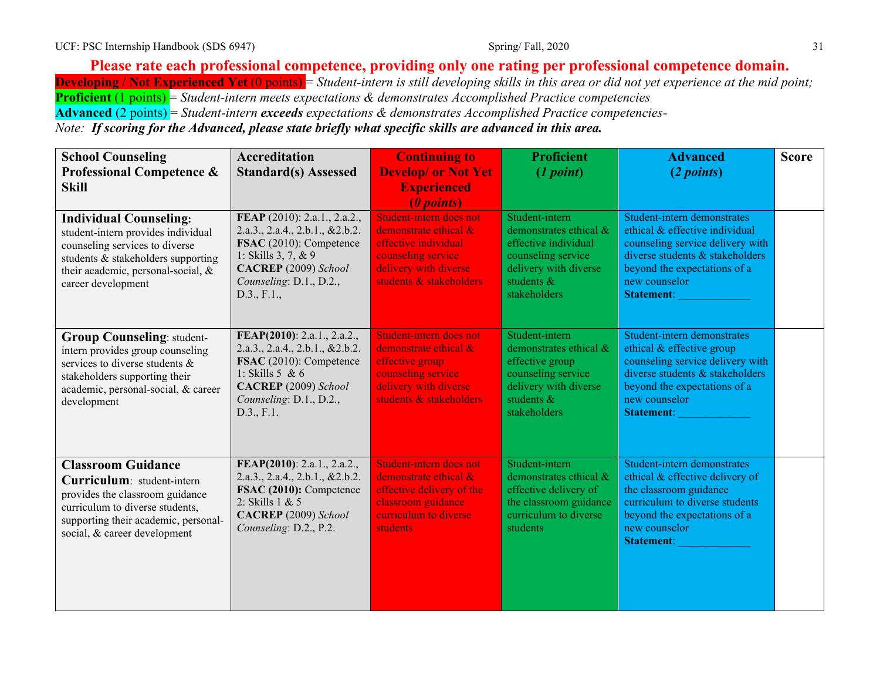**Please rate each professional competence, providing only one rating per professional competence domain.**

**Developing / Not Experienced Yet** (0 points) = *Student-intern is still developing skills in this area or did not yet experience at the mid point;*
**Proficient** (1 points) = *Student-intern meets expectations & demonstrates Accomplished Practice competencies*
**Advanced** (2 points) = *Student-intern **exceeds** expectations & demonstrates Accomplished Practice competencies-*
*Note: **If scoring for the Advanced, please state briefly what specific skills are advanced in this area.***

| School Counseling Professional Competence & Skill | Accreditation Standard(s) Assessed | Continuing to Develop/ or Not Yet Experienced (*0 points*) | Proficient (*1 point*) | Advanced (*2 points*) | Score |
|---|---|---|---|---|---|
| **Individual Counseling:** student-intern provides individual counseling services to diverse students & stakeholders supporting their academic, personal-social, & career development | **FEAP** (2010): 2.a.1., 2.a.2., 2.a.3., 2.a.4., 2.b.1., &2.b.2. **FSAC** (2010): Competence 1: Skills 3, 7, & 9 **CACREP** (2009) *School Counseling*: D.1., D.2., D.3., F.1., | Student-intern does not demonstrate ethical & effective individual counseling service delivery with diverse students & stakeholders | Student-intern demonstrates ethical & effective individual counseling service delivery with diverse students & stakeholders | Student-intern demonstrates ethical & effective individual counseling service delivery with diverse students & stakeholders beyond the expectations of a new counselor **Statement**: _____________ | |
| **Group Counseling**: student-intern provides group counseling services to diverse students & stakeholders supporting their academic, personal-social, & career development | **FEAP(2010)**: 2.a.1., 2.a.2., 2.a.3., 2.a.4., 2.b.1., &2.b.2. **FSAC** (2010): Competence 1: Skills 5 & 6 **CACREP** (2009) *School Counseling*: D.1., D.2., D.3., F.1. | Student-intern does not demonstrate ethical & effective group counseling service delivery with diverse students & stakeholders | Student-intern demonstrates ethical & effective group counseling service delivery with diverse students & stakeholders | Student-intern demonstrates ethical & effective group counseling service delivery with diverse students & stakeholders beyond the expectations of a new counselor **Statement**: _____________ | |
| **Classroom Guidance Curriculum**: student-intern provides the classroom guidance curriculum to diverse students, supporting their academic, personal-social, & career development | **FEAP(2010)**: 2.a.1., 2.a.2., 2.a.3., 2.a.4., 2.b.1., &2.b.2. **FSAC (2010):** Competence 2: Skills 1 & 5 **CACREP** (2009) *School Counseling*: D.2., P.2. | Student-intern does not demonstrate ethical & effective delivery of the classroom guidance curriculum to diverse students | Student-intern demonstrates ethical & effective delivery of the classroom guidance curriculum to diverse students | Student-intern demonstrates ethical & effective delivery of the classroom guidance curriculum to diverse students beyond the expectations of a new counselor **Statement**: _____________ | |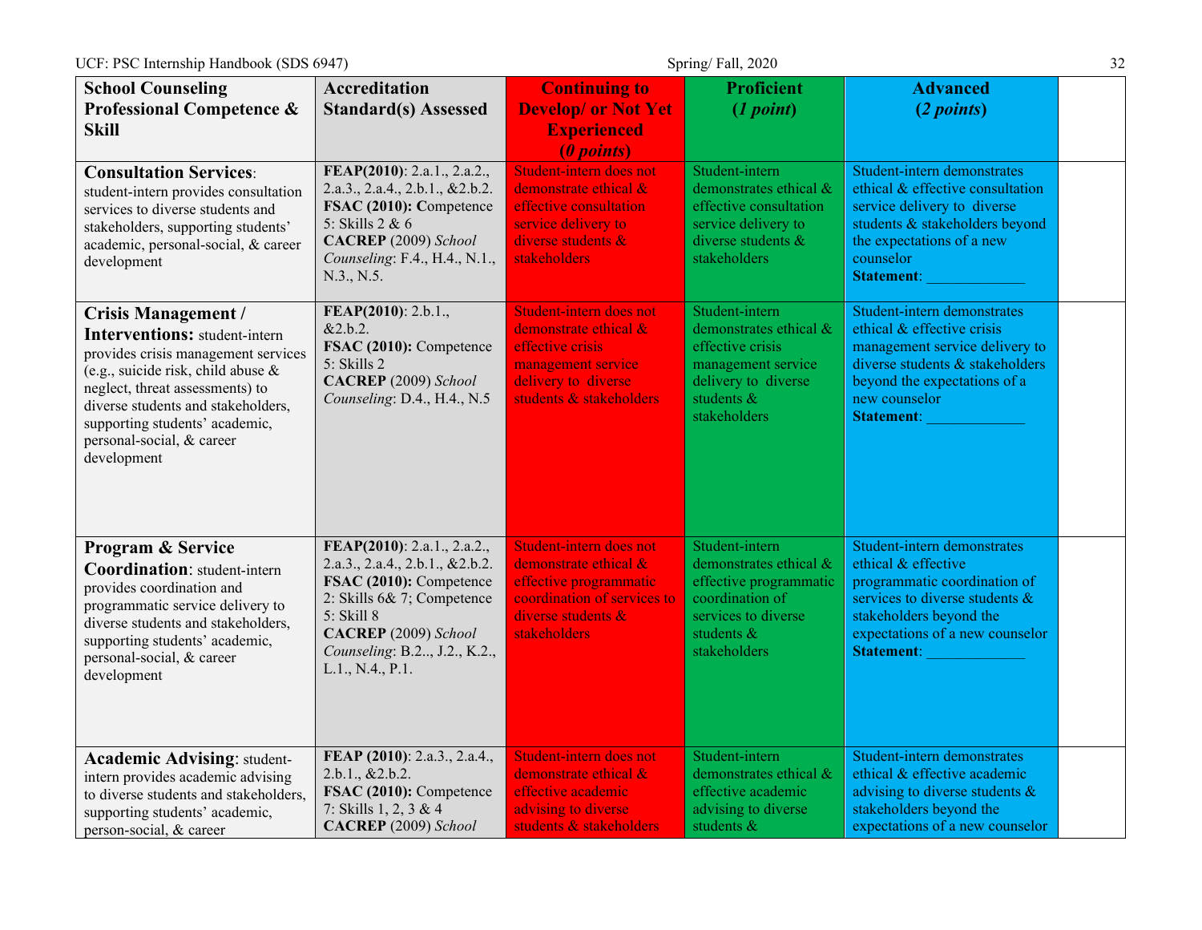| **School Counseling Professional Competence & Skill** | **Accreditation Standard(s) Assessed** | **Continuing to Develop/ or Not Yet Experienced (*0 points*)** | **Proficient (*1 point*)** | **Advanced (*2 points*)** | |
|---|---|---|---|---|---|
| **Consultation Services**: student-intern provides consultation services to diverse students and stakeholders, supporting students' academic, personal-social, & career development | **FEAP(2010)**: 2.a.1., 2.a.2., 2.a.3., 2.a.4., 2.b.1., &2.b.2. **FSAC (2010): C**ompetence 5: Skills 2 & 6 **CACREP** (2009) *School Counseling*: F.4., H.4., N.1., N.3., N.5. | Student-intern does not demonstrate ethical & effective consultation service delivery to diverse students & stakeholders | Student-intern demonstrates ethical & effective consultation service delivery to diverse students & stakeholders | Student-intern demonstrates ethical & effective consultation service delivery to diverse students & stakeholders beyond the expectations of a new counselor **Statement**: _____________ | |
| **Crisis Management / Interventions:** student-intern provides crisis management services (e.g., suicide risk, child abuse & neglect, threat assessments) to diverse students and stakeholders, supporting students' academic, personal-social, & career development | **FEAP(2010)**: 2.b.1., &2.b.2. **FSAC (2010):** Competence 5: Skills 2 **CACREP** (2009) *School Counseling*: D.4., H.4., N.5 | Student-intern does not demonstrate ethical & effective crisis management service delivery to diverse students & stakeholders | Student-intern demonstrates ethical & effective crisis management service delivery to diverse students & stakeholders | Student-intern demonstrates ethical & effective crisis management service delivery to diverse students & stakeholders beyond the expectations of a new counselor **Statement**: _____________ | |
| **Program & Service Coordination**: student-intern provides coordination and programmatic service delivery to diverse students and stakeholders, supporting students' academic, personal-social, & career development | **FEAP(2010)**: 2.a.1., 2.a.2., 2.a.3., 2.a.4., 2.b.1., &2.b.2. **FSAC (2010):** Competence 2: Skills 6& 7; Competence 5: Skill 8 **CACREP** (2009) *School Counseling*: B.2.., J.2., K.2., L.1., N.4., P.1. | Student-intern does not demonstrate ethical & effective programmatic coordination of services to diverse students & stakeholders | Student-intern demonstrates ethical & effective programmatic coordination of services to diverse students & stakeholders | Student-intern demonstrates ethical & effective programmatic coordination of services to diverse students & stakeholders beyond the expectations of a new counselor **Statement**: _____________ | |
| **Academic Advising**: student-intern provides academic advising to diverse students and stakeholders, supporting students' academic, person-social, & career | **FEAP (2010)**: 2.a.3., 2.a.4., 2.b.1., &2.b.2. **FSAC (2010):** Competence 7: Skills 1, 2, 3 & 4 **CACREP** (2009) *School* | Student-intern does not demonstrate ethical & effective academic advising to diverse students & stakeholders | Student-intern demonstrates ethical & effective academic advising to diverse students & | Student-intern demonstrates ethical & effective academic advising to diverse students & stakeholders beyond the expectations of a new counselor | |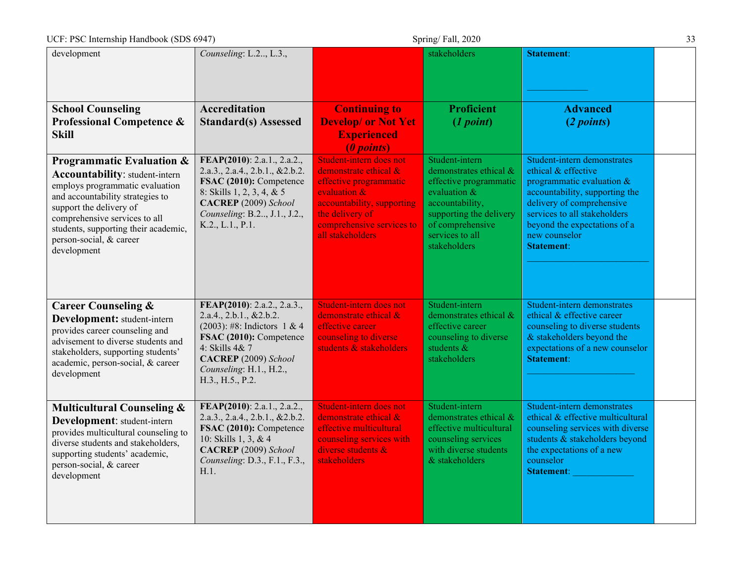| development | *Counseling*: L.2.., L.3., | | stakeholders | **Statement**: ____________ | |
|---|---|---|---|---|---|
| **School Counseling Professional Competence & Skill** | **Accreditation Standard(s) Assessed** | **Continuing to Develop/ or Not Yet Experienced (*0 points*)** | **Proficient (*1 point*)** | **Advanced (*2 points*)** | |
| **Programmatic Evaluation & Accountability**: student-intern employs programmatic evaluation and accountability strategies to support the delivery of comprehensive services to all students, supporting their academic, person-social, & career development | **FEAP(2010)**: 2.a.1., 2.a.2., 2.a.3., 2.a.4., 2.b.1., &2.b.2. **FSAC (2010):** Competence 8: Skills 1, 2, 3, 4, & 5 **CACREP** (2009) *School Counseling*: B.2.., J.1., J.2., K.2., L.1., P.1. | Student-intern does not demonstrate ethical & effective programmatic evaluation & accountability, supporting the delivery of comprehensive services to all stakeholders | Student-intern demonstrates ethical & effective programmatic evaluation & accountability, supporting the delivery of comprehensive services to all stakeholders | Student-intern demonstrates ethical & effective programmatic evaluation & accountability, supporting the delivery of comprehensive services to all stakeholders beyond the expectations of a new counselor **Statement**: ______________________ | |
| **Career Counseling & Development:** student-intern provides career counseling and advisement to diverse students and stakeholders, supporting students' academic, person-social, & career development | **FEAP(2010)**: 2.a.2., 2.a.3., 2.a.4., 2.b.1., &2.b.2. (2003): #8: Indictors 1 & 4 **FSAC (2010):** Competence 4: Skills 4& 7 **CACREP** (2009) *School Counseling*: H.1., H.2., H.3., H.5., P.2. | Student-intern does not demonstrate ethical & effective career counseling to diverse students & stakeholders | Student-intern demonstrates ethical & effective career counseling to diverse students & stakeholders | Student-intern demonstrates ethical & effective career counseling to diverse students & stakeholders beyond the expectations of a new counselor **Statement**: ____________________ | |
| **Multicultural Counseling & Development**: student-intern provides multicultural counseling to diverse students and stakeholders, supporting students' academic, person-social, & career development | **FEAP(2010)**: 2.a.1., 2.a.2., 2.a.3., 2.a.4., 2.b.1., &2.b.2. **FSAC (2010):** Competence 10: Skills 1, 3, & 4 **CACREP** (2009) *School Counseling*: D.3., F.1., F.3., H.1. | Student-intern does not demonstrate ethical & effective multicultural counseling services with diverse students & stakeholders | Student-intern demonstrates ethical & effective multicultural counseling services with diverse students & stakeholders | Student-intern demonstrates ethical & effective multicultural counseling services with diverse students & stakeholders beyond the expectations of a new counselor **Statement**: ____________ | |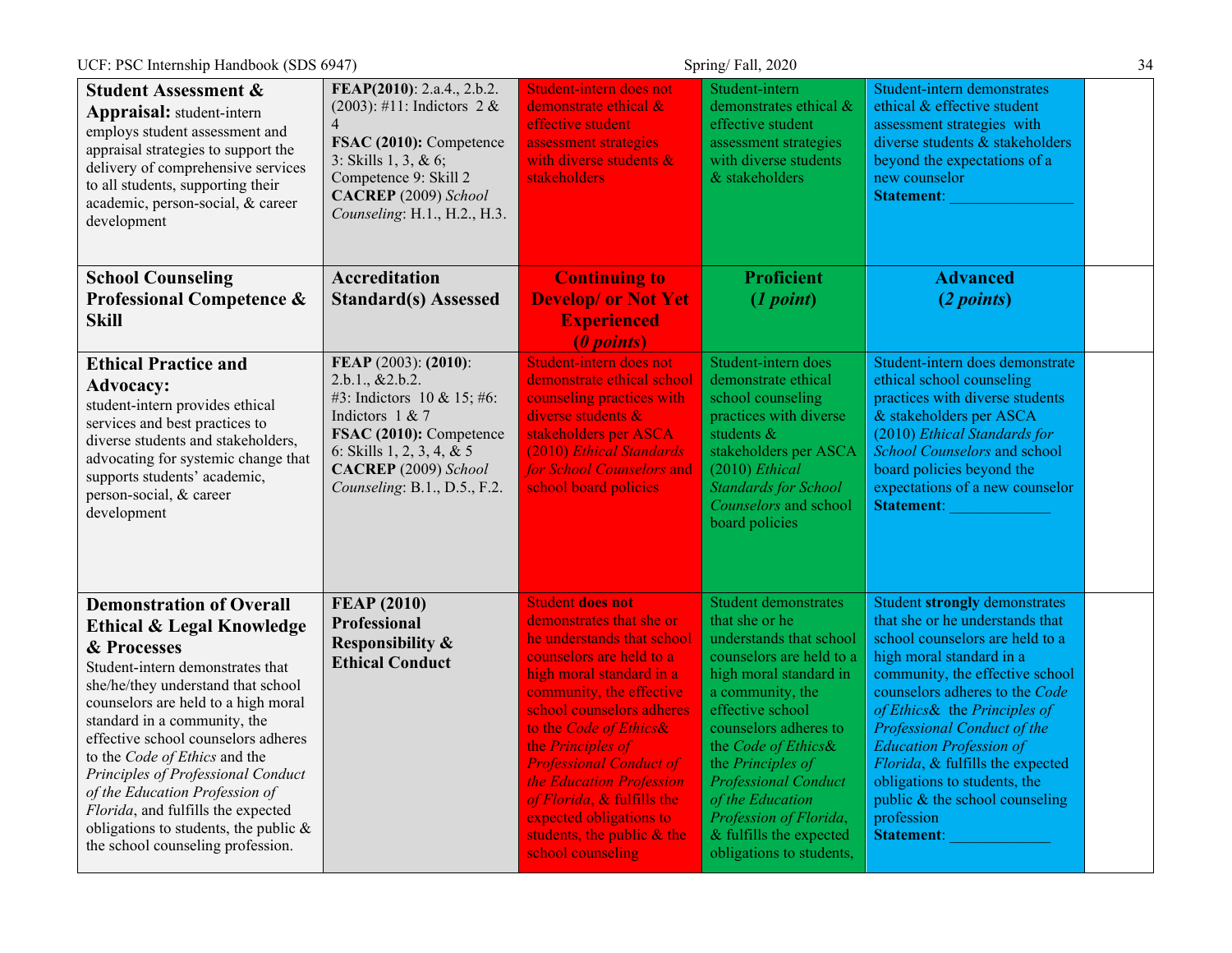| **Student Assessment & Appraisal:** student-intern employs student assessment and appraisal strategies to support the delivery of comprehensive services to all students, supporting their academic, person-social, & career development | **FEAP(2010)**: 2.a.4., 2.b.2. (2003): #11: Indictors 2 & 4 **FSAC (2010):** Competence 3: Skills 1, 3, & 6; Competence 9: Skill 2 **CACREP** (2009) *School Counseling*: H.1., H.2., H.3. | Student-intern does not demonstrate ethical & effective student assessment strategies with diverse students & stakeholders | Student-intern demonstrates ethical & effective student assessment strategies with diverse students & stakeholders | Student-intern demonstrates ethical & effective student assessment strategies with diverse students & stakeholders beyond the expectations of a new counselor **Statement**: _______________ | |
|---|---|---|---|---|---|
| **School Counseling Professional Competence & Skill** | **Accreditation Standard(s) Assessed** | **Continuing to Develop/ or Not Yet Experienced (*0 points*)** | **Proficient (*1 point*)** | **Advanced (*2 points*)** | |
| **Ethical Practice and Advocacy:** student-intern provides ethical services and best practices to diverse students and stakeholders, advocating for systemic change that supports students' academic, person-social, & career development | **FEAP** (2003): **(2010)**: 2.b.1., &2.b.2. #3: Indictors 10 & 15; #6: Indictors 1 & 7 **FSAC (2010):** Competence 6: Skills 1, 2, 3, 4, & 5 **CACREP** (2009) *School Counseling*: B.1., D.5., F.2. | Student-intern does not demonstrate ethical school counseling practices with diverse students & stakeholders per ASCA (2010) *Ethical Standards for School Counselors* and school board policies | Student-intern does demonstrate ethical school counseling practices with diverse students & stakeholders per ASCA (2010) *Ethical Standards for School Counselors* and school board policies | Student-intern does demonstrate ethical school counseling practices with diverse students & stakeholders per ASCA (2010) *Ethical Standards for School Counselors* and school board policies beyond the expectations of a new counselor **Statement**: ____________ | |
| **Demonstration of Overall Ethical & Legal Knowledge & Processes** Student-intern demonstrates that she/he/they understand that school counselors are held to a high moral standard in a community, the effective school counselors adheres to the *Code of Ethics* and the *Principles of Professional Conduct of the Education Profession of Florida*, and fulfills the expected obligations to students, the public & the school counseling profession. | **FEAP (2010) Professional Responsibility & Ethical Conduct** | Student **does not** demonstrates that she or he understands that school counselors are held to a high moral standard in a community, the effective school counselors adheres to the *Code of Ethics*& the *Principles of Professional Conduct of the Education Profession of Florida*, & fulfills the expected obligations to students, the public & the school counseling | Student demonstrates that she or he understands that school counselors are held to a high moral standard in a community, the effective school counselors adheres to the *Code of Ethics*& the *Principles of Professional Conduct of the Education Profession of Florida*, & fulfills the expected obligations to students, | Student **strongly** demonstrates that she or he understands that school counselors are held to a high moral standard in a community, the effective school counselors adheres to the *Code of Ethics*& the *Principles of Professional Conduct of the Education Profession of Florida*, & fulfills the expected obligations to students, the public & the school counseling profession **Statement**: ____________ | |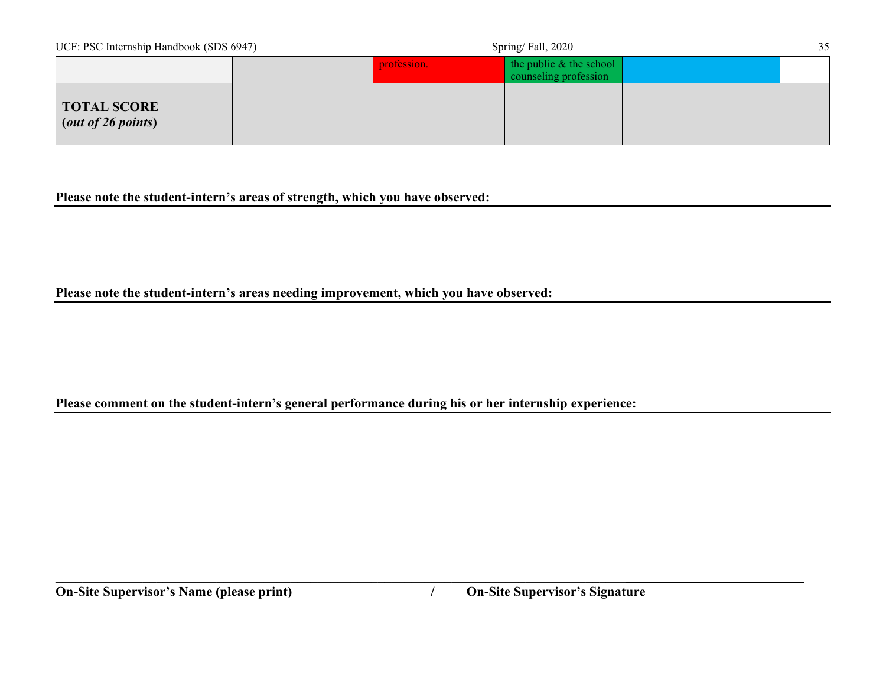|  |  | profession. | the public & the school counseling profession |  |  |
|---|---|---|---|---|---|
| **TOTAL SCORE (*out of 26 points*)** |  |  |  |  |  |

**Please note the student-intern's areas of strength, which you have observed:**

**Please note the student-intern's areas needing improvement, which you have observed:**

**Please comment on the student-intern's general performance during his or her internship experience:**

______________________________________________ ______________________________

**On-Site Supervisor's Name (please print) / On-Site Supervisor's Signature**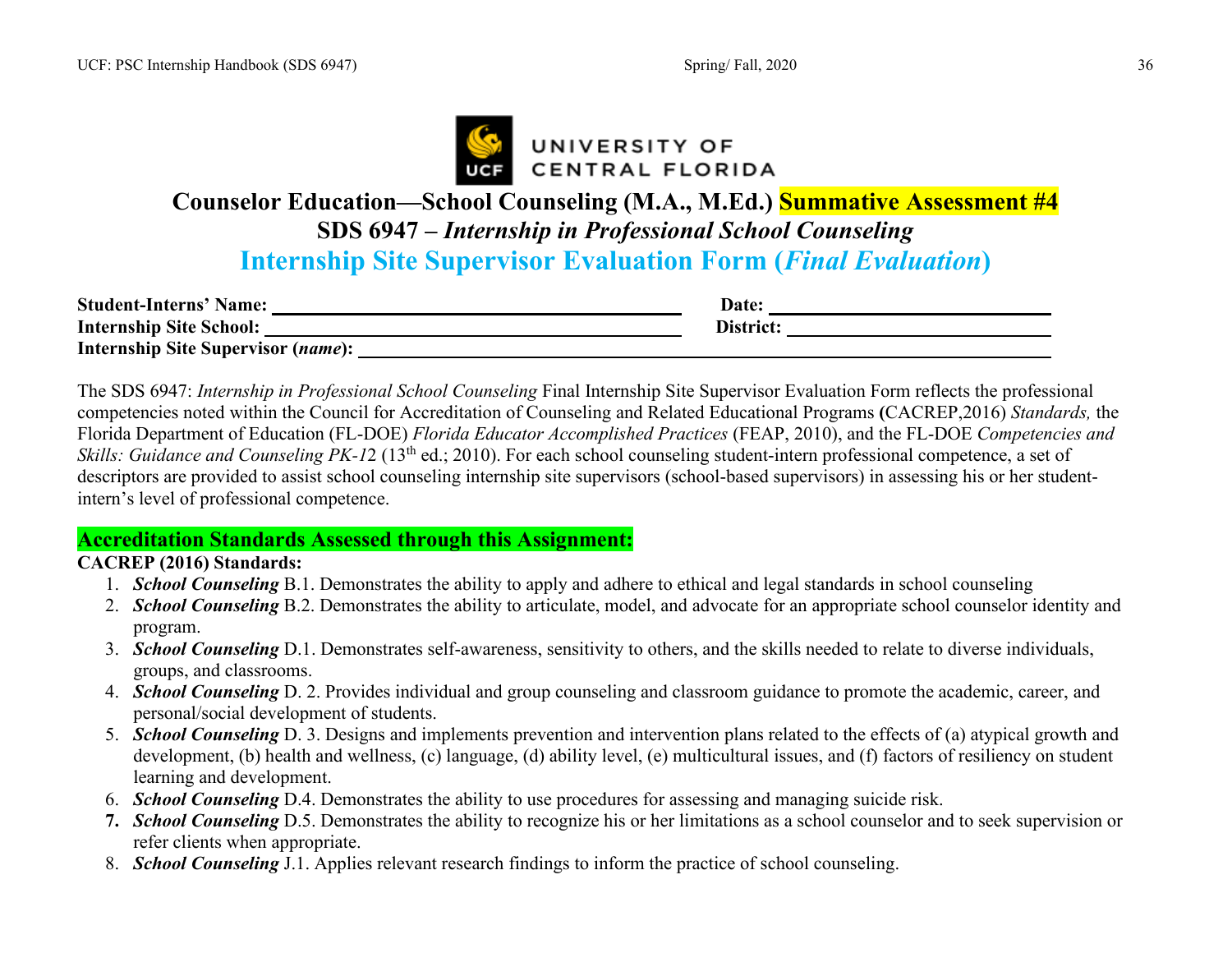UNIVERSITY OF CENTRAL FLORIDA

# Counselor Education—School Counseling (M.A., M.Ed.) Summative Assessment #4

## SDS 6947 – *Internship in Professional School Counseling*

## Internship Site Supervisor Evaluation Form (*Final Evaluation*)

**Student-Interns' Name:** ______________________ **Date:** ______________________

**Internship Site School:** ______________________ **District:** ______________________

**Internship Site Supervisor (*name*):** ______________________

The SDS 6947: *Internship in Professional School Counseling* Final Internship Site Supervisor Evaluation Form reflects the professional competencies noted within the Council for Accreditation of Counseling and Related Educational Programs **(**CACREP,2016) *Standards,* the Florida Department of Education (FL-DOE) *Florida Educator Accomplished Practices* (FEAP, 2010), and the FL-DOE *Competencies and Skills: Guidance and Counseling PK-12* (13th ed.; 2010). For each school counseling student-intern professional competence, a set of descriptors are provided to assist school counseling internship site supervisors (school-based supervisors) in assessing his or her student-intern's level of professional competence.

### Accreditation Standards Assessed through this Assignment:

**CACREP (2016) Standards:**

1. ***School Counseling*** B.1. Demonstrates the ability to apply and adhere to ethical and legal standards in school counseling
2. ***School Counseling*** B.2. Demonstrates the ability to articulate, model, and advocate for an appropriate school counselor identity and program.
3. ***School Counseling*** D.1. Demonstrates self-awareness, sensitivity to others, and the skills needed to relate to diverse individuals, groups, and classrooms.
4. ***School Counseling*** D. 2. Provides individual and group counseling and classroom guidance to promote the academic, career, and personal/social development of students.
5. ***School Counseling*** D. 3. Designs and implements prevention and intervention plans related to the effects of (a) atypical growth and development, (b) health and wellness, (c) language, (d) ability level, (e) multicultural issues, and (f) factors of resiliency on student learning and development.
6. ***School Counseling*** D.4. Demonstrates the ability to use procedures for assessing and managing suicide risk.
7. ***School Counseling*** D.5. Demonstrates the ability to recognize his or her limitations as a school counselor and to seek supervision or refer clients when appropriate.
8. ***School Counseling*** J.1. Applies relevant research findings to inform the practice of school counseling.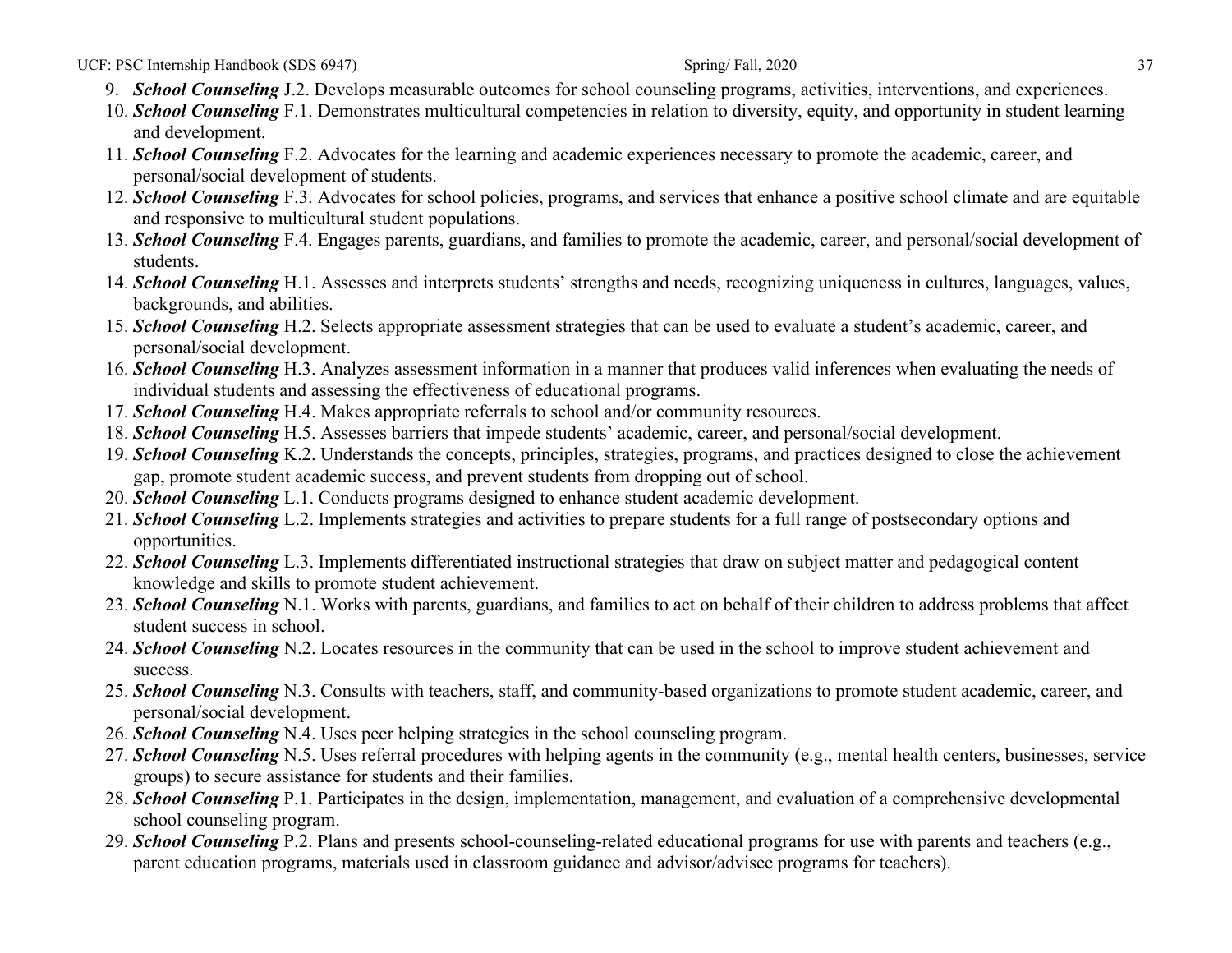9. ***School Counseling*** J.2. Develops measurable outcomes for school counseling programs, activities, interventions, and experiences.
10. ***School Counseling*** F.1. Demonstrates multicultural competencies in relation to diversity, equity, and opportunity in student learning and development.
11. ***School Counseling*** F.2. Advocates for the learning and academic experiences necessary to promote the academic, career, and personal/social development of students.
12. ***School Counseling*** F.3. Advocates for school policies, programs, and services that enhance a positive school climate and are equitable and responsive to multicultural student populations.
13. ***School Counseling*** F.4. Engages parents, guardians, and families to promote the academic, career, and personal/social development of students.
14. ***School Counseling*** H.1. Assesses and interprets students' strengths and needs, recognizing uniqueness in cultures, languages, values, backgrounds, and abilities.
15. ***School Counseling*** H.2. Selects appropriate assessment strategies that can be used to evaluate a student's academic, career, and personal/social development.
16. ***School Counseling*** H.3. Analyzes assessment information in a manner that produces valid inferences when evaluating the needs of individual students and assessing the effectiveness of educational programs.
17. ***School Counseling*** H.4. Makes appropriate referrals to school and/or community resources.
18. ***School Counseling*** H.5. Assesses barriers that impede students' academic, career, and personal/social development.
19. ***School Counseling*** K.2. Understands the concepts, principles, strategies, programs, and practices designed to close the achievement gap, promote student academic success, and prevent students from dropping out of school.
20. ***School Counseling*** L.1. Conducts programs designed to enhance student academic development.
21. ***School Counseling*** L.2. Implements strategies and activities to prepare students for a full range of postsecondary options and opportunities.
22. ***School Counseling*** L.3. Implements differentiated instructional strategies that draw on subject matter and pedagogical content knowledge and skills to promote student achievement.
23. ***School Counseling*** N.1. Works with parents, guardians, and families to act on behalf of their children to address problems that affect student success in school.
24. ***School Counseling*** N.2. Locates resources in the community that can be used in the school to improve student achievement and success.
25. ***School Counseling*** N.3. Consults with teachers, staff, and community-based organizations to promote student academic, career, and personal/social development.
26. ***School Counseling*** N.4. Uses peer helping strategies in the school counseling program.
27. ***School Counseling*** N.5. Uses referral procedures with helping agents in the community (e.g., mental health centers, businesses, service groups) to secure assistance for students and their families.
28. ***School Counseling*** P.1. Participates in the design, implementation, management, and evaluation of a comprehensive developmental school counseling program.
29. ***School Counseling*** P.2. Plans and presents school-counseling-related educational programs for use with parents and teachers (e.g., parent education programs, materials used in classroom guidance and advisor/advisee programs for teachers).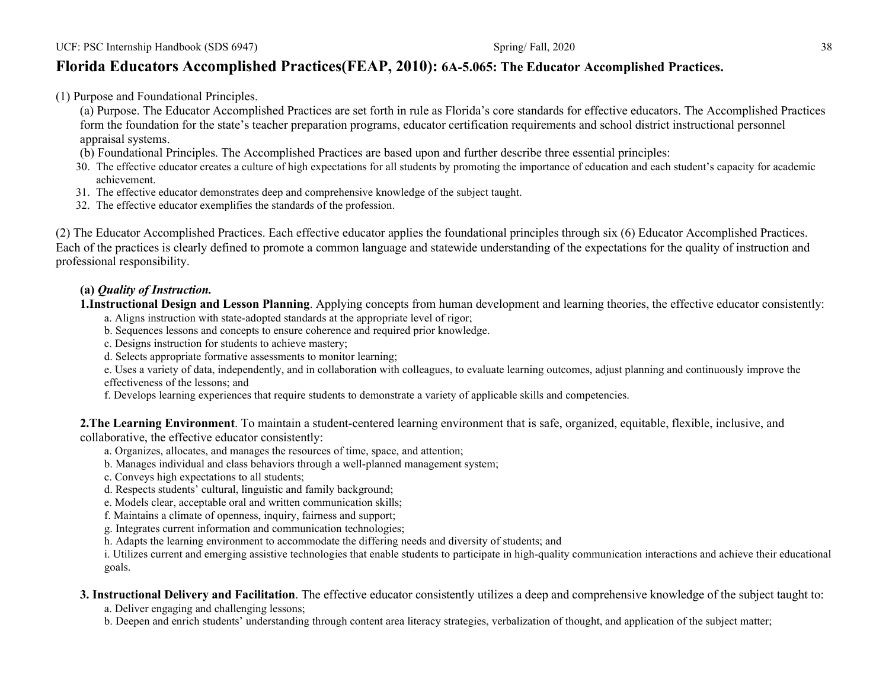# Florida Educators Accomplished Practices(FEAP, 2010): 6A-5.065: The Educator Accomplished Practices.

(1) Purpose and Foundational Principles.

(a) Purpose. The Educator Accomplished Practices are set forth in rule as Florida's core standards for effective educators. The Accomplished Practices form the foundation for the state's teacher preparation programs, educator certification requirements and school district instructional personnel appraisal systems.

(b) Foundational Principles. The Accomplished Practices are based upon and further describe three essential principles:

30. The effective educator creates a culture of high expectations for all students by promoting the importance of education and each student's capacity for academic achievement.
31. The effective educator demonstrates deep and comprehensive knowledge of the subject taught.
32. The effective educator exemplifies the standards of the profession.

(2) The Educator Accomplished Practices. Each effective educator applies the foundational principles through six (6) Educator Accomplished Practices. Each of the practices is clearly defined to promote a common language and statewide understanding of the expectations for the quality of instruction and professional responsibility.

**(a)** ***Quality of Instruction.***

**1.Instructional Design and Lesson Planning**. Applying concepts from human development and learning theories, the effective educator consistently:

a. Aligns instruction with state-adopted standards at the appropriate level of rigor;
b. Sequences lessons and concepts to ensure coherence and required prior knowledge.
c. Designs instruction for students to achieve mastery;
d. Selects appropriate formative assessments to monitor learning;
e. Uses a variety of data, independently, and in collaboration with colleagues, to evaluate learning outcomes, adjust planning and continuously improve the effectiveness of the lessons; and
f. Develops learning experiences that require students to demonstrate a variety of applicable skills and competencies.

**2.The Learning Environment**. To maintain a student-centered learning environment that is safe, organized, equitable, flexible, inclusive, and collaborative, the effective educator consistently:

a. Organizes, allocates, and manages the resources of time, space, and attention;
b. Manages individual and class behaviors through a well-planned management system;
c. Conveys high expectations to all students;
d. Respects students' cultural, linguistic and family background;
e. Models clear, acceptable oral and written communication skills;
f. Maintains a climate of openness, inquiry, fairness and support;
g. Integrates current information and communication technologies;
h. Adapts the learning environment to accommodate the differing needs and diversity of students; and
i. Utilizes current and emerging assistive technologies that enable students to participate in high-quality communication interactions and achieve their educational goals.

**3. Instructional Delivery and Facilitation**. The effective educator consistently utilizes a deep and comprehensive knowledge of the subject taught to:

a. Deliver engaging and challenging lessons;
b. Deepen and enrich students' understanding through content area literacy strategies, verbalization of thought, and application of the subject matter;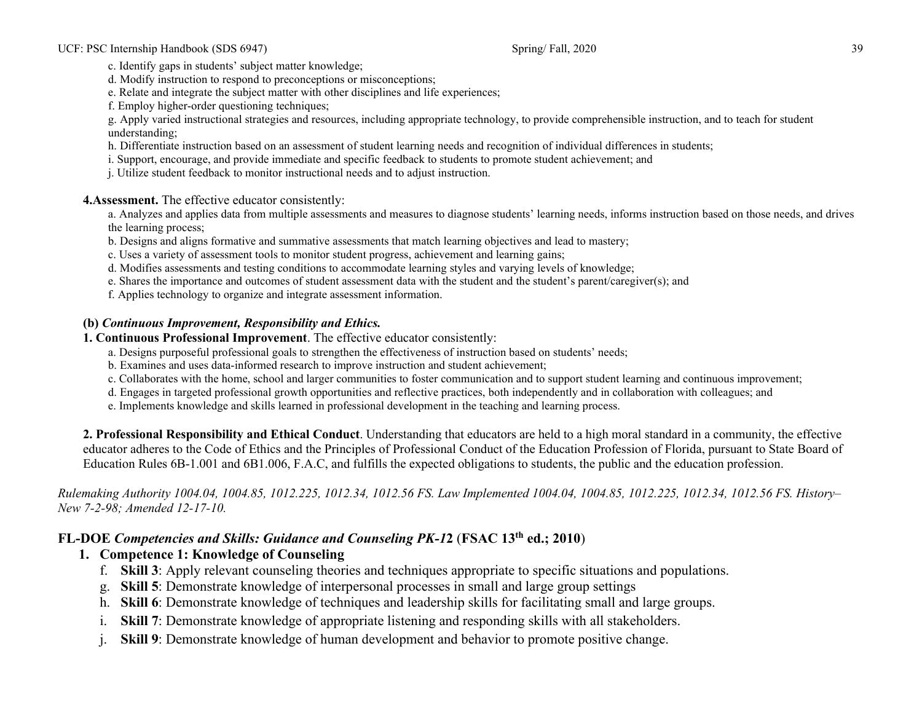c. Identify gaps in students' subject matter knowledge;

d. Modify instruction to respond to preconceptions or misconceptions;

e. Relate and integrate the subject matter with other disciplines and life experiences;

f. Employ higher-order questioning techniques;

g. Apply varied instructional strategies and resources, including appropriate technology, to provide comprehensible instruction, and to teach for student understanding;

h. Differentiate instruction based on an assessment of student learning needs and recognition of individual differences in students;

i. Support, encourage, and provide immediate and specific feedback to students to promote student achievement; and

j. Utilize student feedback to monitor instructional needs and to adjust instruction.

**4.Assessment.** The effective educator consistently:

a. Analyzes and applies data from multiple assessments and measures to diagnose students' learning needs, informs instruction based on those needs, and drives the learning process;

b. Designs and aligns formative and summative assessments that match learning objectives and lead to mastery;

c. Uses a variety of assessment tools to monitor student progress, achievement and learning gains;

d. Modifies assessments and testing conditions to accommodate learning styles and varying levels of knowledge;

e. Shares the importance and outcomes of student assessment data with the student and the student's parent/caregiver(s); and

f. Applies technology to organize and integrate assessment information.

**(b) *Continuous Improvement, Responsibility and Ethics.***

**1. Continuous Professional Improvement**. The effective educator consistently:

a. Designs purposeful professional goals to strengthen the effectiveness of instruction based on students' needs;

b. Examines and uses data-informed research to improve instruction and student achievement;

c. Collaborates with the home, school and larger communities to foster communication and to support student learning and continuous improvement;

d. Engages in targeted professional growth opportunities and reflective practices, both independently and in collaboration with colleagues; and

e. Implements knowledge and skills learned in professional development in the teaching and learning process.

**2. Professional Responsibility and Ethical Conduct**. Understanding that educators are held to a high moral standard in a community, the effective educator adheres to the Code of Ethics and the Principles of Professional Conduct of the Education Profession of Florida, pursuant to State Board of Education Rules 6B-1.001 and 6B1.006, F.A.C, and fulfills the expected obligations to students, the public and the education profession.

*Rulemaking Authority 1004.04, 1004.85, 1012.225, 1012.34, 1012.56 FS. Law Implemented 1004.04, 1004.85, 1012.225, 1012.34, 1012.56 FS. History–New 7-2-98; Amended 12-17-10.*

## FL-DOE *Competencies and Skills: Guidance and Counseling PK-1*2 (FSAC 13th ed.; 2010)

1. **Competence 1: Knowledge of Counseling**

   f. **Skill 3**: Apply relevant counseling theories and techniques appropriate to specific situations and populations.

   g. **Skill 5**: Demonstrate knowledge of interpersonal processes in small and large group settings

   h. **Skill 6**: Demonstrate knowledge of techniques and leadership skills for facilitating small and large groups.

   i. **Skill 7**: Demonstrate knowledge of appropriate listening and responding skills with all stakeholders.

   j. **Skill 9**: Demonstrate knowledge of human development and behavior to promote positive change.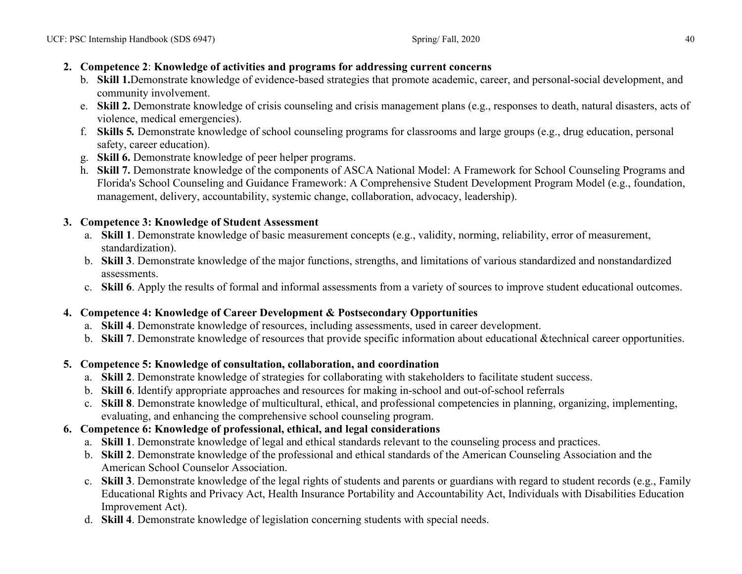2. **Competence 2**: **Knowledge of activities and programs for addressing current concerns**
   b. **Skill 1.**Demonstrate knowledge of evidence-based strategies that promote academic, career, and personal-social development, and community involvement.
   e. **Skill 2.** Demonstrate knowledge of crisis counseling and crisis management plans (e.g., responses to death, natural disasters, acts of violence, medical emergencies).
   f. **Skills 5.** Demonstrate knowledge of school counseling programs for classrooms and large groups (e.g., drug education, personal safety, career education).
   g. **Skill 6.** Demonstrate knowledge of peer helper programs.
   h. **Skill 7.** Demonstrate knowledge of the components of ASCA National Model: A Framework for School Counseling Programs and Florida's School Counseling and Guidance Framework: A Comprehensive Student Development Program Model (e.g., foundation, management, delivery, accountability, systemic change, collaboration, advocacy, leadership).

3. **Competence 3: Knowledge of Student Assessment**
   a. **Skill 1**. Demonstrate knowledge of basic measurement concepts (e.g., validity, norming, reliability, error of measurement, standardization).
   b. **Skill 3**. Demonstrate knowledge of the major functions, strengths, and limitations of various standardized and nonstandardized assessments.
   c. **Skill 6**. Apply the results of formal and informal assessments from a variety of sources to improve student educational outcomes.

4. **Competence 4: Knowledge of Career Development & Postsecondary Opportunities**
   a. **Skill 4**. Demonstrate knowledge of resources, including assessments, used in career development.
   b. **Skill 7**. Demonstrate knowledge of resources that provide specific information about educational &technical career opportunities.

5. **Competence 5: Knowledge of consultation, collaboration, and coordination**
   a. **Skill 2**. Demonstrate knowledge of strategies for collaborating with stakeholders to facilitate student success.
   b. **Skill 6**. Identify appropriate approaches and resources for making in-school and out-of-school referrals
   c. **Skill 8**. Demonstrate knowledge of multicultural, ethical, and professional competencies in planning, organizing, implementing, evaluating, and enhancing the comprehensive school counseling program.

6. **Competence 6: Knowledge of professional, ethical, and legal considerations**
   a. **Skill 1**. Demonstrate knowledge of legal and ethical standards relevant to the counseling process and practices.
   b. **Skill 2**. Demonstrate knowledge of the professional and ethical standards of the American Counseling Association and the American School Counselor Association.
   c. **Skill 3**. Demonstrate knowledge of the legal rights of students and parents or guardians with regard to student records (e.g., Family Educational Rights and Privacy Act, Health Insurance Portability and Accountability Act, Individuals with Disabilities Education Improvement Act).
   d. **Skill 4**. Demonstrate knowledge of legislation concerning students with special needs.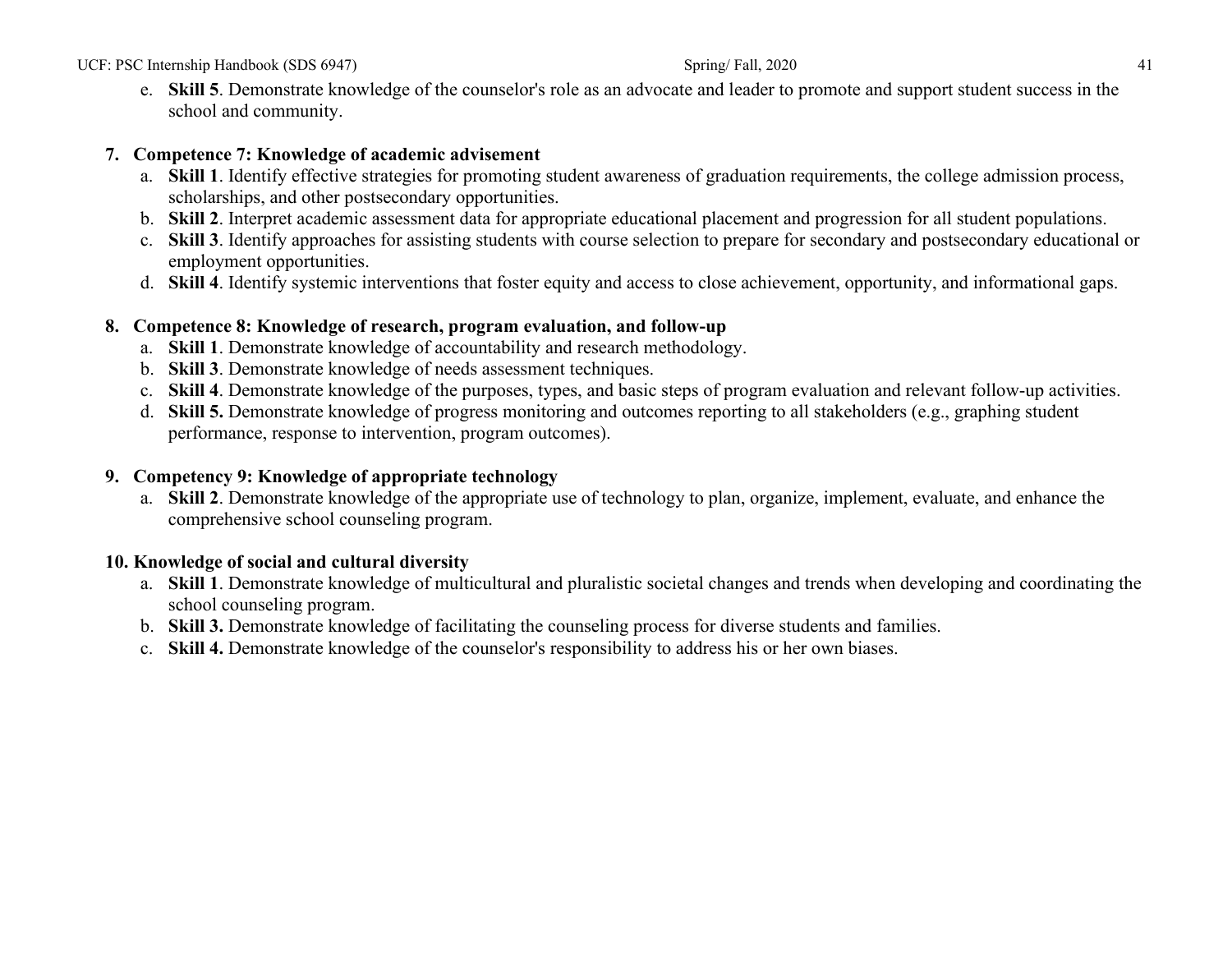e. **Skill 5**. Demonstrate knowledge of the counselor's role as an advocate and leader to promote and support student success in the school and community.

7. **Competence 7: Knowledge of academic advisement**
   a. **Skill 1**. Identify effective strategies for promoting student awareness of graduation requirements, the college admission process, scholarships, and other postsecondary opportunities.
   b. **Skill 2**. Interpret academic assessment data for appropriate educational placement and progression for all student populations.
   c. **Skill 3**. Identify approaches for assisting students with course selection to prepare for secondary and postsecondary educational or employment opportunities.
   d. **Skill 4**. Identify systemic interventions that foster equity and access to close achievement, opportunity, and informational gaps.

8. **Competence 8: Knowledge of research, program evaluation, and follow-up**
   a. **Skill 1**. Demonstrate knowledge of accountability and research methodology.
   b. **Skill 3**. Demonstrate knowledge of needs assessment techniques.
   c. **Skill 4**. Demonstrate knowledge of the purposes, types, and basic steps of program evaluation and relevant follow-up activities.
   d. **Skill 5.** Demonstrate knowledge of progress monitoring and outcomes reporting to all stakeholders (e.g., graphing student performance, response to intervention, program outcomes).

9. **Competency 9: Knowledge of appropriate technology**
   a. **Skill 2**. Demonstrate knowledge of the appropriate use of technology to plan, organize, implement, evaluate, and enhance the comprehensive school counseling program.

10. **Knowledge of social and cultural diversity**
    a. **Skill 1**. Demonstrate knowledge of multicultural and pluralistic societal changes and trends when developing and coordinating the school counseling program.
    b. **Skill 3.** Demonstrate knowledge of facilitating the counseling process for diverse students and families.
    c. **Skill 4.** Demonstrate knowledge of the counselor's responsibility to address his or her own biases.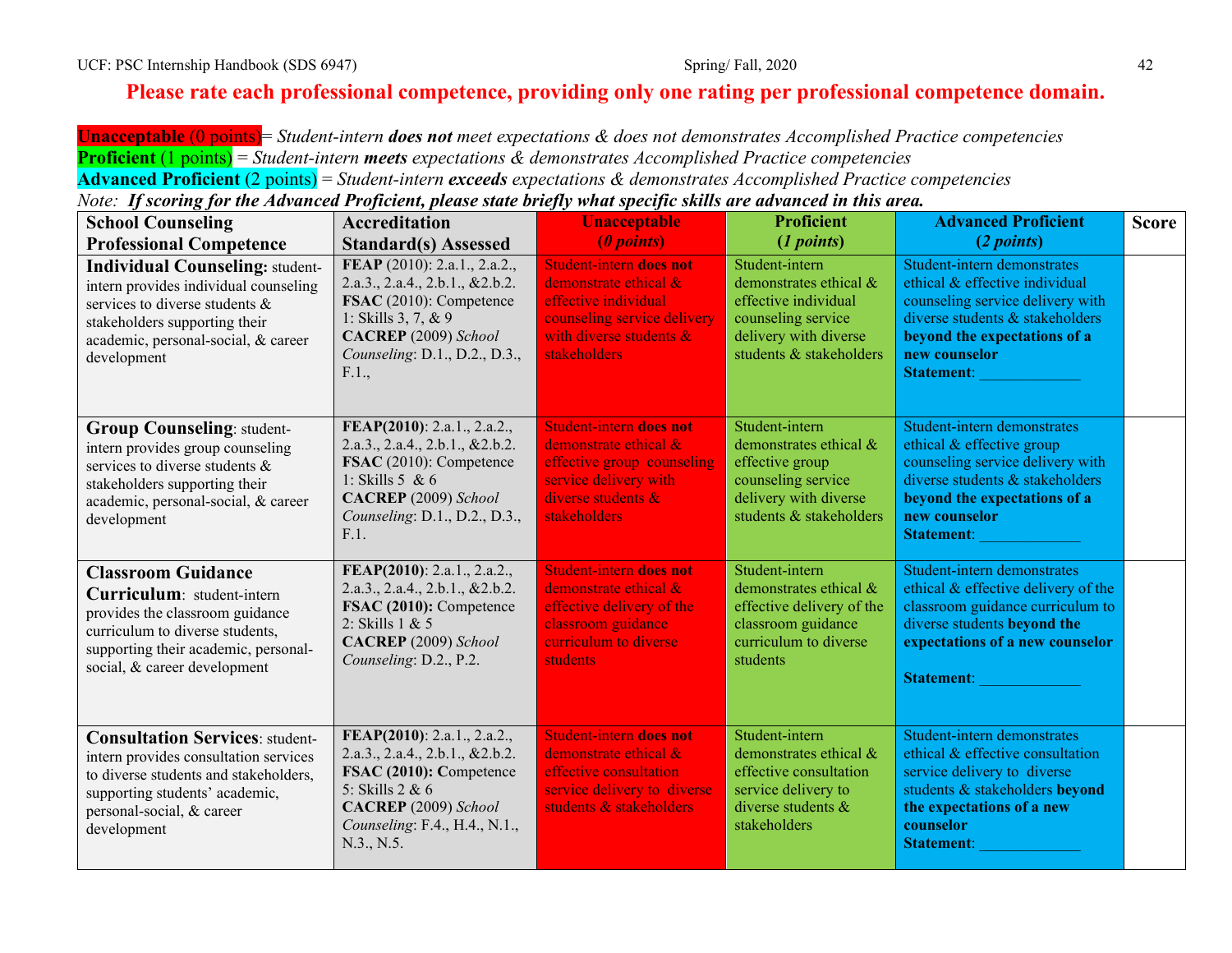**Please rate each professional competence, providing only one rating per professional competence domain.**

**Unacceptable** (0 points)= *Student-intern **does not** meet expectations & does not demonstrates Accomplished Practice competencies*
**Proficient** (1 points) = *Student-intern **meets** expectations & demonstrates Accomplished Practice competencies*
**Advanced Proficient** (2 points) = *Student-intern **exceeds** expectations & demonstrates Accomplished Practice competencies*
*Note: **If scoring for the Advanced Proficient, please state briefly what specific skills are advanced in this area.***

| School Counseling Professional Competence | Accreditation Standard(s) Assessed | Unacceptable (*0 points*) | Proficient (*1 points*) | Advanced Proficient (*2 points*) | Score |
|---|---|---|---|---|---|
| **Individual Counseling:** student-intern provides individual counseling services to diverse students & stakeholders supporting their academic, personal-social, & career development | **FEAP** (2010): 2.a.1., 2.a.2., 2.a.3., 2.a.4., 2.b.1., &2.b.2. **FSAC** (2010): Competence 1: Skills 3, 7, & 9 **CACREP** (2009) *School Counseling*: D.1., D.2., D.3., F.1., | Student-intern **does not** demonstrate ethical & effective individual counseling service delivery with diverse students & stakeholders | Student-intern demonstrates ethical & effective individual counseling service delivery with diverse students & stakeholders | Student-intern demonstrates ethical & effective individual counseling service delivery with diverse students & stakeholders **beyond the expectations of a new counselor** **Statement**: _____________ | |
| **Group Counseling**: student-intern provides group counseling services to diverse students & stakeholders supporting their academic, personal-social, & career development | **FEAP(2010)**: 2.a.1., 2.a.2., 2.a.3., 2.a.4., 2.b.1., &2.b.2. **FSAC** (2010): Competence 1: Skills 5 & 6 **CACREP** (2009) *School Counseling*: D.1., D.2., D.3., F.1. | Student-intern **does not** demonstrate ethical & effective group counseling service delivery with diverse students & stakeholders | Student-intern demonstrates ethical & effective group counseling service delivery with diverse students & stakeholders | Student-intern demonstrates ethical & effective group counseling service delivery with diverse students & stakeholders **beyond the expectations of a new counselor** **Statement**: _____________ | |
| **Classroom Guidance Curriculum**: student-intern provides the classroom guidance curriculum to diverse students, supporting their academic, personal-social, & career development | **FEAP(2010)**: 2.a.1., 2.a.2., 2.a.3., 2.a.4., 2.b.1., &2.b.2. **FSAC (2010):** Competence 2: Skills 1 & 5 **CACREP** (2009) *School Counseling*: D.2., P.2. | Student-intern **does not** demonstrate ethical & effective delivery of the classroom guidance curriculum to diverse students | Student-intern demonstrates ethical & effective delivery of the classroom guidance curriculum to diverse students | Student-intern demonstrates ethical & effective delivery of the classroom guidance curriculum to diverse students **beyond the expectations of a new counselor** **Statement**: _____________ | |
| **Consultation Services**: student-intern provides consultation services to diverse students and stakeholders, supporting students' academic, personal-social, & career development | **FEAP(2010)**: 2.a.1., 2.a.2., 2.a.3., 2.a.4., 2.b.1., &2.b.2. **FSAC (2010): C**ompetence 5: Skills 2 & 6 **CACREP** (2009) *School Counseling*: F.4., H.4., N.1., N.3., N.5. | Student-intern **does not** demonstrate ethical & effective consultation service delivery to diverse students & stakeholders | Student-intern demonstrates ethical & effective consultation service delivery to diverse students & stakeholders | Student-intern demonstrates ethical & effective consultation service delivery to diverse students & stakeholders **beyond the expectations of a new counselor** **Statement**: _____________ | |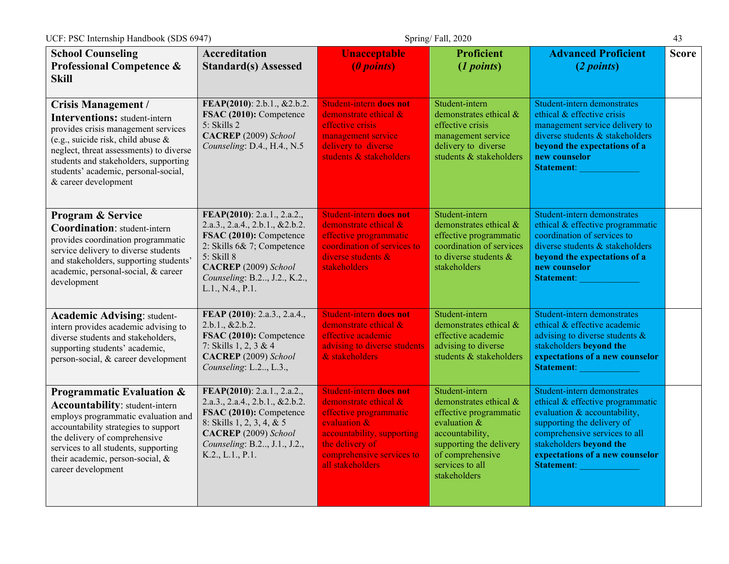| **School Counseling Professional Competence & Skill** | **Accreditation Standard(s) Assessed** | **Unacceptable (*0 points*)** | **Proficient (*1 points*)** | **Advanced Proficient (*2 points*)** | **Score** |
|---|---|---|---|---|---|
| **Crisis Management / Interventions:** student-intern provides crisis management services (e.g., suicide risk, child abuse & neglect, threat assessments) to diverse students and stakeholders, supporting students' academic, personal-social, & career development | **FEAP(2010)**: 2.b.1., &2.b.2. **FSAC (2010):** Competence 5: Skills 2 **CACREP** (2009) *School Counseling*: D.4., H.4., N.5 | Student-intern **does not** demonstrate ethical & effective crisis management service delivery to diverse students & stakeholders | Student-intern demonstrates ethical & effective crisis management service delivery to diverse students & stakeholders | Student-intern demonstrates ethical & effective crisis management service delivery to diverse students & stakeholders **beyond the expectations of a new counselor** **Statement**: _____________ | |
| **Program & Service Coordination**: student-intern provides coordination programmatic service delivery to diverse students and stakeholders, supporting students' academic, personal-social, & career development | **FEAP(2010)**: 2.a.1., 2.a.2., 2.a.3., 2.a.4., 2.b.1., &2.b.2. **FSAC (2010):** Competence 2: Skills 6& 7; Competence 5: Skill 8 **CACREP** (2009) *School Counseling*: B.2.., J.2., K.2., L.1., N.4., P.1. | Student-intern **does not** demonstrate ethical & effective programmatic coordination of services to diverse students & stakeholders | Student-intern demonstrates ethical & effective programmatic coordination of services to diverse students & stakeholders | Student-intern demonstrates ethical & effective programmatic coordination of services to diverse students & stakeholders **beyond the expectations of a new counselor** **Statement**: _____________ | |
| **Academic Advising**: student-intern provides academic advising to diverse students and stakeholders, supporting students' academic, person-social, & career development | **FEAP (2010)**: 2.a.3., 2.a.4., 2.b.1., &2.b.2. **FSAC (2010):** Competence 7: Skills 1, 2, 3 & 4 **CACREP** (2009) *School Counseling*: L.2.., L.3., | Student-intern **does not** demonstrate ethical & effective academic advising to diverse students & stakeholders | Student-intern demonstrates ethical & effective academic advising to diverse students & stakeholders | Student-intern demonstrates ethical & effective academic advising to diverse students & stakeholders **beyond the expectations of a new counselor** **Statement**: _____________ | |
| **Programmatic Evaluation & Accountability**: student-intern employs programmatic evaluation and accountability strategies to support the delivery of comprehensive services to all students, supporting their academic, person-social, & career development | **FEAP(2010)**: 2.a.1., 2.a.2., 2.a.3., 2.a.4., 2.b.1., &2.b.2. **FSAC (2010):** Competence 8: Skills 1, 2, 3, 4, & 5 **CACREP** (2009) *School Counseling*: B.2.., J.1., J.2., K.2., L.1., P.1. | Student-intern **does not** demonstrate ethical & effective programmatic evaluation & accountability, supporting the delivery of comprehensive services to all stakeholders | Student-intern demonstrates ethical & effective programmatic evaluation & accountability, supporting the delivery of comprehensive services to all stakeholders | Student-intern demonstrates ethical & effective programmatic evaluation & accountability, supporting the delivery of comprehensive services to all stakeholders **beyond the expectations of a new counselor** **Statement**: _____________ | |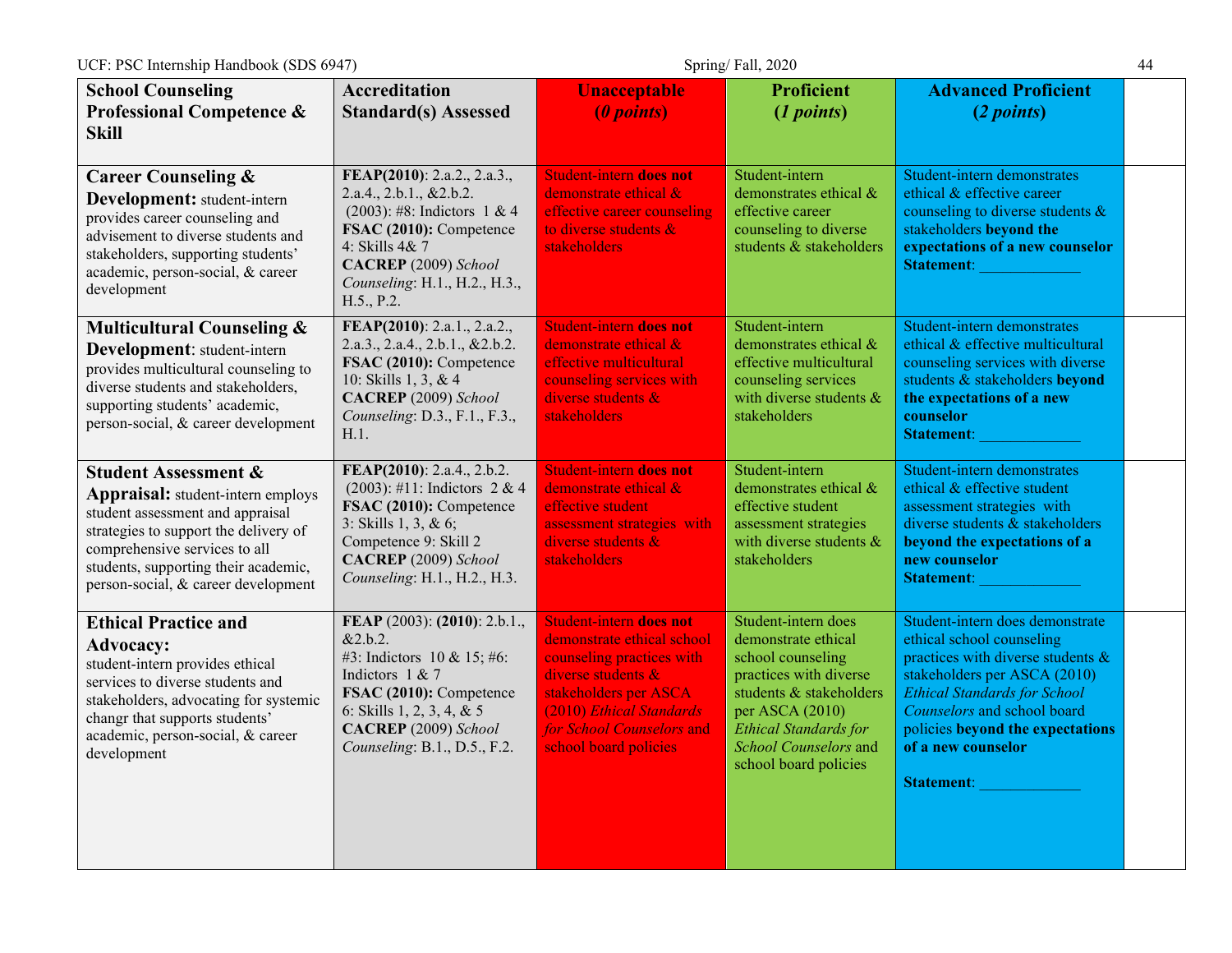| **School Counseling Professional Competence & Skill** | **Accreditation Standard(s) Assessed** | **Unacceptable (*0 points*)** | **Proficient (*1 points*)** | **Advanced Proficient (*2 points*)** | |
|---|---|---|---|---|---|
| **Career Counseling & Development:** student-intern provides career counseling and advisement to diverse students and stakeholders, supporting students' academic, person-social, & career development | **FEAP(2010)**: 2.a.2., 2.a.3., 2.a.4., 2.b.1., &2.b.2. (2003): #8: Indictors 1 & 4 **FSAC (2010):** Competence 4: Skills 4& 7 **CACREP** (2009) *School Counseling*: H.1., H.2., H.3., H.5., P.2. | Student-intern **does not** demonstrate ethical & effective career counseling to diverse students & stakeholders | Student-intern demonstrates ethical & effective career counseling to diverse students & stakeholders | Student-intern demonstrates ethical & effective career counseling to diverse students & stakeholders **beyond the expectations of a new counselor** **Statement**: _____________ | |
| **Multicultural Counseling & Development**: student-intern provides multicultural counseling to diverse students and stakeholders, supporting students' academic, person-social, & career development | **FEAP(2010)**: 2.a.1., 2.a.2., 2.a.3., 2.a.4., 2.b.1., &2.b.2. **FSAC (2010):** Competence 10: Skills 1, 3, & 4 **CACREP** (2009) *School Counseling*: D.3., F.1., F.3., H.1. | Student-intern **does not** demonstrate ethical & effective multicultural counseling services with diverse students & stakeholders | Student-intern demonstrates ethical & effective multicultural counseling services with diverse students & stakeholders | Student-intern demonstrates ethical & effective multicultural counseling services with diverse students & stakeholders **beyond the expectations of a new counselor** **Statement**: _____________ | |
| **Student Assessment & Appraisal:** student-intern employs student assessment and appraisal strategies to support the delivery of comprehensive services to all students, supporting their academic, person-social, & career development | **FEAP(2010)**: 2.a.4., 2.b.2. (2003): #11: Indictors 2 & 4 **FSAC (2010):** Competence 3: Skills 1, 3, & 6; Competence 9: Skill 2 **CACREP** (2009) *School Counseling*: H.1., H.2., H.3. | Student-intern **does not** demonstrate ethical & effective student assessment strategies with diverse students & stakeholders | Student-intern demonstrates ethical & effective student assessment strategies with diverse students & stakeholders | Student-intern demonstrates ethical & effective student assessment strategies with diverse students & stakeholders **beyond the expectations of a new counselor** **Statement**: _____________ | |
| **Ethical Practice and Advocacy:** student-intern provides ethical services to diverse students and stakeholders, advocating for systemic changr that supports students' academic, person-social, & career development | **FEAP** (2003): **(2010)**: 2.b.1., &2.b.2. #3: Indictors 10 & 15; #6: Indictors 1 & 7 **FSAC (2010):** Competence 6: Skills 1, 2, 3, 4, & 5 **CACREP** (2009) *School Counseling*: B.1., D.5., F.2. | Student-intern **does not** demonstrate ethical school counseling practices with diverse students & stakeholders per ASCA (2010) *Ethical Standards for School Counselors* and school board policies | Student-intern does demonstrate ethical school counseling practices with diverse students & stakeholders per ASCA (2010) *Ethical Standards for School Counselors* and school board policies | Student-intern does demonstrate ethical school counseling practices with diverse students & stakeholders per ASCA (2010) *Ethical Standards for School Counselors* and school board policies **beyond the expectations of a new counselor** **Statement**: _____________ | |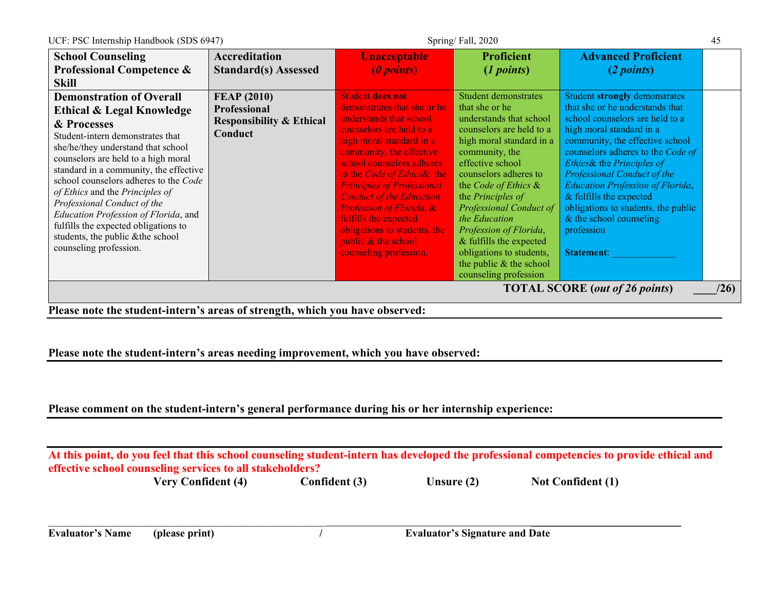| **School Counseling Professional Competence & Skill** | **Accreditation Standard(s) Assessed** | **Unacceptable (*0 points*)** | **Proficient (*1 points*)** | **Advanced Proficient (*2 points*)** | |
|---|---|---|---|---|---|
| **Demonstration of Overall Ethical & Legal Knowledge & Processes** Student-intern demonstrates that she/he/they understand that school counselors are held to a high moral standard in a community, the effective school counselors adheres to the *Code of Ethics* and the *Principles of Professional Conduct of the Education Profession of Florida*, and fulfills the expected obligations to students, the public &the school counseling profession. | **FEAP (2010) Professional Responsibility & Ethical Conduct** | Student **does not** demonstrates that she or he understands that school counselors are held to a high moral standard in a community, the effective school counselors adheres to the *Code of Ethics*& the *Principles of Professional Conduct of the Education Profession of Florida*, & fulfills the expected obligations to students, the public & the school counseling profession. | Student demonstrates that she or he understands that school counselors are held to a high moral standard in a community, the effective school counselors adheres to the *Code of Ethics* & the *Principles of Professional Conduct of the Education Profession of Florida*, & fulfills the expected obligations to students, the public & the school counseling profession | Student **strongly** demonstrates that she or he understands that school counselors are held to a high moral standard in a community, the effective school counselors adheres to the *Code of Ethics*& the *Principles of Professional Conduct of the Education Profession of Florida*, & fulfills the expected obligations to students, the public & the school counseling profession<br><br>**Statement**: ____________ | |
| | | | | **TOTAL SCORE (*out of 26 points*)** | **____/26)** |

**Please note the student-intern's areas of strength, which you have observed:**

**Please note the student-intern's areas needing improvement, which you have observed:**

**Please comment on the student-intern's general performance during his or her internship experience:**

**At this point, do you feel that this school counseling student-intern has developed the professional competencies to provide ethical and effective school counseling services to all stakeholders?**

**Very Confident (4)** **Confident (3)** **Unsure (2)** **Not Confident (1)**

____________________________________________ ____________________________________________

**Evaluator's Name (please print) / Evaluator's Signature and Date**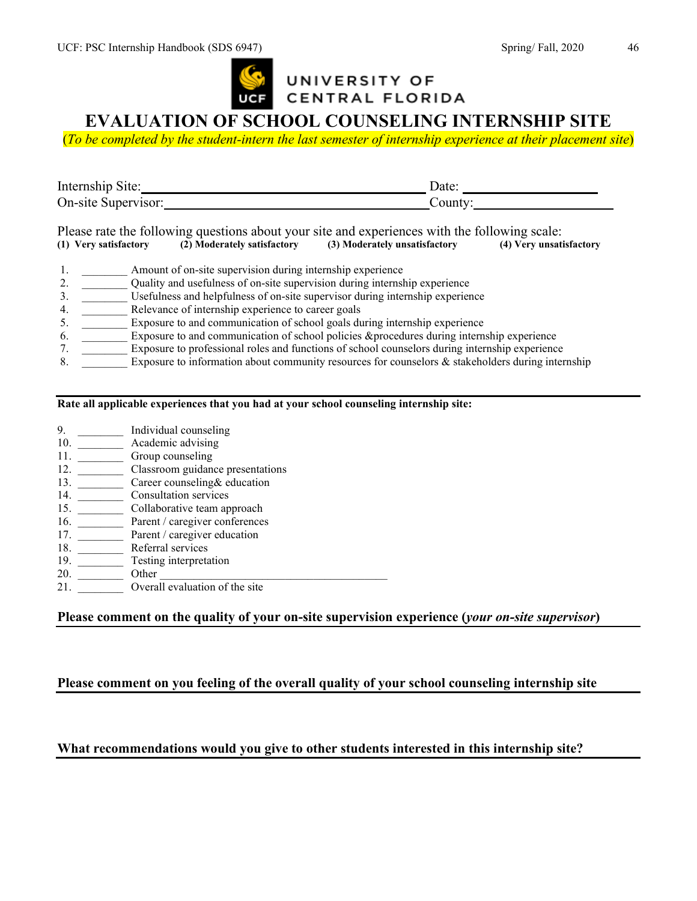UNIVERSITY OF CENTRAL FLORIDA

# EVALUATION OF SCHOOL COUNSELING INTERNSHIP SITE

(*To be completed by the student-intern the last semester of internship experience at their placement site*)

Internship Site:\_\_\_\_\_\_\_\_\_\_\_\_\_\_\_\_\_\_\_\_\_\_\_\_\_\_\_\_\_\_\_\_\_\_\_\_\_\_\_\_ Date: \_\_\_\_\_\_\_\_\_\_\_\_\_\_\_\_\_\_\_\_

On-site Supervisor:\_\_\_\_\_\_\_\_\_\_\_\_\_\_\_\_\_\_\_\_\_\_\_\_\_\_\_\_\_\_\_\_\_\_\_\_\_\_\_\_ County:\_\_\_\_\_\_\_\_\_\_\_\_\_\_\_\_\_\_\_\_

Please rate the following questions about your site and experiences with the following scale:

**(1) Very satisfactory (2) Moderately satisfactory (3) Moderately unsatisfactory (4) Very unsatisfactory**

1. \_\_\_\_\_\_\_\_ Amount of on-site supervision during internship experience
2. \_\_\_\_\_\_\_\_ Quality and usefulness of on-site supervision during internship experience
3. \_\_\_\_\_\_\_\_ Usefulness and helpfulness of on-site supervisor during internship experience
4. \_\_\_\_\_\_\_\_ Relevance of internship experience to career goals
5. \_\_\_\_\_\_\_\_ Exposure to and communication of school goals during internship experience
6. \_\_\_\_\_\_\_\_ Exposure to and communication of school policies &procedures during internship experience
7. \_\_\_\_\_\_\_\_ Exposure to professional roles and functions of school counselors during internship experience
8. \_\_\_\_\_\_\_\_ Exposure to information about community resources for counselors & stakeholders during internship

**Rate all applicable experiences that you had at your school counseling internship site:**

9. \_\_\_\_\_\_\_\_ Individual counseling
10. \_\_\_\_\_\_\_\_ Academic advising
11. \_\_\_\_\_\_\_\_ Group counseling
12. \_\_\_\_\_\_\_\_ Classroom guidance presentations
13. \_\_\_\_\_\_\_\_ Career counseling& education
14. \_\_\_\_\_\_\_\_ Consultation services
15. \_\_\_\_\_\_\_\_ Collaborative team approach
16. \_\_\_\_\_\_\_\_ Parent / caregiver conferences
17. \_\_\_\_\_\_\_\_ Parent / caregiver education
18. \_\_\_\_\_\_\_\_ Referral services
19. \_\_\_\_\_\_\_\_ Testing interpretation
20. \_\_\_\_\_\_\_\_ Other \_\_\_\_\_\_\_\_\_\_\_\_\_\_\_\_\_\_\_\_\_\_\_\_\_\_\_\_\_\_\_\_\_\_\_\_\_\_\_\_
21. \_\_\_\_\_\_\_\_ Overall evaluation of the site

**Please comment on the quality of your on-site supervision experience (*your on-site supervisor*)**

**Please comment on you feeling of the overall quality of your school counseling internship site**

**What recommendations would you give to other students interested in this internship site?**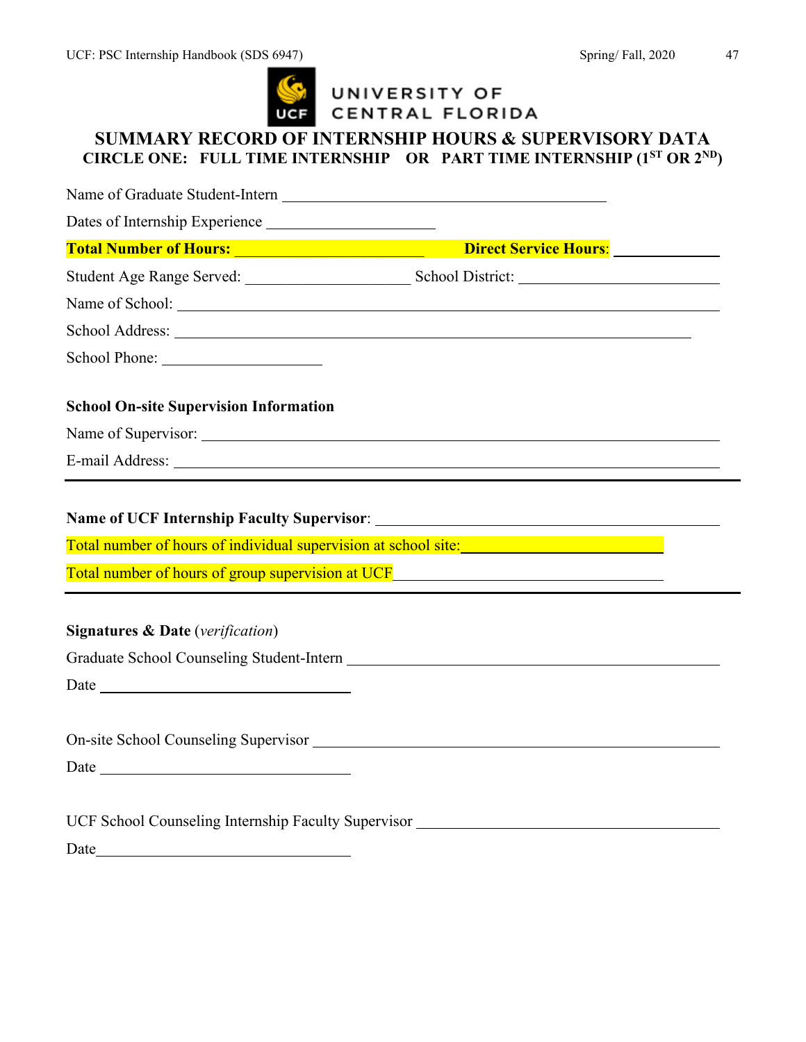UNIVERSITY OF CENTRAL FLORIDA

## SUMMARY RECORD OF INTERNSHIP HOURS & SUPERVISORY DATA

**CIRCLE ONE: FULL TIME INTERNSHIP OR PART TIME INTERNSHIP (1ST OR 2ND)**

Name of Graduate Student-Intern ______________________________

Dates of Internship Experience ____________________

**Total Number of Hours:** ____________________ **Direct Service Hours**: ____________

Student Age Range Served: ____________________ School District: ____________________

Name of School: ________________________________________________

School Address: ________________________________________________

School Phone: ____________________

**School On-site Supervision Information**

Name of Supervisor: ________________________________________________

E-mail Address: ________________________________________________

---

**Name of UCF Internship Faculty Supervisor**: ________________________________

Total number of hours of individual supervision at school site: ____________________

Total number of hours of group supervision at UCF ____________________

---

**Signatures & Date** (*verification*)

Graduate School Counseling Student-Intern ________________________________

Date ____________________

On-site School Counseling Supervisor ________________________________

Date ____________________

UCF School Counseling Internship Faculty Supervisor ________________________________

Date ____________________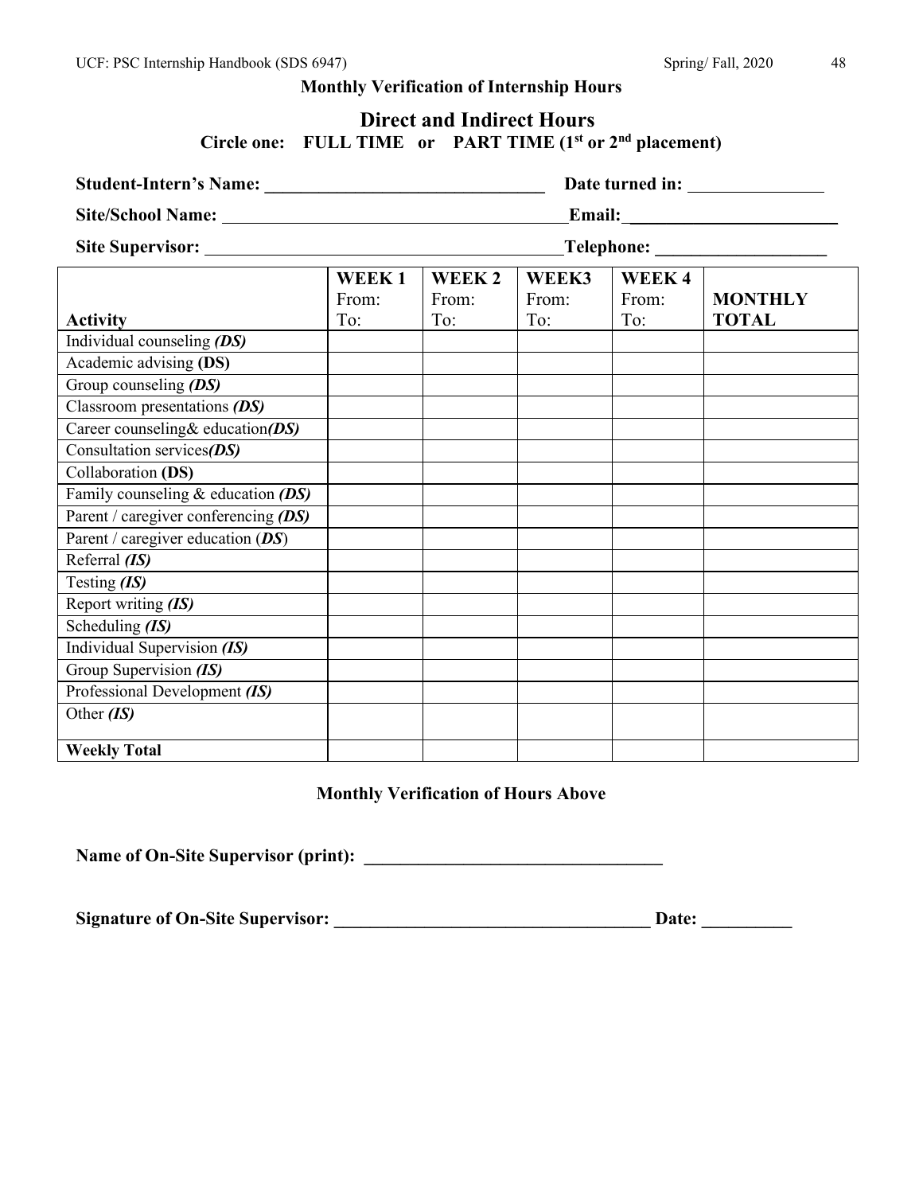**Monthly Verification of Internship Hours**

## Direct and Indirect Hours

**Circle one: FULL TIME or PART TIME (1st or 2nd placement)**

**Student-Intern's Name:** ______________________________ **Date turned in:** _______________

**Site/School Name:** ______________________________________ **Email:** _______________________

**Site Supervisor:** ________________________________________ **Telephone:** ___________________

| **Activity** | **WEEK 1** From: To: | **WEEK 2** From: To: | **WEEK3** From: To: | **WEEK 4** From: To: | **MONTHLY TOTAL** |
|---|---|---|---|---|---|
| Individual counseling ***(DS)*** | | | | | |
| Academic advising **(DS)** | | | | | |
| Group counseling ***(DS)*** | | | | | |
| Classroom presentations ***(DS)*** | | | | | |
| Career counseling& education***(DS)*** | | | | | |
| Consultation services***(DS)*** | | | | | |
| Collaboration **(DS)** | | | | | |
| Family counseling & education ***(DS)*** | | | | | |
| Parent / caregiver conferencing ***(DS)*** | | | | | |
| Parent / caregiver education (***DS***) | | | | | |
| Referral ***(IS)*** | | | | | |
| Testing ***(IS)*** | | | | | |
| Report writing ***(IS)*** | | | | | |
| Scheduling ***(IS)*** | | | | | |
| Individual Supervision ***(IS)*** | | | | | |
| Group Supervision ***(IS)*** | | | | | |
| Professional Development ***(IS)*** | | | | | |
| Other ***(IS)*** | | | | | |
| **Weekly Total** | | | | | |

**Monthly Verification of Hours Above**

**Name of On-Site Supervisor (print):** _________________________________

**Signature of On-Site Supervisor:** ___________________________________ **Date:** __________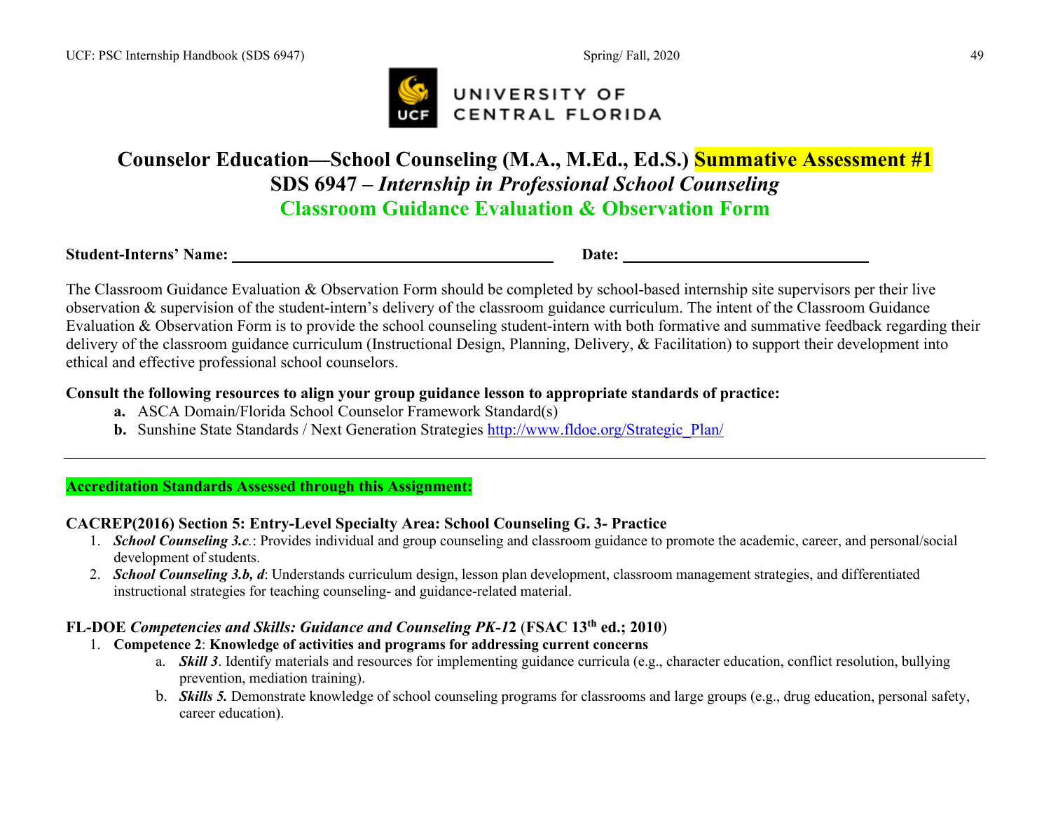UNIVERSITY OF CENTRAL FLORIDA

# Counselor Education—School Counseling (M.A., M.Ed., Ed.S.) Summative Assessment #1
## SDS 6947 – *Internship in Professional School Counseling*
## Classroom Guidance Evaluation & Observation Form

**Student-Interns' Name:** ______________________________ **Date:** ______________________

The Classroom Guidance Evaluation & Observation Form should be completed by school-based internship site supervisors per their live observation & supervision of the student-intern's delivery of the classroom guidance curriculum. The intent of the Classroom Guidance Evaluation & Observation Form is to provide the school counseling student-intern with both formative and summative feedback regarding their delivery of the classroom guidance curriculum (Instructional Design, Planning, Delivery, & Facilitation) to support their development into ethical and effective professional school counselors.

**Consult the following resources to align your group guidance lesson to appropriate standards of practice:**

**a.** ASCA Domain/Florida School Counselor Framework Standard(s)
**b.** Sunshine State Standards / Next Generation Strategies http://www.fldoe.org/Strategic_Plan/

---

**Accreditation Standards Assessed through this Assignment:**

**CACREP(2016) Section 5: Entry-Level Specialty Area: School Counseling G. 3- Practice**

1. ***School Counseling 3.c.***: Provides individual and group counseling and classroom guidance to promote the academic, career, and personal/social development of students.
2. ***School Counseling 3.b, d***: Understands curriculum design, lesson plan development, classroom management strategies, and differentiated instructional strategies for teaching counseling- and guidance-related material.

**FL-DOE *Competencies and Skills: Guidance and Counseling PK-12* (FSAC 13th ed.; 2010)**

1. **Competence 2**: **Knowledge of activities and programs for addressing current concerns**
   a. ***Skill 3***. Identify materials and resources for implementing guidance curricula (e.g., character education, conflict resolution, bullying prevention, mediation training).
   b. ***Skills 5.*** Demonstrate knowledge of school counseling programs for classrooms and large groups (e.g., drug education, personal safety, career education).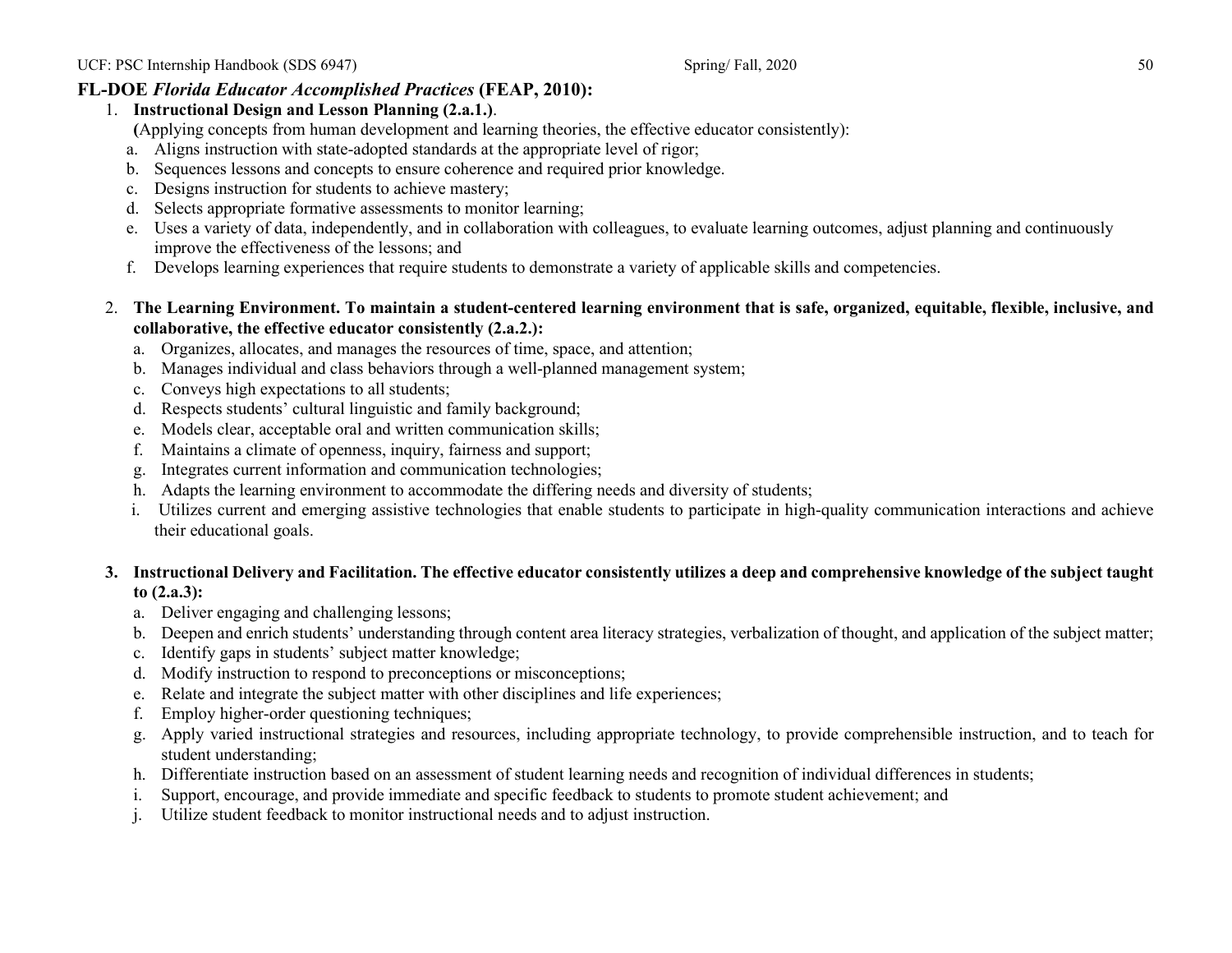## FL-DOE *Florida Educator Accomplished Practices* (FEAP, 2010):

1. **Instructional Design and Lesson Planning (2.a.1.)**.
   **(**Applying concepts from human development and learning theories, the effective educator consistently):
   a. Aligns instruction with state-adopted standards at the appropriate level of rigor;
   b. Sequences lessons and concepts to ensure coherence and required prior knowledge.
   c. Designs instruction for students to achieve mastery;
   d. Selects appropriate formative assessments to monitor learning;
   e. Uses a variety of data, independently, and in collaboration with colleagues, to evaluate learning outcomes, adjust planning and continuously improve the effectiveness of the lessons; and
   f. Develops learning experiences that require students to demonstrate a variety of applicable skills and competencies.

2. **The Learning Environment. To maintain a student-centered learning environment that is safe, organized, equitable, flexible, inclusive, and collaborative, the effective educator consistently (2.a.2.):**
   a. Organizes, allocates, and manages the resources of time, space, and attention;
   b. Manages individual and class behaviors through a well-planned management system;
   c. Conveys high expectations to all students;
   d. Respects students' cultural linguistic and family background;
   e. Models clear, acceptable oral and written communication skills;
   f. Maintains a climate of openness, inquiry, fairness and support;
   g. Integrates current information and communication technologies;
   h. Adapts the learning environment to accommodate the differing needs and diversity of students;
   i. Utilizes current and emerging assistive technologies that enable students to participate in high-quality communication interactions and achieve their educational goals.

3. **Instructional Delivery and Facilitation. The effective educator consistently utilizes a deep and comprehensive knowledge of the subject taught to (2.a.3):**
   a. Deliver engaging and challenging lessons;
   b. Deepen and enrich students' understanding through content area literacy strategies, verbalization of thought, and application of the subject matter;
   c. Identify gaps in students' subject matter knowledge;
   d. Modify instruction to respond to preconceptions or misconceptions;
   e. Relate and integrate the subject matter with other disciplines and life experiences;
   f. Employ higher-order questioning techniques;
   g. Apply varied instructional strategies and resources, including appropriate technology, to provide comprehensible instruction, and to teach for student understanding;
   h. Differentiate instruction based on an assessment of student learning needs and recognition of individual differences in students;
   i. Support, encourage, and provide immediate and specific feedback to students to promote student achievement; and
   j. Utilize student feedback to monitor instructional needs and to adjust instruction.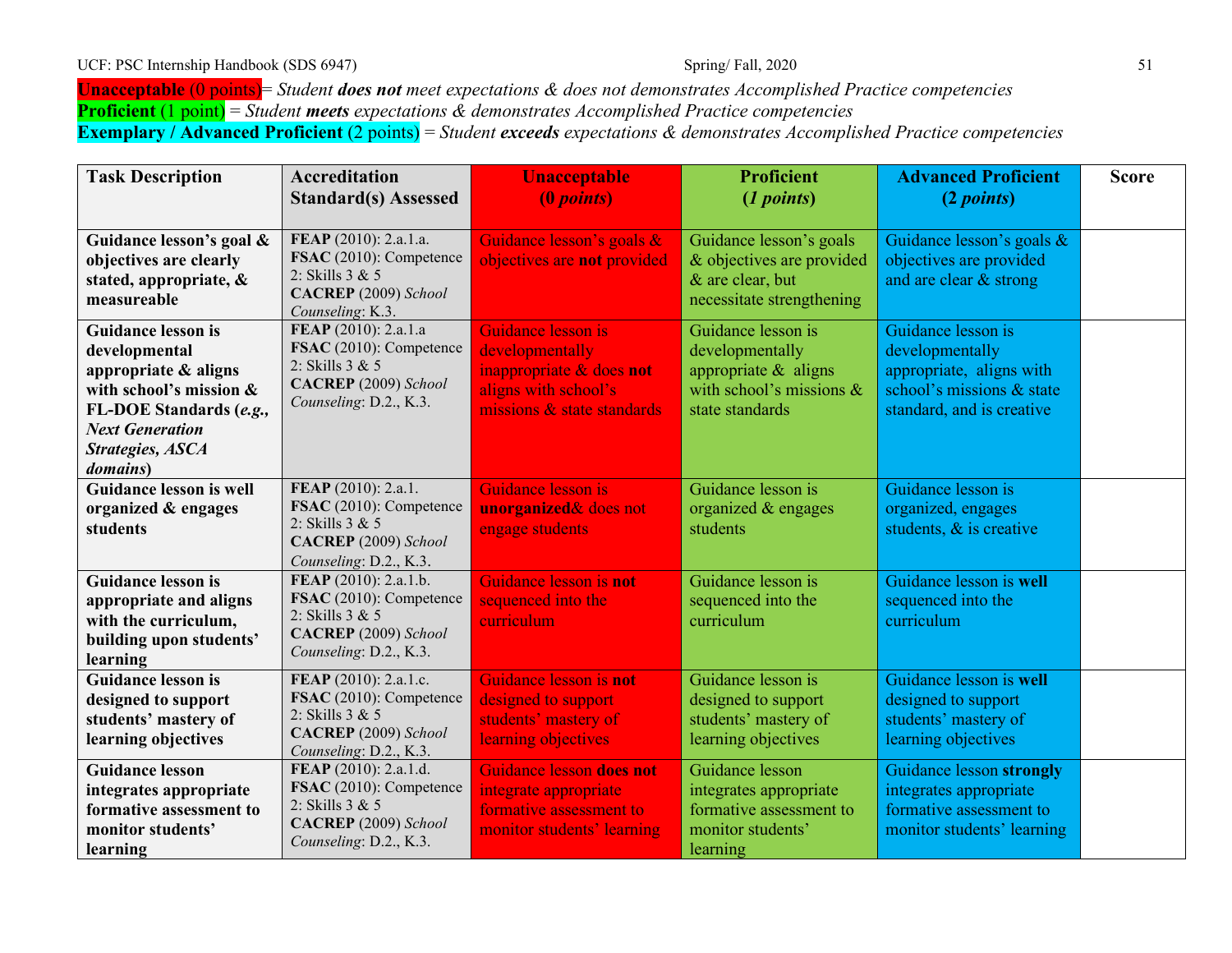**Unacceptable** (0 points)= *Student **does not** meet expectations & does not demonstrates Accomplished Practice competencies*
**Proficient** (1 point) = *Student **meets** expectations & demonstrates Accomplished Practice competencies*
**Exemplary / Advanced Proficient** (2 points) = *Student **exceeds** expectations & demonstrates Accomplished Practice competencies*

| **Task Description** | **Accreditation Standard(s) Assessed** | **Unacceptable (0 *points*)** | **Proficient (*1 points*)** | **Advanced Proficient (2 *points*)** | **Score** |
|---|---|---|---|---|---|
| **Guidance lesson's goal & objectives are clearly stated, appropriate, & measureable** | **FEAP** (2010): 2.a.1.a. **FSAC** (2010): Competence 2: Skills 3 & 5 **CACREP** (2009) *School Counseling*: K.3. | Guidance lesson's goals & objectives are **not** provided | Guidance lesson's goals & objectives are provided & are clear, but necessitate strengthening | Guidance lesson's goals & objectives are provided and are clear & strong | |
| **Guidance lesson is developmental appropriate & aligns with school's mission & FL-DOE Standards (*e.g., Next Generation Strategies, ASCA domains*)** | **FEAP** (2010): 2.a.1.a **FSAC** (2010): Competence 2: Skills 3 & 5 **CACREP** (2009) *School Counseling*: D.2., K.3. | Guidance lesson is developmentally inappropriate & does **not** aligns with school's missions & state standards | Guidance lesson is developmentally appropriate & aligns with school's missions & state standards | Guidance lesson is developmentally appropriate, aligns with school's missions & state standard, and is creative | |
| **Guidance lesson is well organized & engages students** | **FEAP** (2010): 2.a.1. **FSAC** (2010): Competence 2: Skills 3 & 5 **CACREP** (2009) *School Counseling*: D.2., K.3. | Guidance lesson is **unorganized**& does not engage students | Guidance lesson is organized & engages students | Guidance lesson is organized, engages students, & is creative | |
| **Guidance lesson is appropriate and aligns with the curriculum, building upon students' learning** | **FEAP** (2010): 2.a.1.b. **FSAC** (2010): Competence 2: Skills 3 & 5 **CACREP** (2009) *School Counseling*: D.2., K.3. | Guidance lesson is **not** sequenced into the curriculum | Guidance lesson is sequenced into the curriculum | Guidance lesson is **well** sequenced into the curriculum | |
| **Guidance lesson is designed to support students' mastery of learning objectives** | **FEAP** (2010): 2.a.1.c. **FSAC** (2010): Competence 2: Skills 3 & 5 **CACREP** (2009) *School Counseling*: D.2., K.3. | Guidance lesson is **not** designed to support students' mastery of learning objectives | Guidance lesson is designed to support students' mastery of learning objectives | Guidance lesson is **well** designed to support students' mastery of learning objectives | |
| **Guidance lesson integrates appropriate formative assessment to monitor students' learning** | **FEAP** (2010): 2.a.1.d. **FSAC** (2010): Competence 2: Skills 3 & 5 **CACREP** (2009) *School Counseling*: D.2., K.3. | Guidance lesson **does not** integrate appropriate formative assessment to monitor students' learning | Guidance lesson integrates appropriate formative assessment to monitor students' learning | Guidance lesson **strongly** integrates appropriate formative assessment to monitor students' learning | |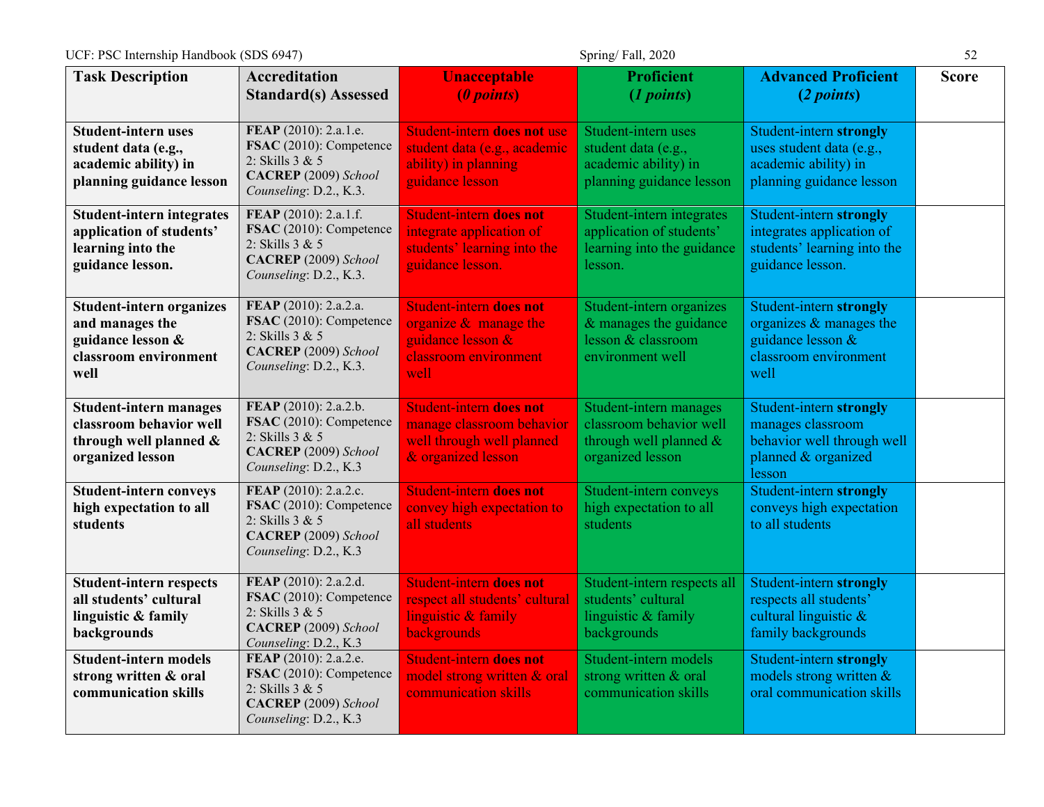| Task Description | Accreditation Standard(s) Assessed | Unacceptable (*0 points*) | Proficient (*1 points*) | Advanced Proficient (*2 points*) | Score |
|---|---|---|---|---|---|
| **Student-intern uses student data (e.g., academic ability) in planning guidance lesson** | **FEAP** (2010): 2.a.1.e. **FSAC** (2010): Competence 2: Skills 3 & 5 **CACREP** (2009) *School Counseling*: D.2., K.3. | Student-intern **does not** use student data (e.g., academic ability) in planning guidance lesson | Student-intern uses student data (e.g., academic ability) in planning guidance lesson | Student-intern **strongly** uses student data (e.g., academic ability) in planning guidance lesson | |
| **Student-intern integrates application of students' learning into the guidance lesson.** | **FEAP** (2010): 2.a.1.f. **FSAC** (2010): Competence 2: Skills 3 & 5 **CACREP** (2009) *School Counseling*: D.2., K.3. | Student-intern **does not** integrate application of students' learning into the guidance lesson. | Student-intern integrates application of students' learning into the guidance lesson. | Student-intern **strongly** integrates application of students' learning into the guidance lesson. | |
| **Student-intern organizes and manages the guidance lesson & classroom environment well** | **FEAP** (2010): 2.a.2.a. **FSAC** (2010): Competence 2: Skills 3 & 5 **CACREP** (2009) *School Counseling*: D.2., K.3. | Student-intern **does not** organize & manage the guidance lesson & classroom environment well | Student-intern organizes & manages the guidance lesson & classroom environment well | Student-intern **strongly** organizes & manages the guidance lesson & classroom environment well | |
| **Student-intern manages classroom behavior well through well planned & organized lesson** | **FEAP** (2010): 2.a.2.b. **FSAC** (2010): Competence 2: Skills 3 & 5 **CACREP** (2009) *School Counseling*: D.2., K.3 | Student-intern **does not** manage classroom behavior well through well planned & organized lesson | Student-intern manages classroom behavior well through well planned & organized lesson | Student-intern **strongly** manages classroom behavior well through well planned & organized lesson | |
| **Student-intern conveys high expectation to all students** | **FEAP** (2010): 2.a.2.c. **FSAC** (2010): Competence 2: Skills 3 & 5 **CACREP** (2009) *School Counseling*: D.2., K.3 | Student-intern **does not** convey high expectation to all students | Student-intern conveys high expectation to all students | Student-intern **strongly** conveys high expectation to all students | |
| **Student-intern respects all students' cultural linguistic & family backgrounds** | **FEAP** (2010): 2.a.2.d. **FSAC** (2010): Competence 2: Skills 3 & 5 **CACREP** (2009) *School Counseling*: D.2., K.3 | Student-intern **does not** respect all students' cultural linguistic & family backgrounds | Student-intern respects all students' cultural linguistic & family backgrounds | Student-intern **strongly** respects all students' cultural linguistic & family backgrounds | |
| **Student-intern models strong written & oral communication skills** | **FEAP** (2010): 2.a.2.e. **FSAC** (2010): Competence 2: Skills 3 & 5 **CACREP** (2009) *School Counseling*: D.2., K.3 | Student-intern **does not** model strong written & oral communication skills | Student-intern models strong written & oral communication skills | Student-intern **strongly** models strong written & oral communication skills | |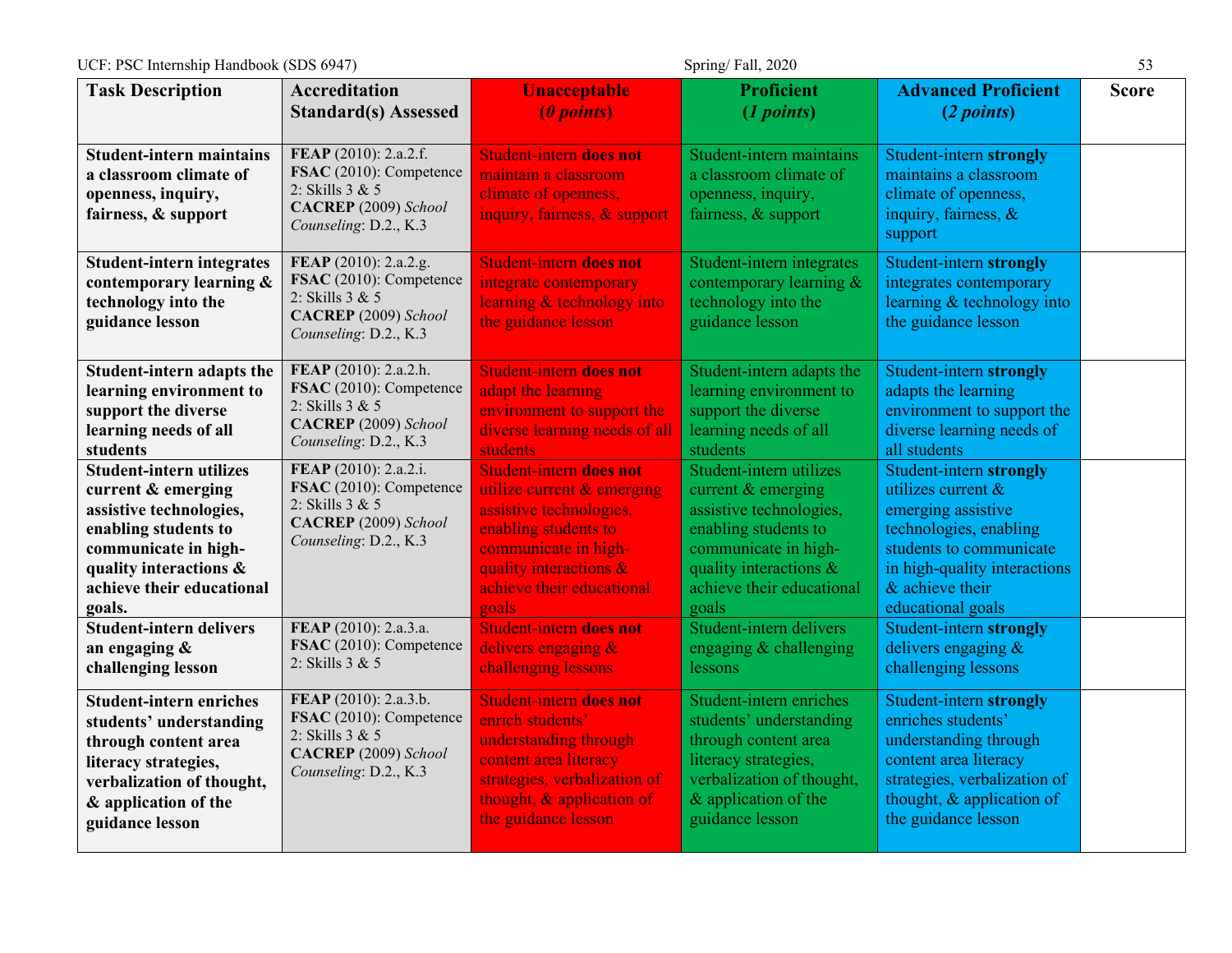| Task Description | Accreditation Standard(s) Assessed | Unacceptable (*0 points*) | Proficient (*1 points*) | Advanced Proficient (*2 points*) | Score |
|---|---|---|---|---|---|
| **Student-intern maintains a classroom climate of openness, inquiry, fairness, & support** | **FEAP** (2010): 2.a.2.f. **FSAC** (2010): Competence 2: Skills 3 & 5 **CACREP** (2009) *School Counseling*: D.2., K.3 | Student-intern **does not** maintain a classroom climate of openness, inquiry, fairness, & support | Student-intern maintains a classroom climate of openness, inquiry, fairness, & support | Student-intern **strongly** maintains a classroom climate of openness, inquiry, fairness, & support | |
| **Student-intern integrates contemporary learning & technology into the guidance lesson** | **FEAP** (2010): 2.a.2.g. **FSAC** (2010): Competence 2: Skills 3 & 5 **CACREP** (2009) *School Counseling*: D.2., K.3 | Student-intern **does not** integrate contemporary learning & technology into the guidance lesson | Student-intern integrates contemporary learning & technology into the guidance lesson | Student-intern **strongly** integrates contemporary learning & technology into the guidance lesson | |
| **Student-intern adapts the learning environment to support the diverse learning needs of all students** | **FEAP** (2010): 2.a.2.h. **FSAC** (2010): Competence 2: Skills 3 & 5 **CACREP** (2009) *School Counseling*: D.2., K.3 | Student-intern **does not** adapt the learning environment to support the diverse learning needs of all students | Student-intern adapts the learning environment to support the diverse learning needs of all students | Student-intern **strongly** adapts the learning environment to support the diverse learning needs of all students | |
| **Student-intern utilizes current & emerging assistive technologies, enabling students to communicate in high-quality interactions & achieve their educational goals.** | **FEAP** (2010): 2.a.2.i. **FSAC** (2010): Competence 2: Skills 3 & 5 **CACREP** (2009) *School Counseling*: D.2., K.3 | Student-intern **does not** utilize current & emerging assistive technologies, enabling students to communicate in high-quality interactions & achieve their educational goals | Student-intern utilizes current & emerging assistive technologies, enabling students to communicate in high-quality interactions & achieve their educational goals | Student-intern **strongly** utilizes current & emerging assistive technologies, enabling students to communicate in high-quality interactions & achieve their educational goals | |
| **Student-intern delivers an engaging & challenging lesson** | **FEAP** (2010): 2.a.3.a. **FSAC** (2010): Competence 2: Skills 3 & 5 | Student-intern **does not** delivers engaging & challenging lessons | Student-intern delivers engaging & challenging lessons | Student-intern **strongly** delivers engaging & challenging lessons | |
| **Student-intern enriches students' understanding through content area literacy strategies, verbalization of thought, & application of the guidance lesson** | **FEAP** (2010): 2.a.3.b. **FSAC** (2010): Competence 2: Skills 3 & 5 **CACREP** (2009) *School Counseling*: D.2., K.3 | Student-intern **does not** enrich students' understanding through content area literacy strategies, verbalization of thought, & application of the guidance lesson | Student-intern enriches students' understanding through content area literacy strategies, verbalization of thought, & application of the guidance lesson | Student-intern **strongly** enriches students' understanding through content area literacy strategies, verbalization of thought, & application of the guidance lesson | |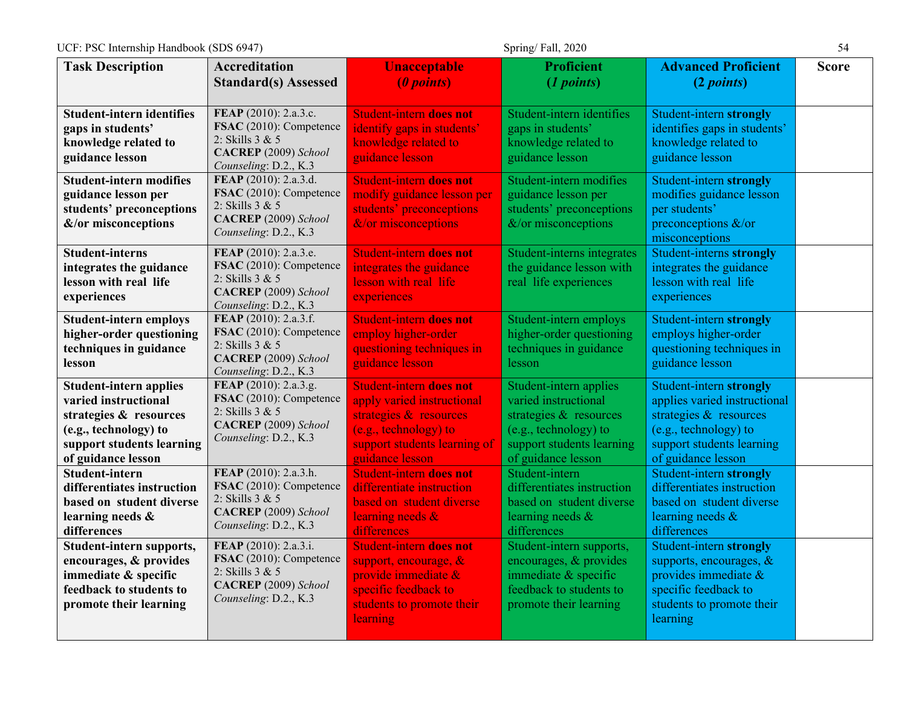| Task Description | Accreditation Standard(s) Assessed | Unacceptable (*0 points*) | Proficient (*1 points*) | Advanced Proficient (*2 points*) | Score |
|---|---|---|---|---|---|
| **Student-intern identifies gaps in students' knowledge related to guidance lesson** | **FEAP** (2010): 2.a.3.c. **FSAC** (2010): Competence 2: Skills 3 & 5 **CACREP** (2009) *School Counseling*: D.2., K.3 | Student-intern **does not** identify gaps in students' knowledge related to guidance lesson | Student-intern identifies gaps in students' knowledge related to guidance lesson | Student-intern **strongly** identifies gaps in students' knowledge related to guidance lesson | |
| **Student-intern modifies guidance lesson per students' preconceptions &/or misconceptions** | **FEAP** (2010): 2.a.3.d. **FSAC** (2010): Competence 2: Skills 3 & 5 **CACREP** (2009) *School Counseling*: D.2., K.3 | Student-intern **does not** modify guidance lesson per students' preconceptions &/or misconceptions | Student-intern modifies guidance lesson per students' preconceptions &/or misconceptions | Student-intern **strongly** modifies guidance lesson per students' preconceptions &/or misconceptions | |
| **Student-interns integrates the guidance lesson with real life experiences** | **FEAP** (2010): 2.a.3.e. **FSAC** (2010): Competence 2: Skills 3 & 5 **CACREP** (2009) *School Counseling*: D.2., K.3 | Student-intern **does not** integrates the guidance lesson with real life experiences | Student-interns integrates the guidance lesson with real life experiences | Student-interns **strongly** integrates the guidance lesson with real life experiences | |
| **Student-intern employs higher-order questioning techniques in guidance lesson** | **FEAP** (2010): 2.a.3.f. **FSAC** (2010): Competence 2: Skills 3 & 5 **CACREP** (2009) *School Counseling*: D.2., K.3 | Student-intern **does not** employ higher-order questioning techniques in guidance lesson | Student-intern employs higher-order questioning techniques in guidance lesson | Student-intern **strongly** employs higher-order questioning techniques in guidance lesson | |
| **Student-intern applies varied instructional strategies & resources (e.g., technology) to support students learning of guidance lesson** | **FEAP** (2010): 2.a.3.g. **FSAC** (2010): Competence 2: Skills 3 & 5 **CACREP** (2009) *School Counseling*: D.2., K.3 | Student-intern **does not** apply varied instructional strategies & resources (e.g., technology) to support students learning of guidance lesson | Student-intern applies varied instructional strategies & resources (e.g., technology) to support students learning of guidance lesson | Student-intern **strongly** applies varied instructional strategies & resources (e.g., technology) to support students learning of guidance lesson | |
| **Student-intern differentiates instruction based on student diverse learning needs & differences** | **FEAP** (2010): 2.a.3.h. **FSAC** (2010): Competence 2: Skills 3 & 5 **CACREP** (2009) *School Counseling*: D.2., K.3 | Student-intern **does not** differentiate instruction based on student diverse learning needs & differences | Student-intern differentiates instruction based on student diverse learning needs & differences | Student-intern **strongly** differentiates instruction based on student diverse learning needs & differences | |
| **Student-intern supports, encourages, & provides immediate & specific feedback to students to promote their learning** | **FEAP** (2010): 2.a.3.i. **FSAC** (2010): Competence 2: Skills 3 & 5 **CACREP** (2009) *School Counseling*: D.2., K.3 | Student-intern **does not** support, encourage, & provide immediate & specific feedback to students to promote their learning | Student-intern supports, encourages, & provides immediate & specific feedback to students to promote their learning | Student-intern **strongly** supports, encourages, & provides immediate & specific feedback to students to promote their learning | |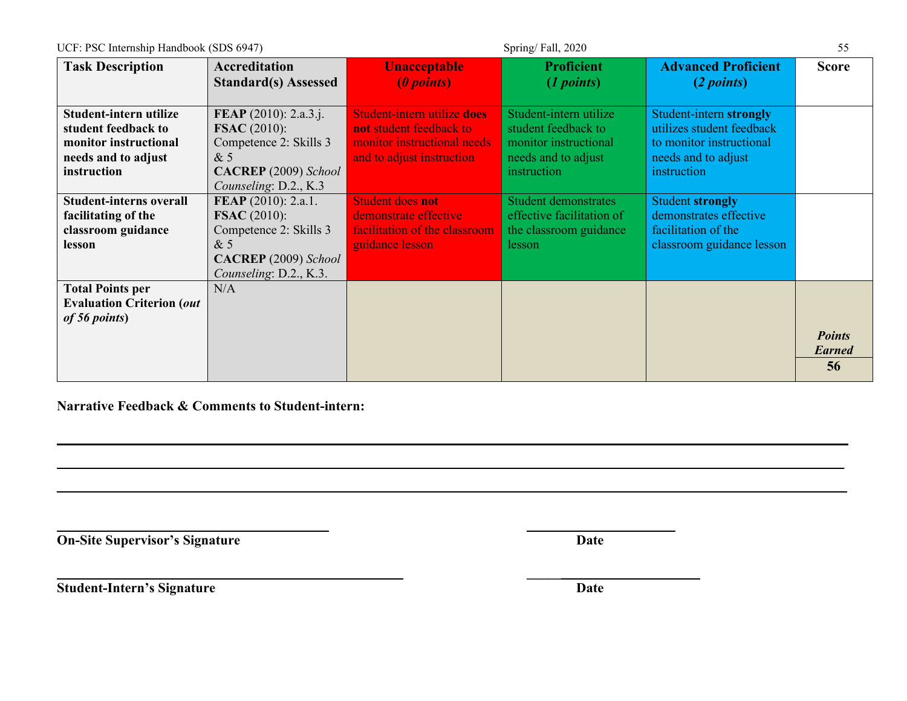| Task Description | Accreditation Standard(s) Assessed | Unacceptable (*0 points*) | Proficient (*1 points*) | Advanced Proficient (*2 points*) | Score |
|---|---|---|---|---|---|
| **Student-intern utilize student feedback to monitor instructional needs and to adjust instruction** | **FEAP** (2010): 2.a.3.j. **FSAC** (2010): Competence 2: Skills 3 & 5 **CACREP** (2009) *School Counseling*: D.2., K.3 | Student-intern utilize **does not** student feedback to monitor instructional needs and to adjust instruction | Student-intern utilize student feedback to monitor instructional needs and to adjust instruction | Student-intern **strongly** utilizes student feedback to monitor instructional needs and to adjust instruction | |
| **Student-interns overall facilitating of the classroom guidance lesson** | **FEAP** (2010): 2.a.1. **FSAC** (2010): Competence 2: Skills 3 & 5 **CACREP** (2009) *School Counseling*: D.2., K.3. | Student does **not** demonstrate effective facilitation of the classroom guidance lesson | Student demonstrates effective facilitation of the classroom guidance lesson | Student **strongly** demonstrates effective facilitation of the classroom guidance lesson | |
| **Total Points per Evaluation Criterion (*out of 56 points*)** | N/A | | | | ***Points Earned*** **56** |

**Narrative Feedback & Comments to Student-intern:**

______________________________________________________________________________

______________________________________________________________________________

______________________________________________________________________________

______________________________ ______________
**On-Site Supervisor's Signature** **Date**

______________________________ ______________
**Student-Intern's Signature** **Date**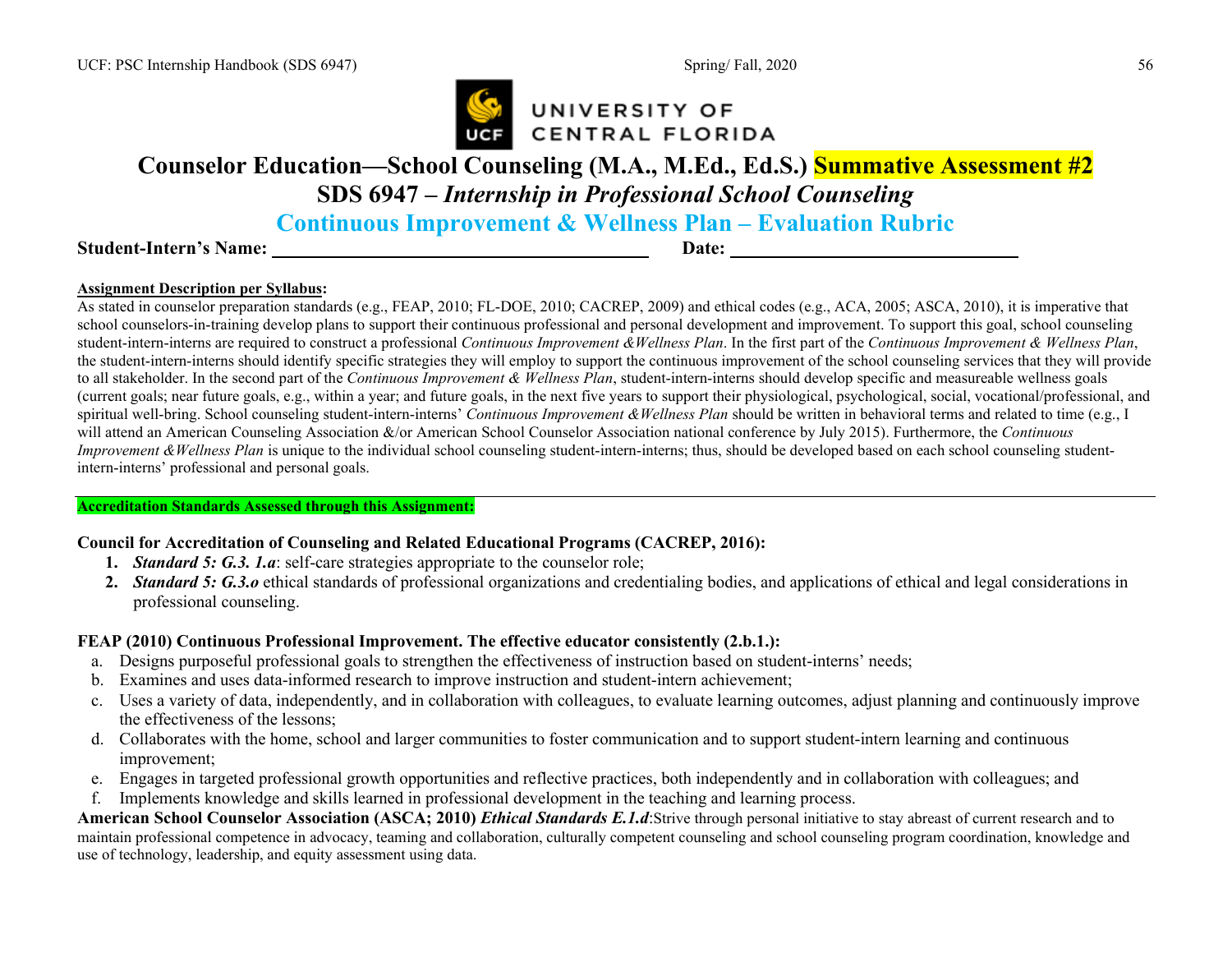# Counselor Education—School Counseling (M.A., M.Ed., Ed.S.) Summative Assessment #2

## SDS 6947 – *Internship in Professional School Counseling*

## Continuous Improvement & Wellness Plan – Evaluation Rubric

**Student-Intern's Name:** ______________________________ **Date:** ______________________

**Assignment Description per Syllabus:**

As stated in counselor preparation standards (e.g., FEAP, 2010; FL-DOE, 2010; CACREP, 2009) and ethical codes (e.g., ACA, 2005; ASCA, 2010), it is imperative that school counselors-in-training develop plans to support their continuous professional and personal development and improvement. To support this goal, school counseling student-intern-interns are required to construct a professional *Continuous Improvement &Wellness Plan*. In the first part of the *Continuous Improvement & Wellness Plan*, the student-intern-interns should identify specific strategies they will employ to support the continuous improvement of the school counseling services that they will provide to all stakeholder. In the second part of the *Continuous Improvement & Wellness Plan*, student-intern-interns should develop specific and measureable wellness goals (current goals; near future goals, e.g., within a year; and future goals, in the next five years to support their physiological, psychological, social, vocational/professional, and spiritual well-bring. School counseling student-intern-interns' *Continuous Improvement &Wellness Plan* should be written in behavioral terms and related to time (e.g., I will attend an American Counseling Association &/or American School Counselor Association national conference by July 2015). Furthermore, the *Continuous Improvement &Wellness Plan* is unique to the individual school counseling student-intern-interns; thus, should be developed based on each school counseling student-intern-interns' professional and personal goals.

---

**Accreditation Standards Assessed through this Assignment:**

**Council for Accreditation of Counseling and Related Educational Programs (CACREP, 2016):**

1. ***Standard 5: G.3. 1.a***: self-care strategies appropriate to the counselor role;
2. ***Standard 5: G.3.o*** ethical standards of professional organizations and credentialing bodies, and applications of ethical and legal considerations in professional counseling.

**FEAP (2010) Continuous Professional Improvement. The effective educator consistently (2.b.1.):**

a. Designs purposeful professional goals to strengthen the effectiveness of instruction based on student-interns' needs;
b. Examines and uses data-informed research to improve instruction and student-intern achievement;
c. Uses a variety of data, independently, and in collaboration with colleagues, to evaluate learning outcomes, adjust planning and continuously improve the effectiveness of the lessons;
d. Collaborates with the home, school and larger communities to foster communication and to support student-intern learning and continuous improvement;
e. Engages in targeted professional growth opportunities and reflective practices, both independently and in collaboration with colleagues; and
f. Implements knowledge and skills learned in professional development in the teaching and learning process.

**American School Counselor Association (ASCA; 2010)** ***Ethical Standards E.1.d***:Strive through personal initiative to stay abreast of current research and to maintain professional competence in advocacy, teaming and collaboration, culturally competent counseling and school counseling program coordination, knowledge and use of technology, leadership, and equity assessment using data.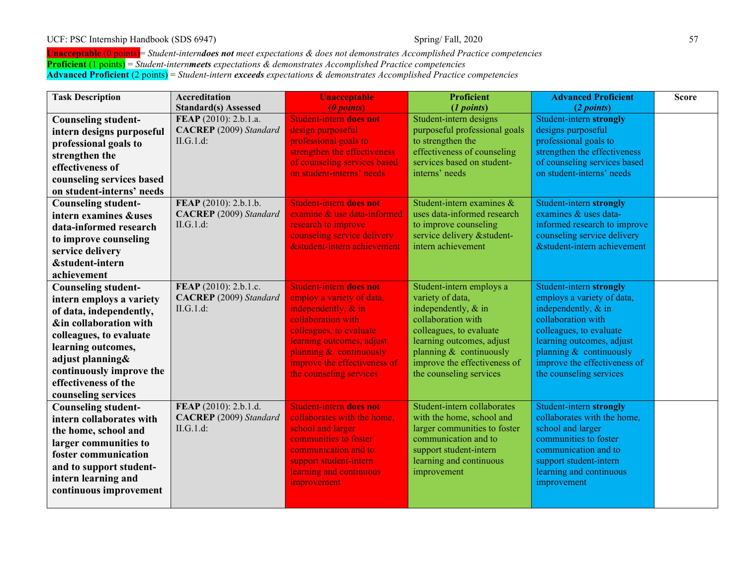**Unacceptable** (0 points)= *Student-intern* ***does not*** *meet expectations & does not demonstrates Accomplished Practice competencies*
**Proficient** (1 points) = *Student-intern* ***meets*** *expectations & demonstrates Accomplished Practice competencies*
**Advanced Proficient** (2 points) = *Student-intern* ***exceeds*** *expectations & demonstrates Accomplished Practice competencies*

| Task Description | Accreditation Standard(s) Assessed | Unacceptable *(0 points)* | Proficient *(1 points)* | Advanced Proficient *(2 points)* | Score |
|---|---|---|---|---|---|
| **Counseling student-intern designs purposeful professional goals to strengthen the effectiveness of counseling services based on student-interns' needs** | **FEAP** (2010): 2.b.1.a. **CACREP** (2009) *Standard* II.G.1.d: | Student-intern **does not** design purposeful professional goals to strengthen the effectiveness of counseling services based on student-interns' needs | Student-intern designs purposeful professional goals to strengthen the effectiveness of counseling services based on student-interns' needs | Student-intern **strongly** designs purposeful professional goals to strengthen the effectiveness of counseling services based on student-interns' needs | |
| **Counseling student-intern examines &uses data-informed research to improve counseling service delivery &student-intern achievement** | **FEAP** (2010): 2.b.1.b. **CACREP** (2009) *Standard* II.G.1.d: | Student-intern **does not** examine & use data-informed research to improve counseling service delivery &student-intern achievement | Student-intern examines & uses data-informed research to improve counseling service delivery &student-intern achievement | Student-intern **strongly** examines & uses data-informed research to improve counseling service delivery &student-intern achievement | |
| **Counseling student-intern employs a variety of data, independently, &in collaboration with colleagues, to evaluate learning outcomes, adjust planning& continuously improve the effectiveness of the counseling services** | **FEAP** (2010): 2.b.1.c. **CACREP** (2009) *Standard* II.G.1.d: | Student-intern **does not** employ a variety of data, independently, & in collaboration with colleagues, to evaluate learning outcomes, adjust planning & continuously improve the effectiveness of the counseling services | Student-intern employs a variety of data, independently, & in collaboration with colleagues, to evaluate learning outcomes, adjust planning & continuously improve the effectiveness of the counseling services | Student-intern **strongly** employs a variety of data, independently, & in collaboration with colleagues, to evaluate learning outcomes, adjust planning & continuously improve the effectiveness of the counseling services | |
| **Counseling student-intern collaborates with the home, school and larger communities to foster communication and to support student-intern learning and continuous improvement** | **FEAP** (2010): 2.b.1.d. **CACREP** (2009) *Standard* II.G.1.d: | Student-intern **does not** collaborates with the home, school and larger communities to foster communication and to support student-intern learning and continuous improvement | Student-intern collaborates with the home, school and larger communities to foster communication and to support student-intern learning and continuous improvement | Student-intern **strongly** collaborates with the home, school and larger communities to foster communication and to support student-intern learning and continuous improvement | |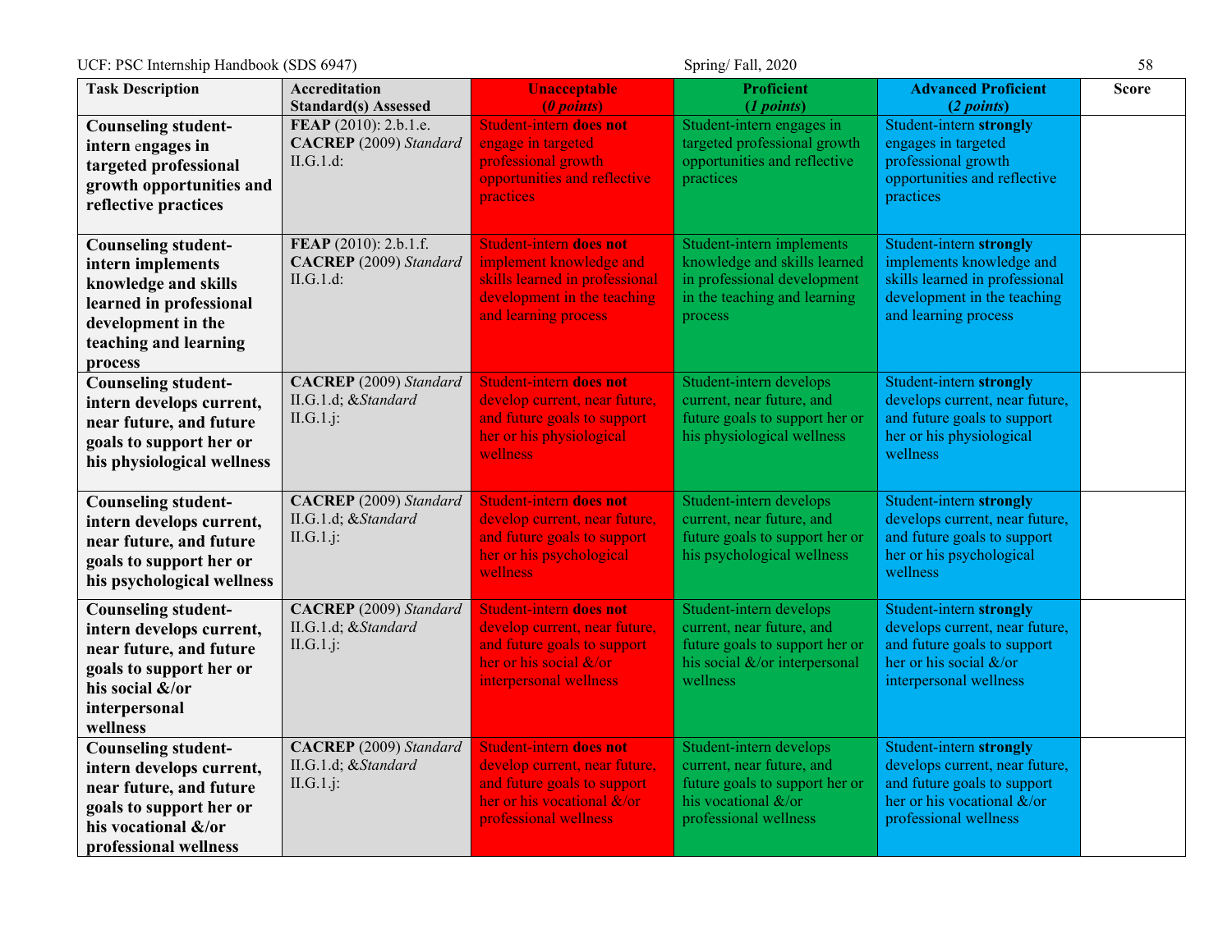| Task Description | Accreditation Standard(s) Assessed | Unacceptable *(0 points)* | Proficient *(1 points)* | Advanced Proficient *(2 points)* | Score |
|---|---|---|---|---|---|
| **Counseling student-intern engages in targeted professional growth opportunities and reflective practices** | **FEAP** (2010): 2.b.1.e. **CACREP** (2009) *Standard* II.G.1.d: | Student-intern **does not** engage in targeted professional growth opportunities and reflective practices | Student-intern engages in targeted professional growth opportunities and reflective practices | Student-intern **strongly** engages in targeted professional growth opportunities and reflective practices | |
| **Counseling student-intern implements knowledge and skills learned in professional development in the teaching and learning process** | **FEAP** (2010): 2.b.1.f. **CACREP** (2009) *Standard* II.G.1.d: | Student-intern **does not** implement knowledge and skills learned in professional development in the teaching and learning process | Student-intern implements knowledge and skills learned in professional development in the teaching and learning process | Student-intern **strongly** implements knowledge and skills learned in professional development in the teaching and learning process | |
| **Counseling student-intern develops current, near future, and future goals to support her or his physiological wellness** | **CACREP** (2009) *Standard* II.G.1.d; &*Standard* II.G.1.j: | Student-intern **does not** develop current, near future, and future goals to support her or his physiological wellness | Student-intern develops current, near future, and future goals to support her or his physiological wellness | Student-intern **strongly** develops current, near future, and future goals to support her or his physiological wellness | |
| **Counseling student-intern develops current, near future, and future goals to support her or his psychological wellness** | **CACREP** (2009) *Standard* II.G.1.d; &*Standard* II.G.1.j: | Student-intern **does not** develop current, near future, and future goals to support her or his psychological wellness | Student-intern develops current, near future, and future goals to support her or his psychological wellness | Student-intern **strongly** develops current, near future, and future goals to support her or his psychological wellness | |
| **Counseling student-intern develops current, near future, and future goals to support her or his social &/or interpersonal wellness** | **CACREP** (2009) *Standard* II.G.1.d; &*Standard* II.G.1.j: | Student-intern **does not** develop current, near future, and future goals to support her or his social &/or interpersonal wellness | Student-intern develops current, near future, and future goals to support her or his social &/or interpersonal wellness | Student-intern **strongly** develops current, near future, and future goals to support her or his social &/or interpersonal wellness | |
| **Counseling student-intern develops current, near future, and future goals to support her or his vocational &/or professional wellness** | **CACREP** (2009) *Standard* II.G.1.d; &*Standard* II.G.1.j: | Student-intern **does not** develop current, near future, and future goals to support her or his vocational &/or professional wellness | Student-intern develops current, near future, and future goals to support her or his vocational &/or professional wellness | Student-intern **strongly** develops current, near future, and future goals to support her or his vocational &/or professional wellness | |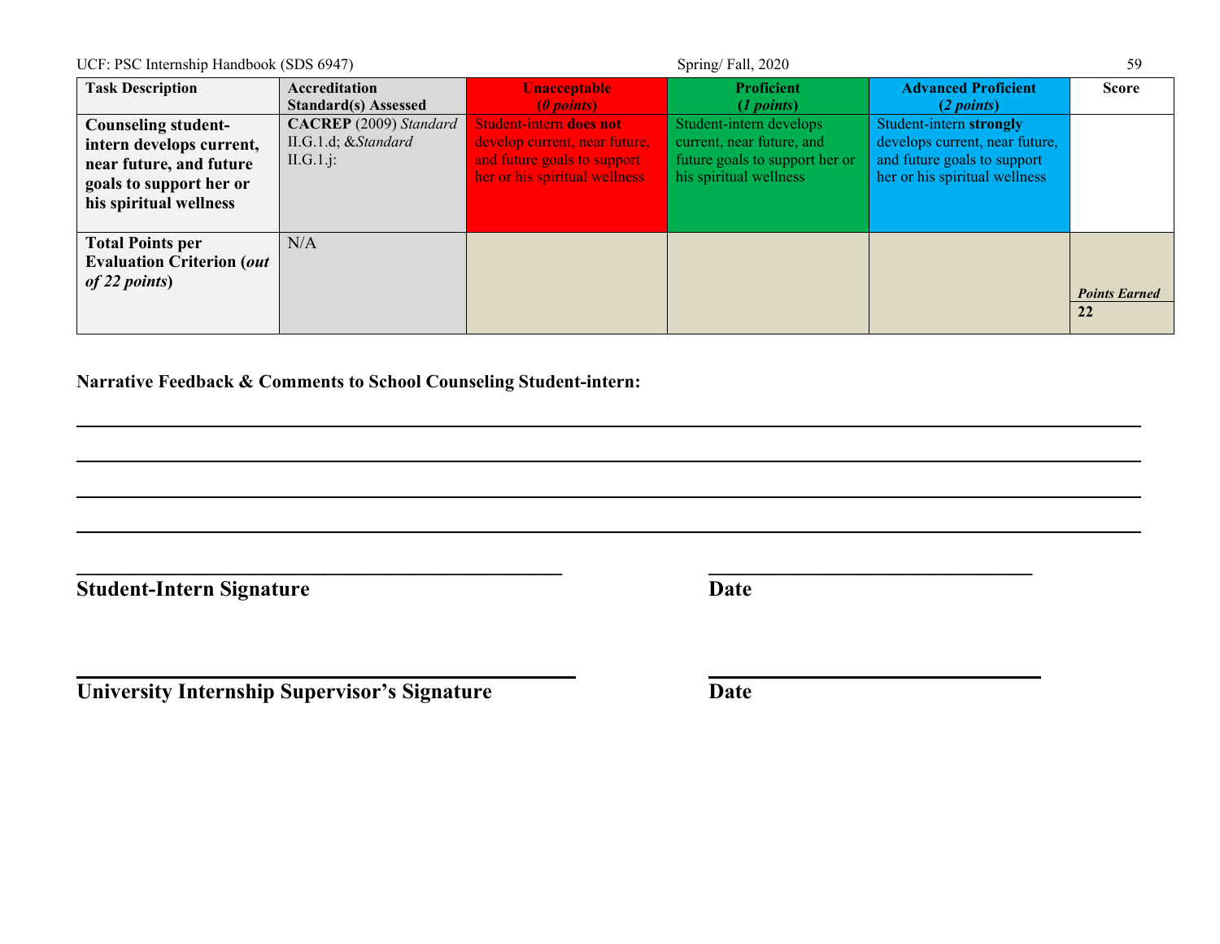| Task Description | Accreditation Standard(s) Assessed | Unacceptable (*0 points*) | Proficient (*1 points*) | Advanced Proficient (*2 points*) | Score |
|---|---|---|---|---|---|
| **Counseling student-intern develops current, near future, and future goals to support her or his spiritual wellness** | **CACREP** (2009) *Standard* II.G.1.d; &*Standard* II.G.1.j: | Student-intern **does not** develop current, near future, and future goals to support her or his spiritual wellness | Student-intern develops current, near future, and future goals to support her or his spiritual wellness | Student-intern **strongly** develops current, near future, and future goals to support her or his spiritual wellness | |
| **Total Points per Evaluation Criterion (*out of 22 points*)** | N/A | | | | ***Points Earned*** **22** |

**Narrative Feedback & Comments to School Counseling Student-intern:**

\_\_\_\_\_\_\_\_\_\_\_\_\_\_\_\_\_\_\_\_\_\_\_\_\_\_\_\_\_\_\_\_\_\_\_\_\_\_\_\_\_\_\_\_\_\_\_\_\_\_\_\_\_\_\_\_\_\_\_\_\_\_\_\_\_\_\_\_\_\_\_\_\_\_\_\_\_\_

\_\_\_\_\_\_\_\_\_\_\_\_\_\_\_\_\_\_\_\_\_\_\_\_\_\_\_\_\_\_\_\_\_\_\_\_\_\_\_\_\_\_\_\_\_\_\_\_\_\_\_\_\_\_\_\_\_\_\_\_\_\_\_\_\_\_\_\_\_\_\_\_\_\_\_\_\_\_

\_\_\_\_\_\_\_\_\_\_\_\_\_\_\_\_\_\_\_\_\_\_\_\_\_\_\_\_\_\_\_\_\_\_\_\_\_\_\_\_\_\_\_\_\_\_\_\_\_\_\_\_\_\_\_\_\_\_\_\_\_\_\_\_\_\_\_\_\_\_\_\_\_\_\_\_\_\_

\_\_\_\_\_\_\_\_\_\_\_\_\_\_\_\_\_\_\_\_\_\_\_\_\_\_\_\_\_\_\_\_\_\_\_\_\_\_\_\_\_\_\_\_\_\_\_\_\_\_\_\_\_\_\_\_\_\_\_\_\_\_\_\_\_\_\_\_\_\_\_\_\_\_\_\_\_\_

\_\_\_\_\_\_\_\_\_\_\_\_\_\_\_\_\_\_\_\_\_\_\_\_\_\_\_\_\_\_\_\_\_\_\_\_\_\_\_\_ \_\_\_\_\_\_\_\_\_\_\_\_\_\_\_\_\_\_\_\_\_\_\_\_\_\_\_\_\_\_

**Student-Intern Signature** **Date**

\_\_\_\_\_\_\_\_\_\_\_\_\_\_\_\_\_\_\_\_\_\_\_\_\_\_\_\_\_\_\_\_\_\_\_\_\_\_\_\_ \_\_\_\_\_\_\_\_\_\_\_\_\_\_\_\_\_\_\_\_\_\_\_\_\_\_\_\_\_\_

**University Internship Supervisor's Signature** **Date**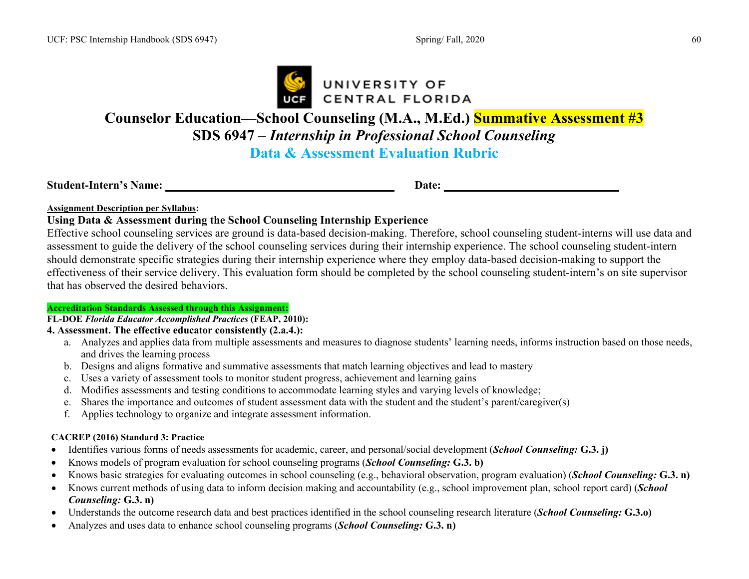UNIVERSITY OF CENTRAL FLORIDA

# Counselor Education—School Counseling (M.A., M.Ed.) Summative Assessment #3

## SDS 6947 – *Internship in Professional School Counseling*

## Data & Assessment Evaluation Rubric

**Student-Intern's Name:** ______________________________ **Date:** ______________________

**Assignment Description per Syllabus:**

**Using Data & Assessment during the School Counseling Internship Experience**

Effective school counseling services are ground is data-based decision-making. Therefore, school counseling student-interns will use data and assessment to guide the delivery of the school counseling services during their internship experience. The school counseling student-intern should demonstrate specific strategies during their internship experience where they employ data-based decision-making to support the effectiveness of their service delivery. This evaluation form should be completed by the school counseling student-intern's on site supervisor that has observed the desired behaviors.

**Accreditation Standards Assessed through this Assignment:**

**FL-DOE *Florida Educator Accomplished Practices* (FEAP, 2010):**

**4. Assessment. The effective educator consistently (2.a.4.):**

a. Analyzes and applies data from multiple assessments and measures to diagnose students' learning needs, informs instruction based on those needs, and drives the learning process
b. Designs and aligns formative and summative assessments that match learning objectives and lead to mastery
c. Uses a variety of assessment tools to monitor student progress, achievement and learning gains
d. Modifies assessments and testing conditions to accommodate learning styles and varying levels of knowledge;
e. Shares the importance and outcomes of student assessment data with the student and the student's parent/caregiver(s)
f. Applies technology to organize and integrate assessment information.

**CACREP (2016) Standard 3: Practice**

- Identifies various forms of needs assessments for academic, career, and personal/social development (***School Counseling:*** **G.3. j)**
- Knows models of program evaluation for school counseling programs (***School Counseling:*** **G.3. b)**
- Knows basic strategies for evaluating outcomes in school counseling (e.g., behavioral observation, program evaluation) (***School Counseling:*** **G.3. n)**
- Knows current methods of using data to inform decision making and accountability (e.g., school improvement plan, school report card) (***School Counseling:*** **G.3. n)**
- Understands the outcome research data and best practices identified in the school counseling research literature (***School Counseling:*** **G.3.o)**
- Analyzes and uses data to enhance school counseling programs (***School Counseling:*** **G.3. n)**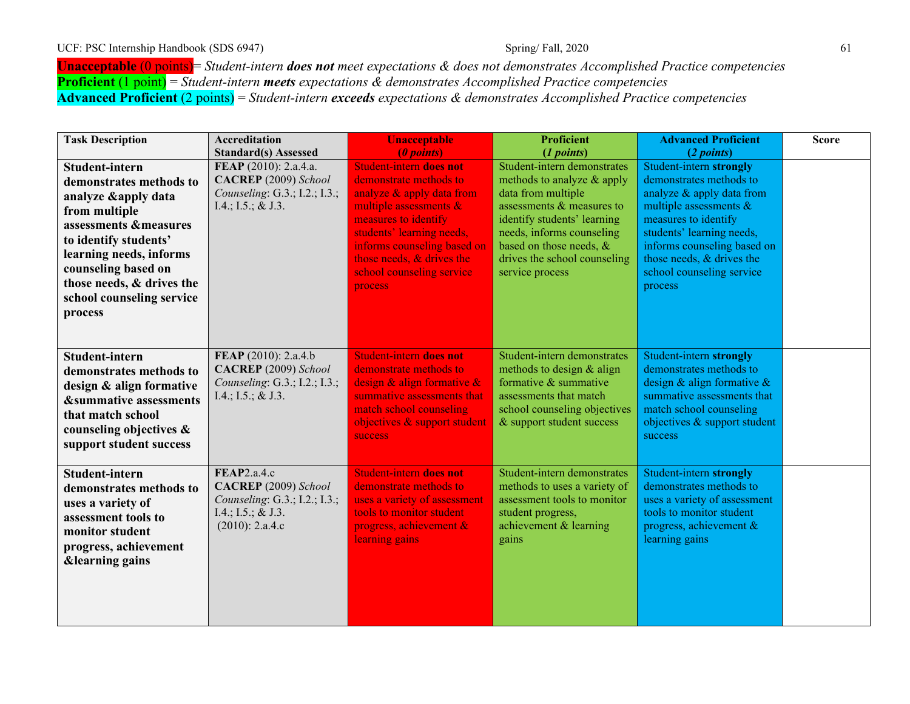**Unacceptable** (0 points)= *Student-intern* ***does not*** *meet expectations & does not demonstrates Accomplished Practice competencies*
**Proficient** (1 point) = *Student-intern* ***meets*** *expectations & demonstrates Accomplished Practice competencies*
**Advanced Proficient** (2 points) = *Student-intern* ***exceeds*** *expectations & demonstrates Accomplished Practice competencies*

| Task Description | Accreditation Standard(s) Assessed | Unacceptable (*0 points*) | Proficient (*1 points*) | Advanced Proficient (*2 points*) | Score |
|---|---|---|---|---|---|
| **Student-intern demonstrates methods to analyze &apply data from multiple assessments &measures to identify students' learning needs, informs counseling based on those needs, & drives the school counseling service process** | **FEAP** (2010): 2.a.4.a. **CACREP** (2009) *School Counseling*: G.3.; I.2.; I.3.; I.4.; I.5.; & J.3. | Student-intern **does not** demonstrate methods to analyze & apply data from multiple assessments & measures to identify students' learning needs, informs counseling based on those needs, & drives the school counseling service process | Student-intern demonstrates methods to analyze & apply data from multiple assessments & measures to identify students' learning needs, informs counseling based on those needs, & drives the school counseling service process | Student-intern **strongly** demonstrates methods to analyze & apply data from multiple assessments & measures to identify students' learning needs, informs counseling based on those needs, & drives the school counseling service process | |
| **Student-intern demonstrates methods to design & align formative &summative assessments that match school counseling objectives & support student success** | **FEAP** (2010): 2.a.4.b **CACREP** (2009) *School Counseling*: G.3.; I.2.; I.3.; I.4.; I.5.; & J.3. | Student-intern **does not** demonstrate methods to design & align formative & summative assessments that match school counseling objectives & support student success | Student-intern demonstrates methods to design & align formative & summative assessments that match school counseling objectives & support student success | Student-intern **strongly** demonstrates methods to design & align formative & summative assessments that match school counseling objectives & support student success | |
| **Student-intern demonstrates methods to uses a variety of assessment tools to monitor student progress, achievement &learning gains** | **FEAP**2.a.4.c **CACREP** (2009) *School Counseling*: G.3.; I.2.; I.3.; I.4.; I.5.; & J.3. (2010): 2.a.4.c | Student-intern **does not** demonstrate methods to uses a variety of assessment tools to monitor student progress, achievement & learning gains | Student-intern demonstrates methods to uses a variety of assessment tools to monitor student progress, achievement & learning gains | Student-intern **strongly** demonstrates methods to uses a variety of assessment tools to monitor student progress, achievement & learning gains | |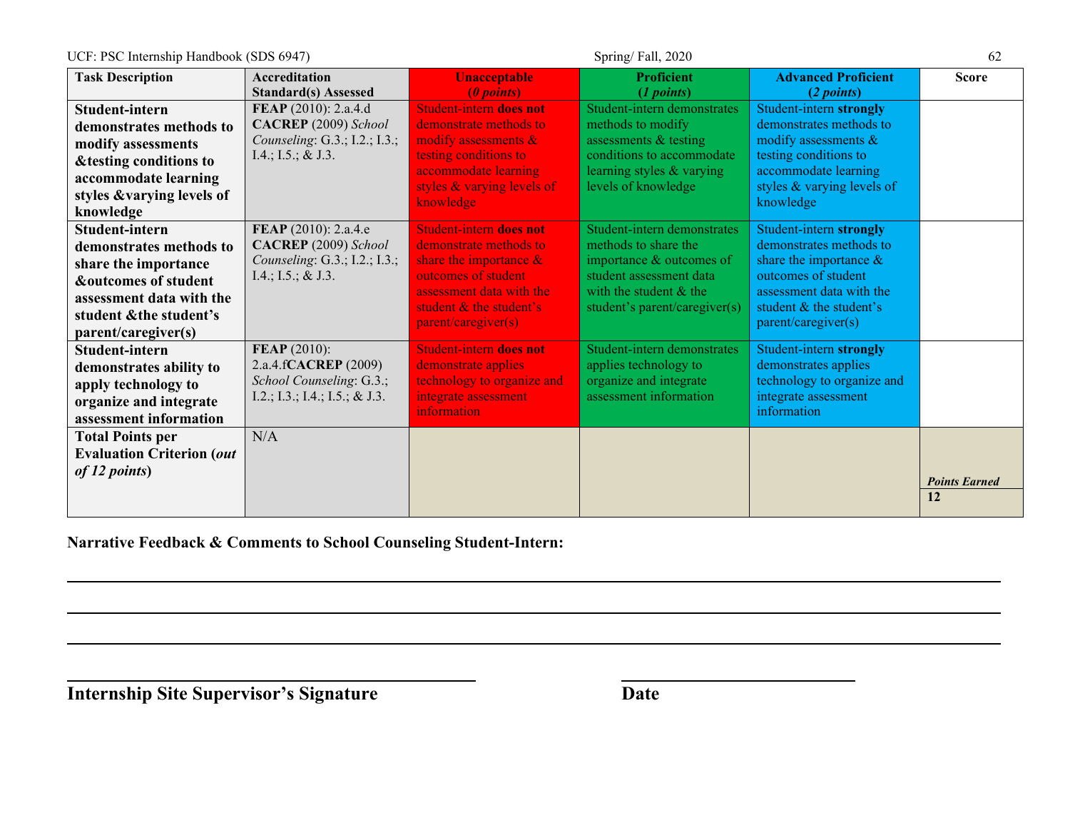| Task Description | Accreditation Standard(s) Assessed | Unacceptable (*0 points*) | Proficient (*1 points*) | Advanced Proficient (*2 points*) | Score |
|---|---|---|---|---|---|
| **Student-intern demonstrates methods to modify assessments &testing conditions to accommodate learning styles &varying levels of knowledge** | **FEAP** (2010): 2.a.4.d **CACREP** (2009) *School Counseling*: G.3.; I.2.; I.3.; I.4.; I.5.; & J.3. | Student-intern **does not** demonstrate methods to modify assessments & testing conditions to accommodate learning styles & varying levels of knowledge | Student-intern demonstrates methods to modify assessments & testing conditions to accommodate learning styles & varying levels of knowledge | Student-intern **strongly** demonstrates methods to modify assessments & testing conditions to accommodate learning styles & varying levels of knowledge | |
| **Student-intern demonstrates methods to share the importance &outcomes of student assessment data with the student &the student's parent/caregiver(s)** | **FEAP** (2010): 2.a.4.e **CACREP** (2009) *School Counseling*: G.3.; I.2.; I.3.; I.4.; I.5.; & J.3. | Student-intern **does not** demonstrate methods to share the importance & outcomes of student assessment data with the student & the student's parent/caregiver(s) | Student-intern demonstrates methods to share the importance & outcomes of student assessment data with the student & the student's parent/caregiver(s) | Student-intern **strongly** demonstrates methods to share the importance & outcomes of student assessment data with the student & the student's parent/caregiver(s) | |
| **Student-intern demonstrates ability to apply technology to organize and integrate assessment information** | **FEAP** (2010): 2.a.4.f**CACREP** (2009) *School Counseling*: G.3.; I.2.; I.3.; I.4.; I.5.; & J.3. | Student-intern **does not** demonstrate applies technology to organize and integrate assessment information | Student-intern demonstrates applies technology to organize and integrate assessment information | Student-intern **strongly** demonstrates applies technology to organize and integrate assessment information | |
| **Total Points per Evaluation Criterion (*out of 12 points*)** | N/A | | | | ***Points Earned*** **12** |

**Narrative Feedback & Comments to School Counseling Student-Intern:**

______________________________________________________________________________

______________________________________________________________________________

______________________________________________________________________________

______________________________________ ______________________

**Internship Site Supervisor's Signature** **Date**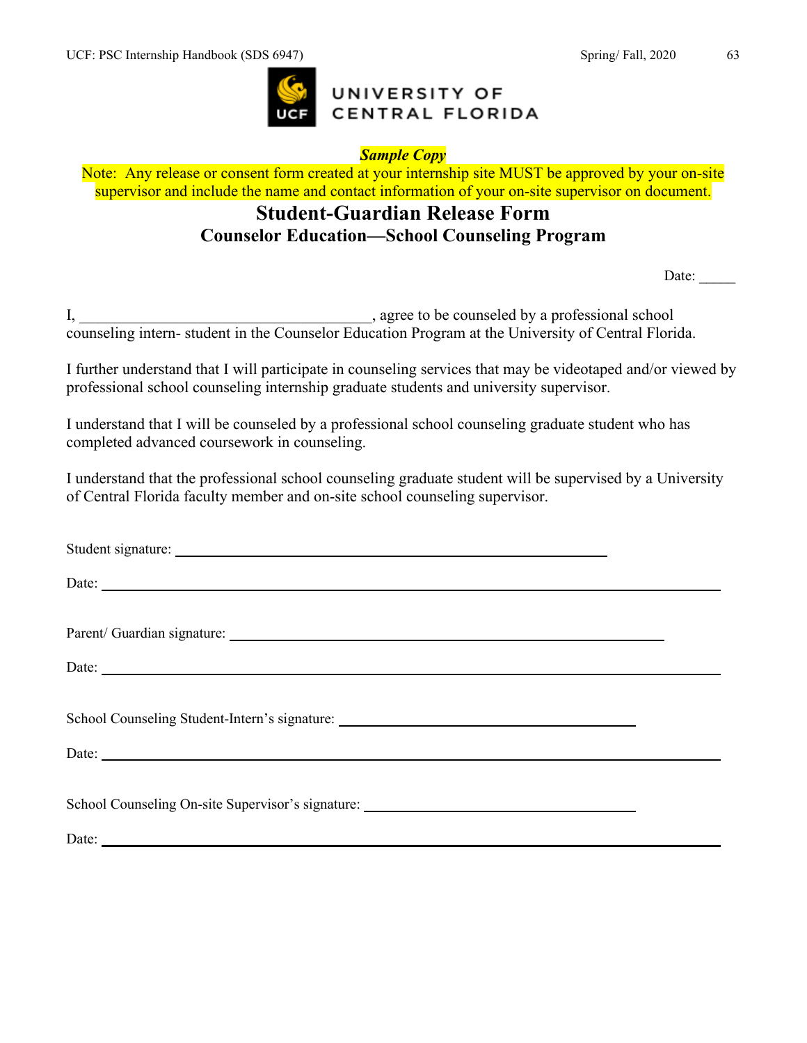UNIVERSITY OF CENTRAL FLORIDA

***Sample Copy***

Note: Any release or consent form created at your internship site MUST be approved by your on-site supervisor and include the name and contact information of your on-site supervisor on document.

# Student-Guardian Release Form

## Counselor Education—School Counseling Program

Date: _____

I, ______________________________________, agree to be counseled by a professional school counseling intern- student in the Counselor Education Program at the University of Central Florida.

I further understand that I will participate in counseling services that may be videotaped and/or viewed by professional school counseling internship graduate students and university supervisor.

I understand that I will be counseled by a professional school counseling graduate student who has completed advanced coursework in counseling.

I understand that the professional school counseling graduate student will be supervised by a University of Central Florida faculty member and on-site school counseling supervisor.

Student signature: ______________________________________________

Date: ______________________________________________

Parent/ Guardian signature: ______________________________________________

Date: ______________________________________________

School Counseling Student-Intern's signature: ______________________________________________

Date: ______________________________________________

School Counseling On-site Supervisor's signature: ______________________________________________

Date: ______________________________________________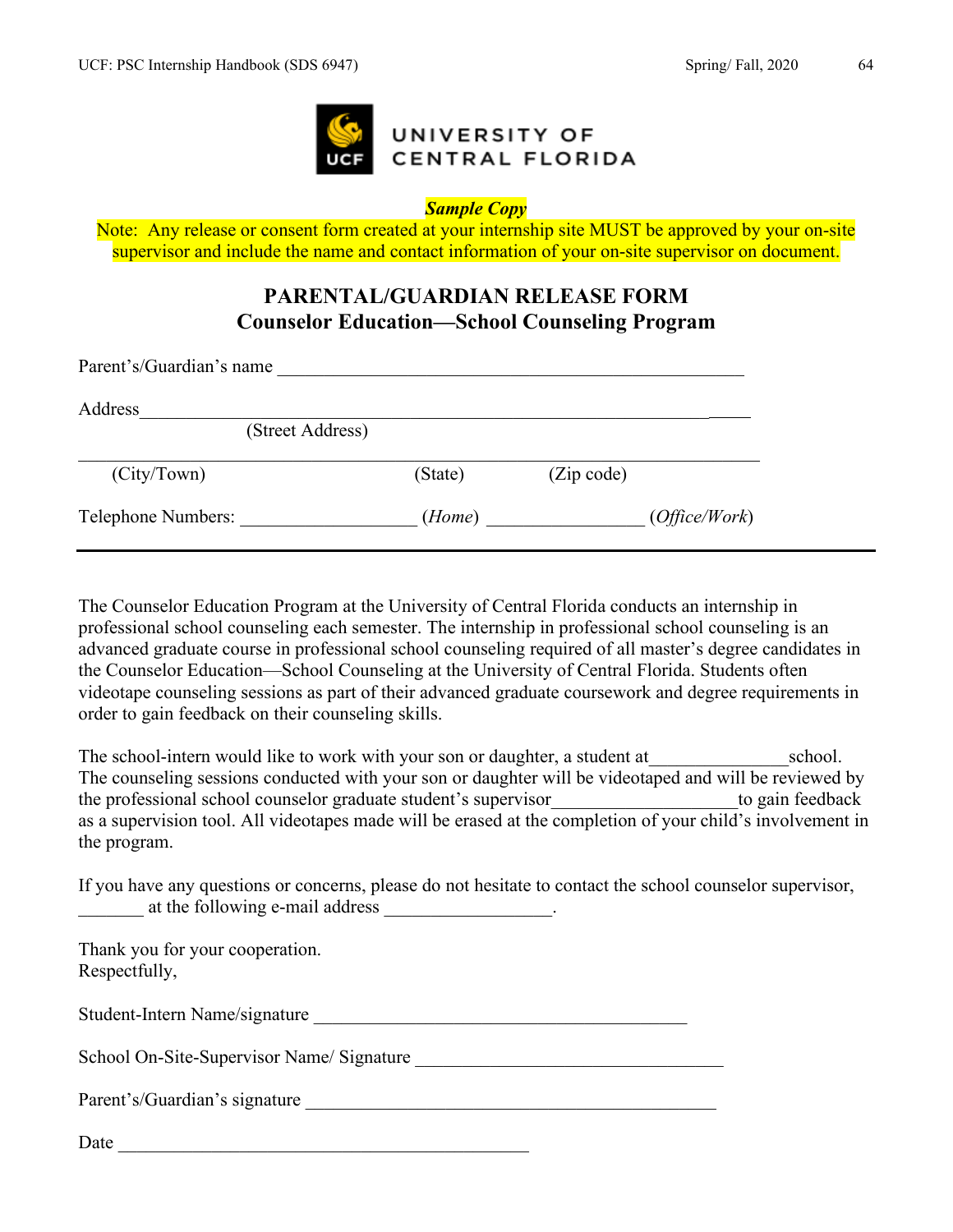UNIVERSITY OF CENTRAL FLORIDA

***Sample Copy***

Note: Any release or consent form created at your internship site MUST be approved by your on-site supervisor and include the name and contact information of your on-site supervisor on document.

## PARENTAL/GUARDIAN RELEASE FORM
## Counselor Education—School Counseling Program

Parent's/Guardian's name ____________________________________________________

Address_____________________________________________________________________
(Street Address)

____________________________________________________________________________
(City/Town) (State) (Zip code)

Telephone Numbers: ___________________ (*Home*) _________________ (*Office/Work*)

---

The Counselor Education Program at the University of Central Florida conducts an internship in professional school counseling each semester. The internship in professional school counseling is an advanced graduate course in professional school counseling required of all master's degree candidates in the Counselor Education—School Counseling at the University of Central Florida. Students often videotape counseling sessions as part of their advanced graduate coursework and degree requirements in order to gain feedback on their counseling skills.

The school-intern would like to work with your son or daughter, a student at_______________school. The counseling sessions conducted with your son or daughter will be videotaped and will be reviewed by the professional school counselor graduate student's supervisor____________________to gain feedback as a supervision tool. All videotapes made will be erased at the completion of your child's involvement in the program.

If you have any questions or concerns, please do not hesitate to contact the school counselor supervisor, _______ at the following e-mail address __________________.

Thank you for your cooperation.
Respectfully,

Student-Intern Name/signature __________________________________________

School On-Site-Supervisor Name/ Signature _________________________________

Parent's/Guardian's signature _____________________________________________

Date _____________________________________________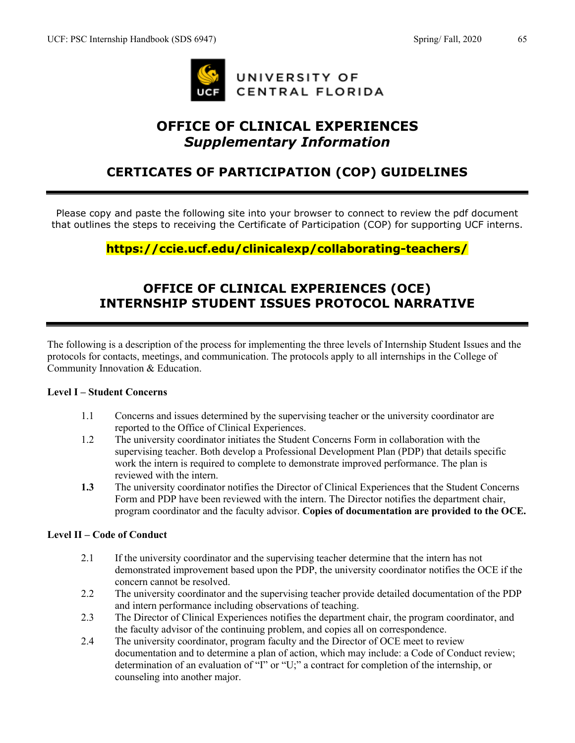UNIVERSITY OF CENTRAL FLORIDA

# OFFICE OF CLINICAL EXPERIENCES
## *Supplementary Information*

## CERTICATES OF PARTICIPATION (COP) GUIDELINES

Please copy and paste the following site into your browser to connect to review the pdf document that outlines the steps to receiving the Certificate of Participation (COP) for supporting UCF interns.

**https://ccie.ucf.edu/clinicalexp/collaborating-teachers/**

## OFFICE OF CLINICAL EXPERIENCES (OCE) INTERNSHIP STUDENT ISSUES PROTOCOL NARRATIVE

The following is a description of the process for implementing the three levels of Internship Student Issues and the protocols for contacts, meetings, and communication. The protocols apply to all internships in the College of Community Innovation & Education.

### Level I – Student Concerns

1.1 Concerns and issues determined by the supervising teacher or the university coordinator are reported to the Office of Clinical Experiences.

1.2 The university coordinator initiates the Student Concerns Form in collaboration with the supervising teacher. Both develop a Professional Development Plan (PDP) that details specific work the intern is required to complete to demonstrate improved performance. The plan is reviewed with the intern.

**1.3** The university coordinator notifies the Director of Clinical Experiences that the Student Concerns Form and PDP have been reviewed with the intern. The Director notifies the department chair, program coordinator and the faculty advisor. **Copies of documentation are provided to the OCE.**

### Level II – Code of Conduct

2.1 If the university coordinator and the supervising teacher determine that the intern has not demonstrated improvement based upon the PDP, the university coordinator notifies the OCE if the concern cannot be resolved.

2.2 The university coordinator and the supervising teacher provide detailed documentation of the PDP and intern performance including observations of teaching.

2.3 The Director of Clinical Experiences notifies the department chair, the program coordinator, and the faculty advisor of the continuing problem, and copies all on correspondence.

2.4 The university coordinator, program faculty and the Director of OCE meet to review documentation and to determine a plan of action, which may include: a Code of Conduct review; determination of an evaluation of "I" or "U;" a contract for completion of the internship, or counseling into another major.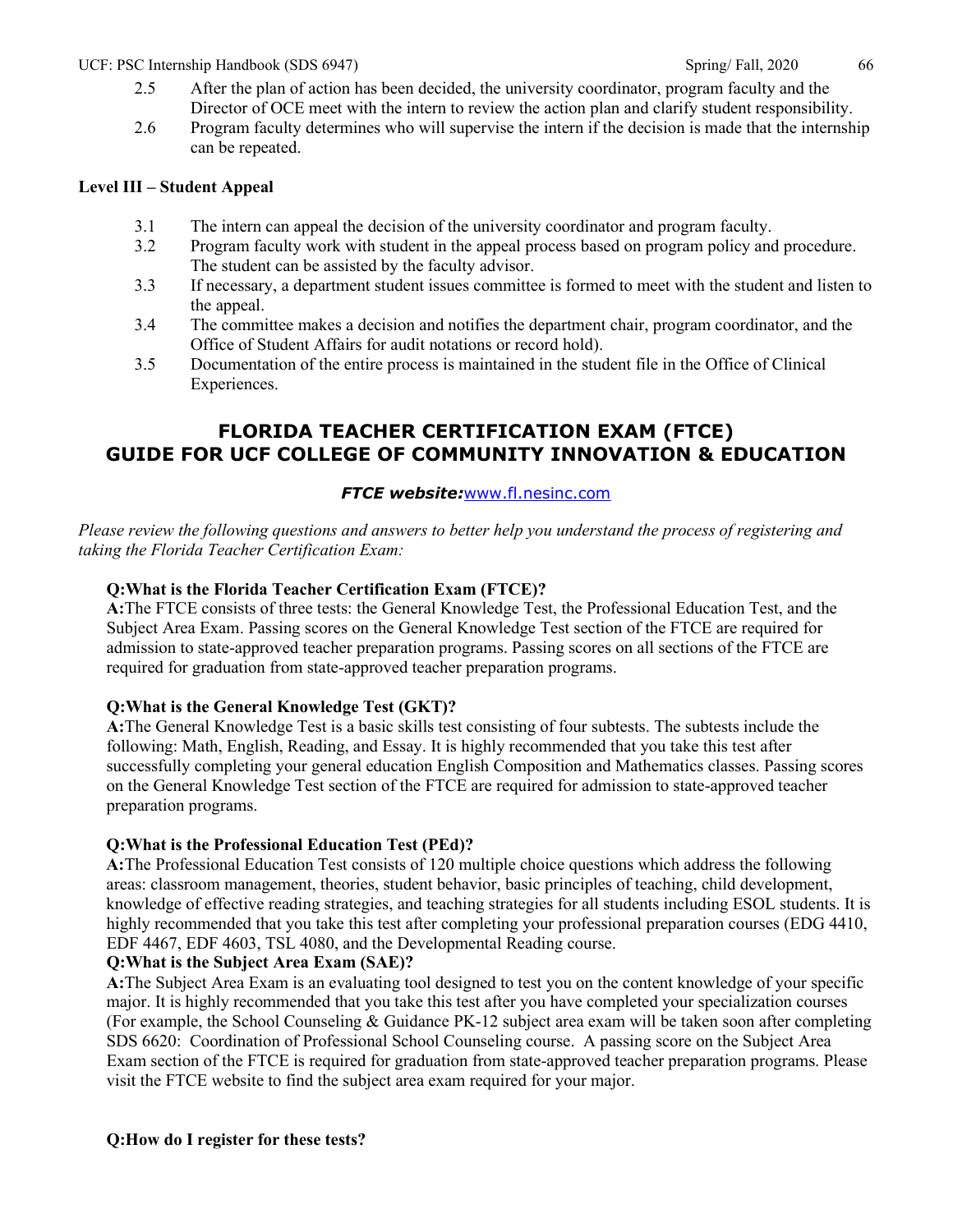2.5 After the plan of action has been decided, the university coordinator, program faculty and the Director of OCE meet with the intern to review the action plan and clarify student responsibility.

2.6 Program faculty determines who will supervise the intern if the decision is made that the internship can be repeated.

**Level III – Student Appeal**

3.1 The intern can appeal the decision of the university coordinator and program faculty.

3.2 Program faculty work with student in the appeal process based on program policy and procedure. The student can be assisted by the faculty advisor.

3.3 If necessary, a department student issues committee is formed to meet with the student and listen to the appeal.

3.4 The committee makes a decision and notifies the department chair, program coordinator, and the Office of Student Affairs for audit notations or record hold).

3.5 Documentation of the entire process is maintained in the student file in the Office of Clinical Experiences.

## FLORIDA TEACHER CERTIFICATION EXAM (FTCE) GUIDE FOR UCF COLLEGE OF COMMUNITY INNOVATION & EDUCATION

***FTCE website:***[www.fl.nesinc.com](www.fl.nesinc.com)

*Please review the following questions and answers to better help you understand the process of registering and taking the Florida Teacher Certification Exam:*

**Q:What is the Florida Teacher Certification Exam (FTCE)?**
**A:**The FTCE consists of three tests: the General Knowledge Test, the Professional Education Test, and the Subject Area Exam. Passing scores on the General Knowledge Test section of the FTCE are required for admission to state-approved teacher preparation programs. Passing scores on all sections of the FTCE are required for graduation from state-approved teacher preparation programs.

**Q:What is the General Knowledge Test (GKT)?**
**A:**The General Knowledge Test is a basic skills test consisting of four subtests. The subtests include the following: Math, English, Reading, and Essay. It is highly recommended that you take this test after successfully completing your general education English Composition and Mathematics classes. Passing scores on the General Knowledge Test section of the FTCE are required for admission to state-approved teacher preparation programs.

**Q:What is the Professional Education Test (PEd)?**
**A:**The Professional Education Test consists of 120 multiple choice questions which address the following areas: classroom management, theories, student behavior, basic principles of teaching, child development, knowledge of effective reading strategies, and teaching strategies for all students including ESOL students. It is highly recommended that you take this test after completing your professional preparation courses (EDG 4410, EDF 4467, EDF 4603, TSL 4080, and the Developmental Reading course.

**Q:What is the Subject Area Exam (SAE)?**
**A:**The Subject Area Exam is an evaluating tool designed to test you on the content knowledge of your specific major. It is highly recommended that you take this test after you have completed your specialization courses (For example, the School Counseling & Guidance PK-12 subject area exam will be taken soon after completing SDS 6620: Coordination of Professional School Counseling course. A passing score on the Subject Area Exam section of the FTCE is required for graduation from state-approved teacher preparation programs. Please visit the FTCE website to find the subject area exam required for your major.

**Q:How do I register for these tests?**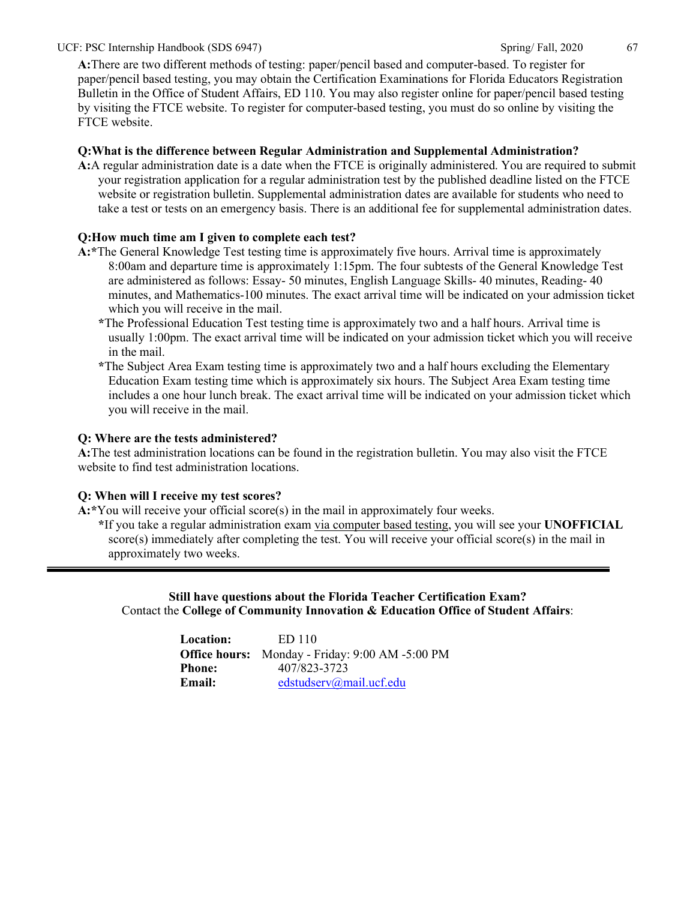**A:** There are two different methods of testing: paper/pencil based and computer-based. To register for paper/pencil based testing, you may obtain the Certification Examinations for Florida Educators Registration Bulletin in the Office of Student Affairs, ED 110. You may also register online for paper/pencil based testing by visiting the FTCE website. To register for computer-based testing, you must do so online by visiting the FTCE website.

**Q: What is the difference between Regular Administration and Supplemental Administration?**

**A:** A regular administration date is a date when the FTCE is originally administered. You are required to submit your registration application for a regular administration test by the published deadline listed on the FTCE website or registration bulletin. Supplemental administration dates are available for students who need to take a test or tests on an emergency basis. There is an additional fee for supplemental administration dates.

**Q: How much time am I given to complete each test?**

**A:** *The General Knowledge Test testing time is approximately five hours. Arrival time is approximately 8:00am and departure time is approximately 1:15pm. The four subtests of the General Knowledge Test are administered as follows: Essay- 50 minutes, English Language Skills- 40 minutes, Reading- 40 minutes, and Mathematics-100 minutes. The exact arrival time will be indicated on your admission ticket which you will receive in the mail.

*The Professional Education Test testing time is approximately two and a half hours. Arrival time is usually 1:00pm. The exact arrival time will be indicated on your admission ticket which you will receive in the mail.

*The Subject Area Exam testing time is approximately two and a half hours excluding the Elementary Education Exam testing time which is approximately six hours. The Subject Area Exam testing time includes a one hour lunch break. The exact arrival time will be indicated on your admission ticket which you will receive in the mail.

**Q: Where are the tests administered?**

**A:** The test administration locations can be found in the registration bulletin. You may also visit the FTCE website to find test administration locations.

**Q: When will I receive my test scores?**

**A:** *You will receive your official score(s) in the mail in approximately four weeks.

*If you take a regular administration exam via computer based testing, you will see your **UNOFFICIAL** score(s) immediately after completing the test. You will receive your official score(s) in the mail in approximately two weeks.

---

**Still have questions about the Florida Teacher Certification Exam?**
Contact the **College of Community Innovation & Education Office of Student Affairs**:

**Location:** ED 110
**Office hours:** Monday - Friday: 9:00 AM -5:00 PM
**Phone:** 407/823-3723
**Email:** edstudserv@mail.ucf.edu